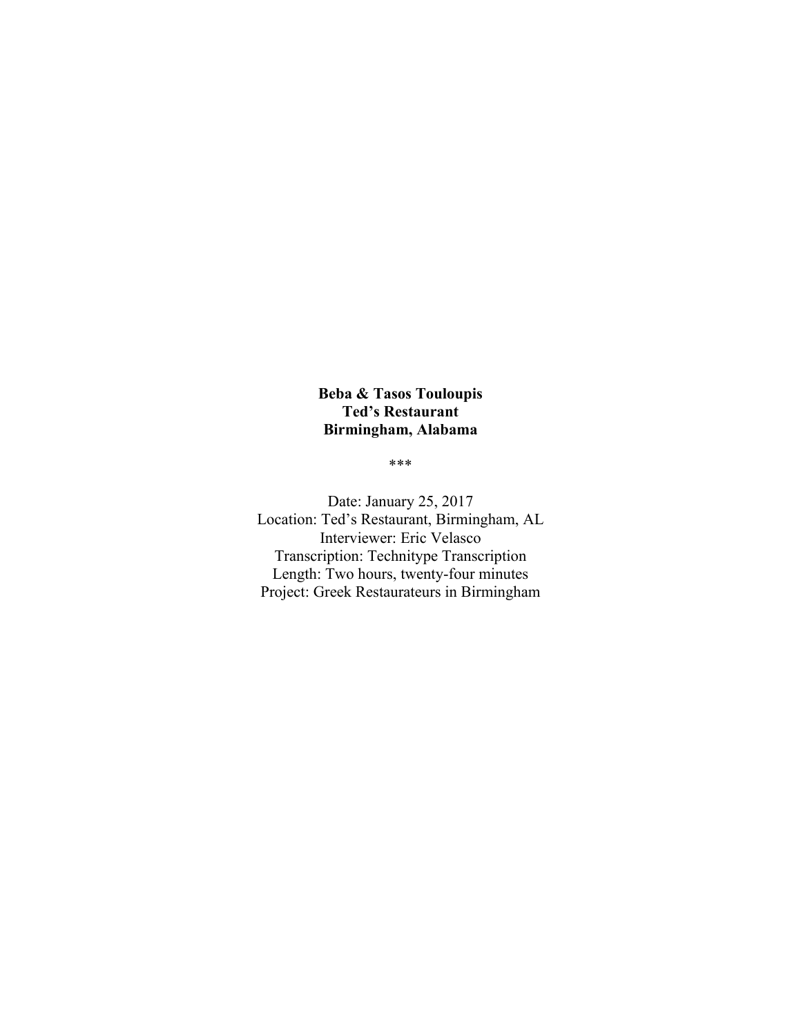**Beba & Tasos Touloupis**
**Ted's Restaurant**
**Birmingham, Alabama**

***

Date: January 25, 2017
Location: Ted's Restaurant, Birmingham, AL
Interviewer: Eric Velasco
Transcription: Technitype Transcription
Length: Two hours, twenty-four minutes
Project: Greek Restaurateurs in Birmingham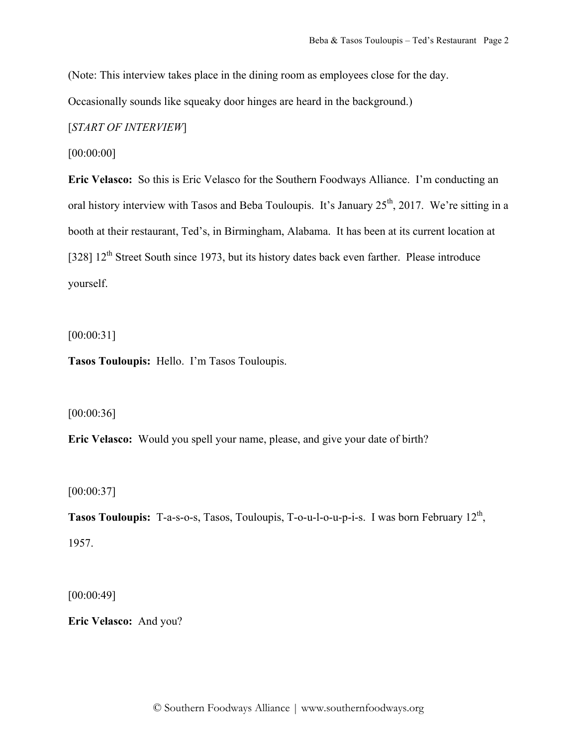(Note: This interview takes place in the dining room as employees close for the day. Occasionally sounds like squeaky door hinges are heard in the background.)

[*START OF INTERVIEW*]

[00:00:00]

**Eric Velasco:** So this is Eric Velasco for the Southern Foodways Alliance. I'm conducting an oral history interview with Tasos and Beba Touloupis. It's January 25th, 2017. We're sitting in a booth at their restaurant, Ted's, in Birmingham, Alabama. It has been at its current location at [328] 12th Street South since 1973, but its history dates back even farther. Please introduce yourself.

[00:00:31]

**Tasos Touloupis:** Hello. I'm Tasos Touloupis.

[00:00:36]

**Eric Velasco:** Would you spell your name, please, and give your date of birth?

[00:00:37]

**Tasos Touloupis:** T-a-s-o-s, Tasos, Touloupis, T-o-u-l-o-u-p-i-s. I was born February 12th, 1957.

[00:00:49]

**Eric Velasco:** And you?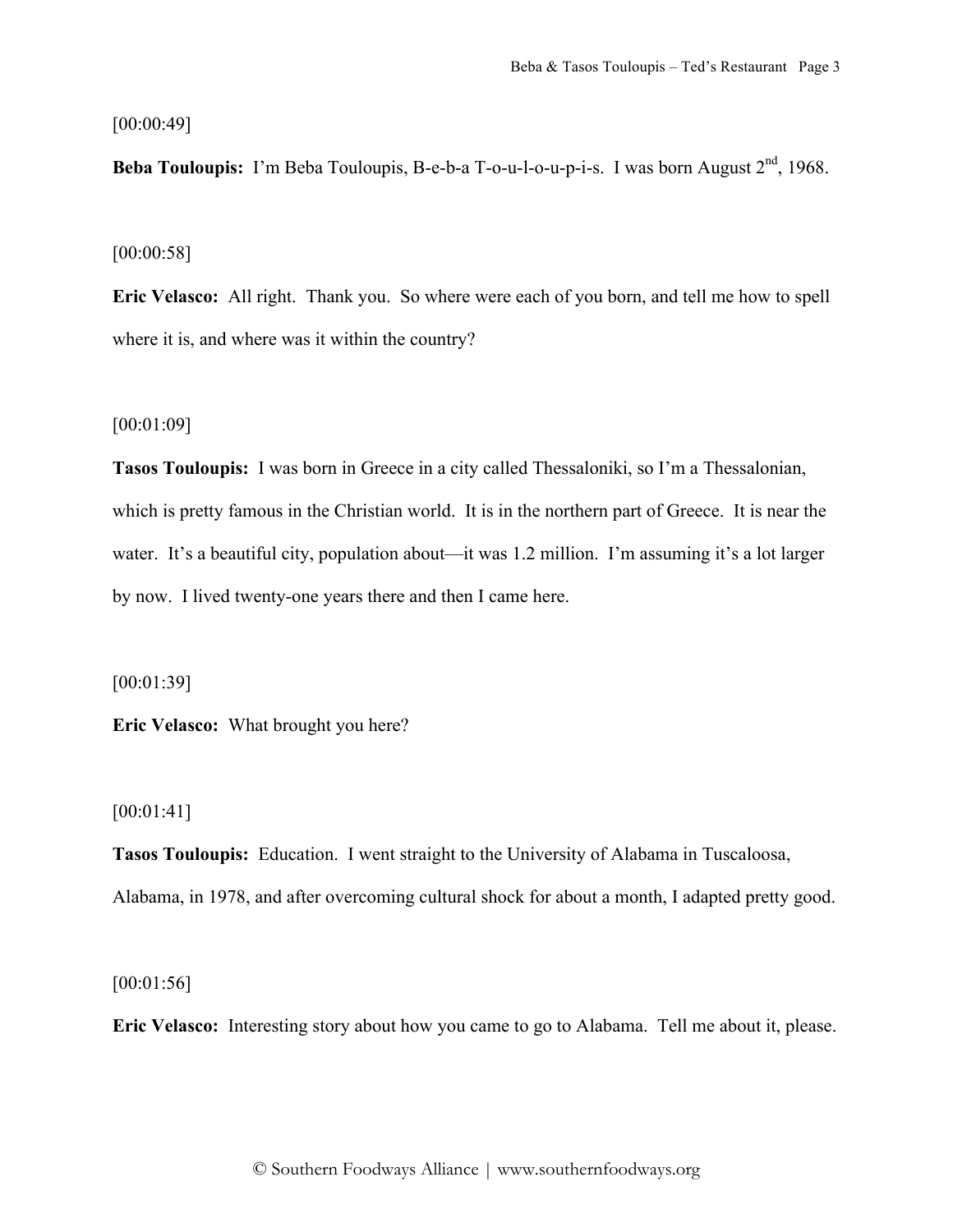[00:00:49]

**Beba Touloupis:** I'm Beba Touloupis, B-e-b-a T-o-u-l-o-u-p-i-s. I was born August 2nd, 1968.

[00:00:58]

**Eric Velasco:** All right. Thank you. So where were each of you born, and tell me how to spell where it is, and where was it within the country?

[00:01:09]

**Tasos Touloupis:** I was born in Greece in a city called Thessaloniki, so I'm a Thessalonian, which is pretty famous in the Christian world. It is in the northern part of Greece. It is near the water. It's a beautiful city, population about—it was 1.2 million. I'm assuming it's a lot larger by now. I lived twenty-one years there and then I came here.

[00:01:39]

**Eric Velasco:** What brought you here?

[00:01:41]

**Tasos Touloupis:** Education. I went straight to the University of Alabama in Tuscaloosa, Alabama, in 1978, and after overcoming cultural shock for about a month, I adapted pretty good.

[00:01:56]

**Eric Velasco:** Interesting story about how you came to go to Alabama. Tell me about it, please.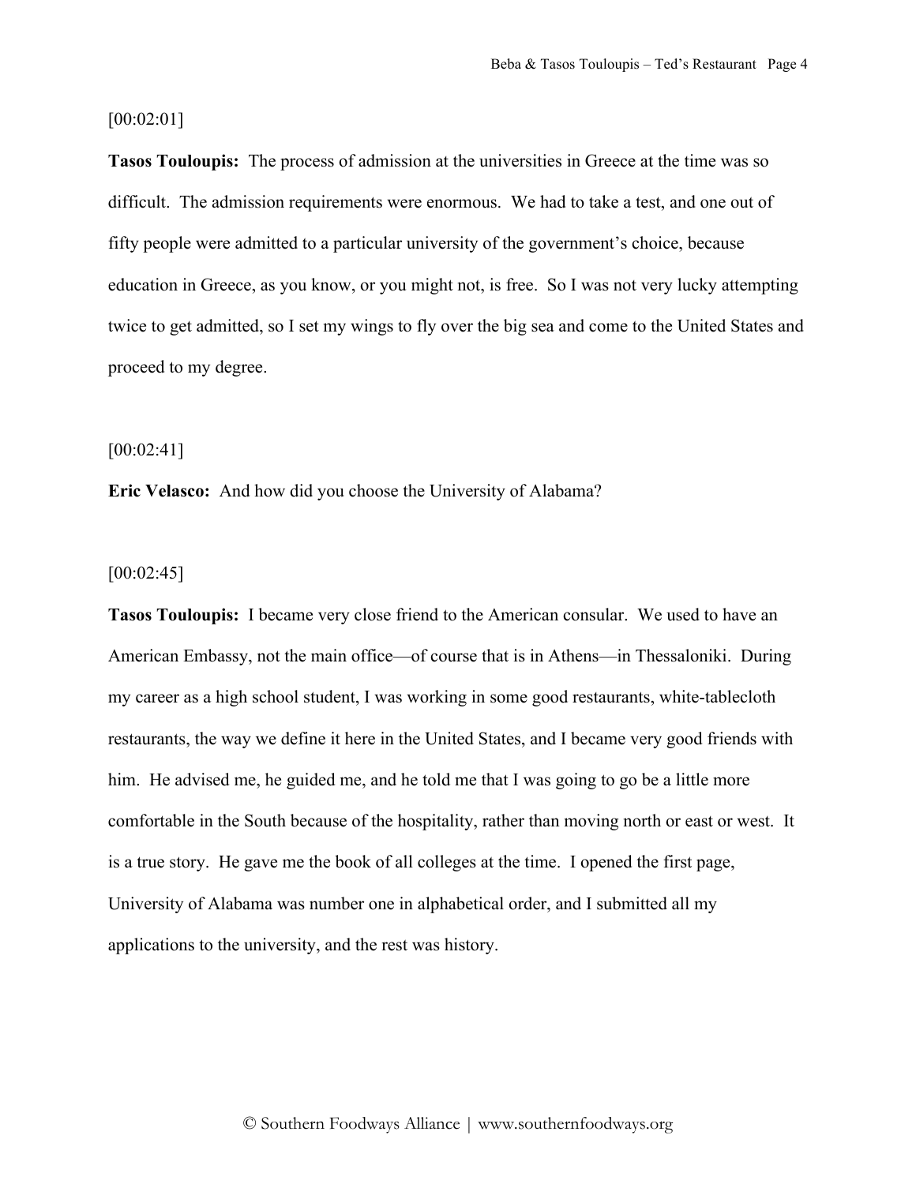[00:02:01]

**Tasos Touloupis:** The process of admission at the universities in Greece at the time was so difficult. The admission requirements were enormous. We had to take a test, and one out of fifty people were admitted to a particular university of the government's choice, because education in Greece, as you know, or you might not, is free. So I was not very lucky attempting twice to get admitted, so I set my wings to fly over the big sea and come to the United States and proceed to my degree.

[00:02:41]

**Eric Velasco:** And how did you choose the University of Alabama?

[00:02:45]

**Tasos Touloupis:** I became very close friend to the American consular. We used to have an American Embassy, not the main office—of course that is in Athens—in Thessaloniki. During my career as a high school student, I was working in some good restaurants, white-tablecloth restaurants, the way we define it here in the United States, and I became very good friends with him. He advised me, he guided me, and he told me that I was going to go be a little more comfortable in the South because of the hospitality, rather than moving north or east or west. It is a true story. He gave me the book of all colleges at the time. I opened the first page, University of Alabama was number one in alphabetical order, and I submitted all my applications to the university, and the rest was history.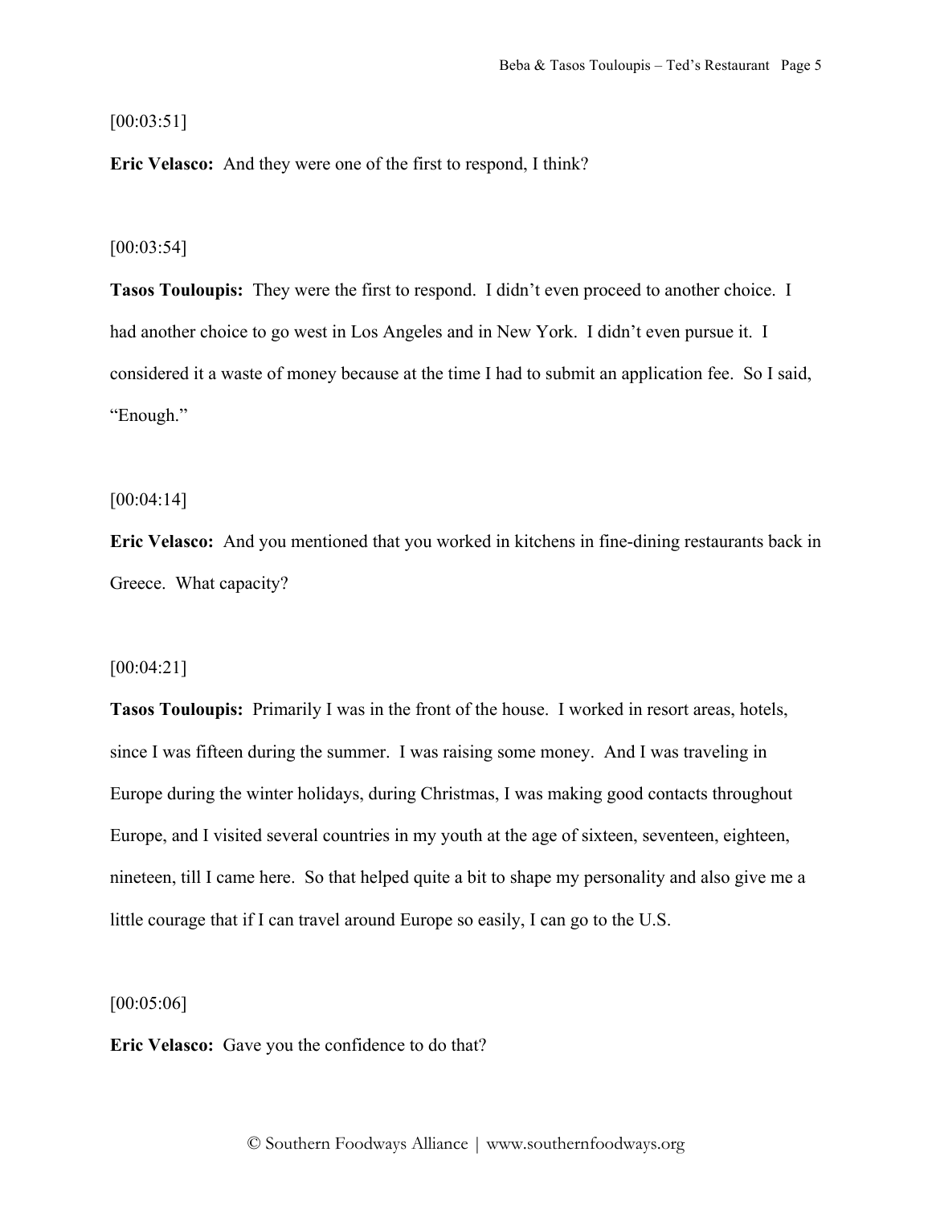[00:03:51]

**Eric Velasco:** And they were one of the first to respond, I think?

[00:03:54]

**Tasos Touloupis:** They were the first to respond. I didn't even proceed to another choice. I had another choice to go west in Los Angeles and in New York. I didn't even pursue it. I considered it a waste of money because at the time I had to submit an application fee. So I said, "Enough."

[00:04:14]

**Eric Velasco:** And you mentioned that you worked in kitchens in fine-dining restaurants back in Greece. What capacity?

[00:04:21]

**Tasos Touloupis:** Primarily I was in the front of the house. I worked in resort areas, hotels, since I was fifteen during the summer. I was raising some money. And I was traveling in Europe during the winter holidays, during Christmas, I was making good contacts throughout Europe, and I visited several countries in my youth at the age of sixteen, seventeen, eighteen, nineteen, till I came here. So that helped quite a bit to shape my personality and also give me a little courage that if I can travel around Europe so easily, I can go to the U.S.

[00:05:06]

**Eric Velasco:** Gave you the confidence to do that?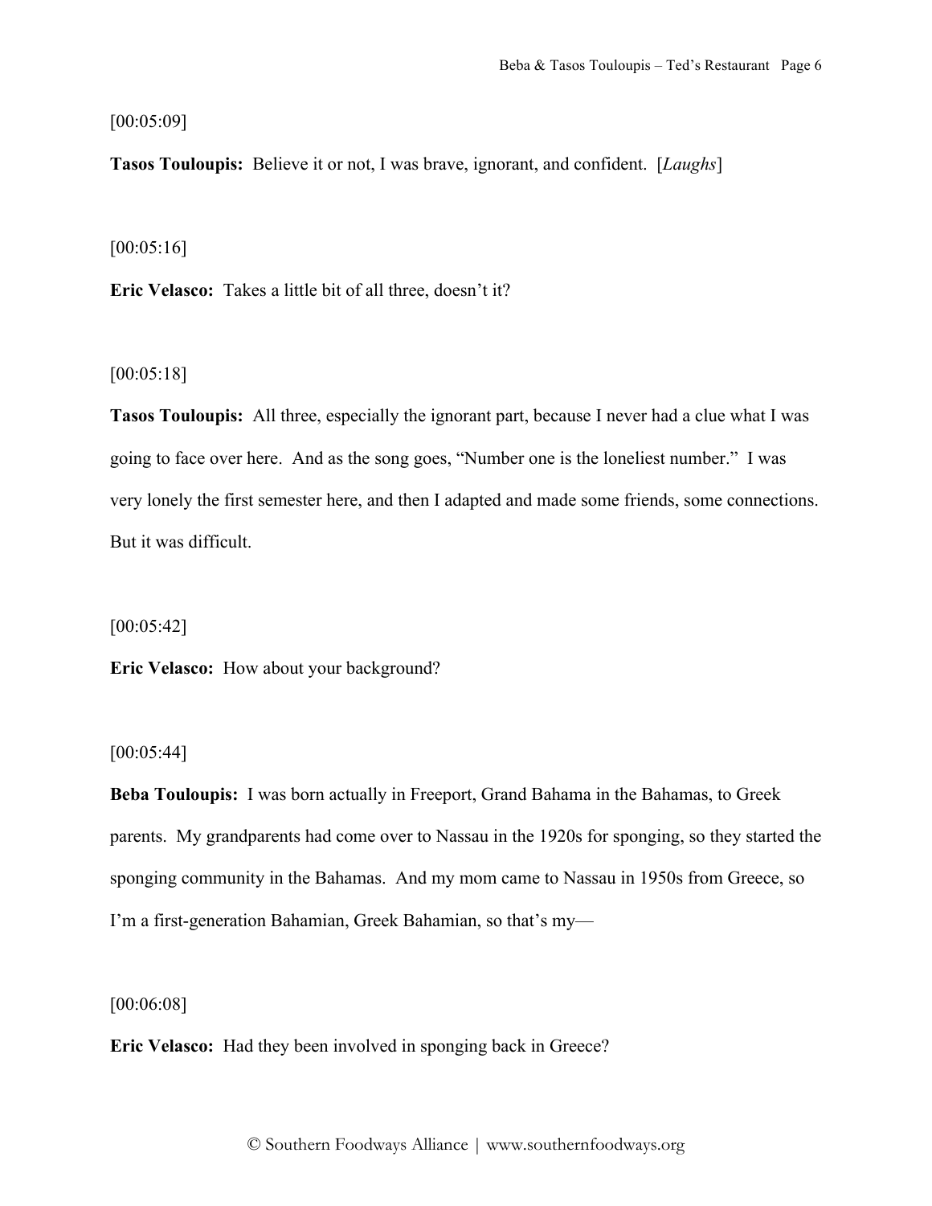[00:05:09]

**Tasos Touloupis:** Believe it or not, I was brave, ignorant, and confident. [*Laughs*]

[00:05:16]

**Eric Velasco:** Takes a little bit of all three, doesn't it?

[00:05:18]

**Tasos Touloupis:** All three, especially the ignorant part, because I never had a clue what I was going to face over here. And as the song goes, "Number one is the loneliest number." I was very lonely the first semester here, and then I adapted and made some friends, some connections. But it was difficult.

[00:05:42]

**Eric Velasco:** How about your background?

[00:05:44]

**Beba Touloupis:** I was born actually in Freeport, Grand Bahama in the Bahamas, to Greek parents. My grandparents had come over to Nassau in the 1920s for sponging, so they started the sponging community in the Bahamas. And my mom came to Nassau in 1950s from Greece, so I'm a first-generation Bahamian, Greek Bahamian, so that's my—

[00:06:08]

**Eric Velasco:** Had they been involved in sponging back in Greece?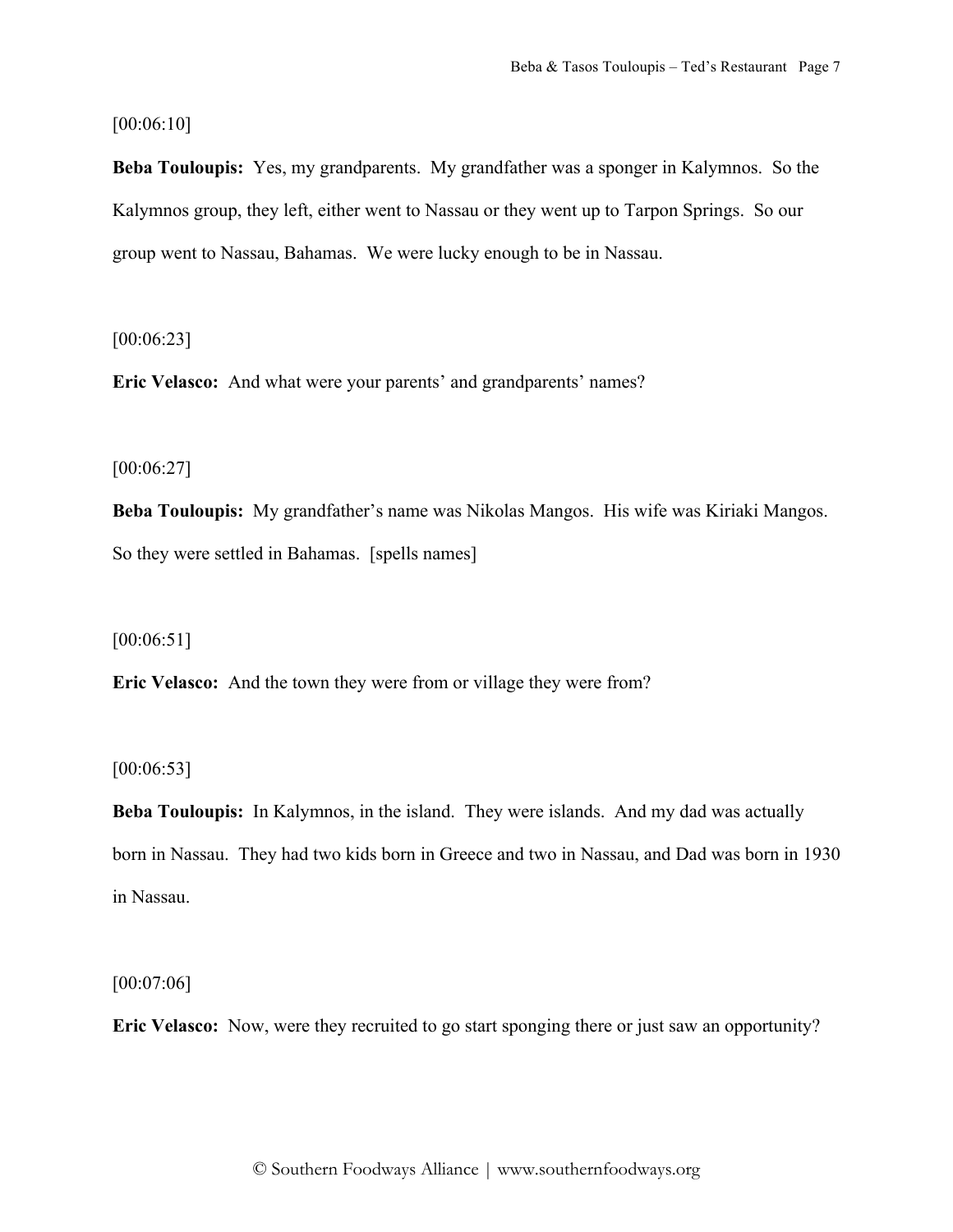[00:06:10]

**Beba Touloupis:** Yes, my grandparents. My grandfather was a sponger in Kalymnos. So the Kalymnos group, they left, either went to Nassau or they went up to Tarpon Springs. So our group went to Nassau, Bahamas. We were lucky enough to be in Nassau.

[00:06:23]

**Eric Velasco:** And what were your parents' and grandparents' names?

[00:06:27]

**Beba Touloupis:** My grandfather's name was Nikolas Mangos. His wife was Kiriaki Mangos. So they were settled in Bahamas. [spells names]

[00:06:51]

**Eric Velasco:** And the town they were from or village they were from?

[00:06:53]

**Beba Touloupis:** In Kalymnos, in the island. They were islands. And my dad was actually born in Nassau. They had two kids born in Greece and two in Nassau, and Dad was born in 1930 in Nassau.

[00:07:06]

**Eric Velasco:** Now, were they recruited to go start sponging there or just saw an opportunity?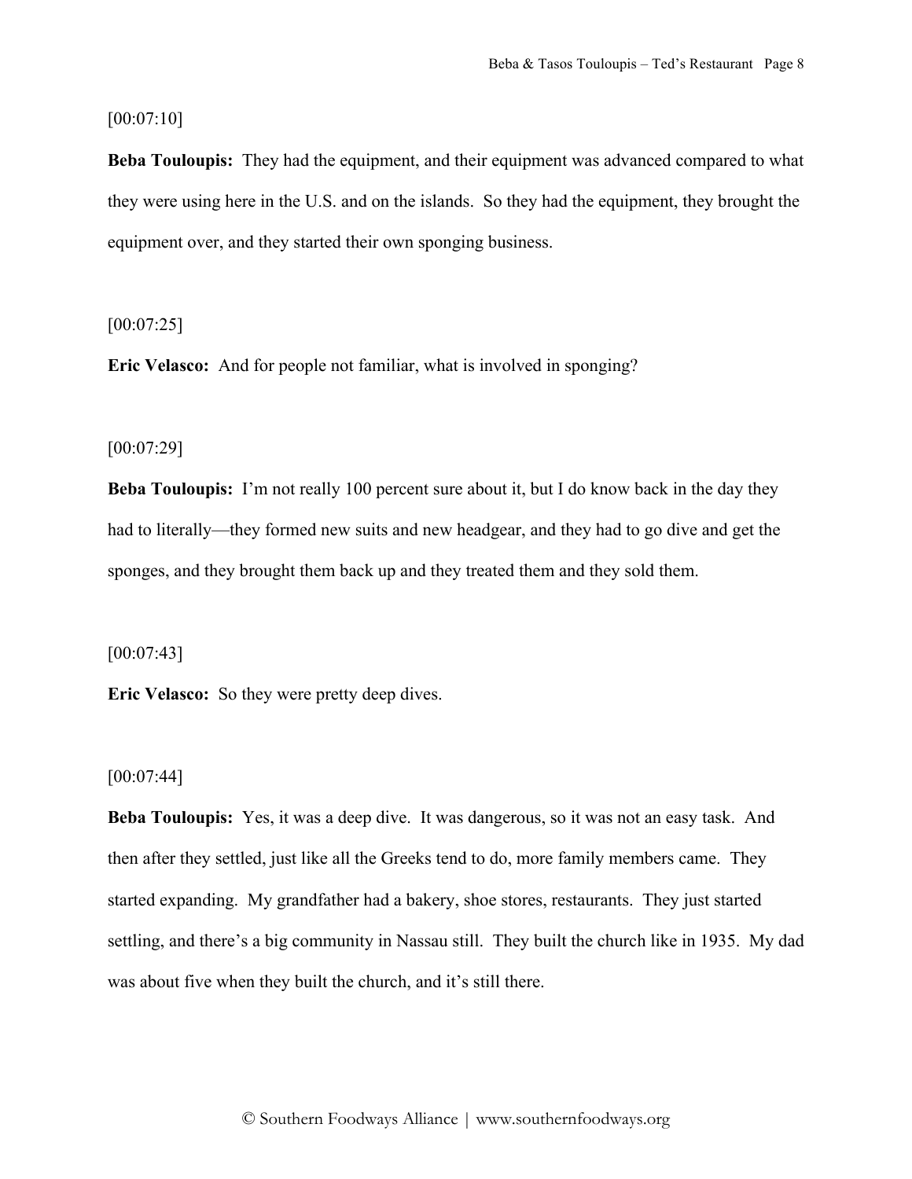[00:07:10]

**Beba Touloupis:** They had the equipment, and their equipment was advanced compared to what they were using here in the U.S. and on the islands. So they had the equipment, they brought the equipment over, and they started their own sponging business.

[00:07:25]

**Eric Velasco:** And for people not familiar, what is involved in sponging?

[00:07:29]

**Beba Touloupis:** I'm not really 100 percent sure about it, but I do know back in the day they had to literally—they formed new suits and new headgear, and they had to go dive and get the sponges, and they brought them back up and they treated them and they sold them.

[00:07:43]

**Eric Velasco:** So they were pretty deep dives.

[00:07:44]

**Beba Touloupis:** Yes, it was a deep dive. It was dangerous, so it was not an easy task. And then after they settled, just like all the Greeks tend to do, more family members came. They started expanding. My grandfather had a bakery, shoe stores, restaurants. They just started settling, and there's a big community in Nassau still. They built the church like in 1935. My dad was about five when they built the church, and it's still there.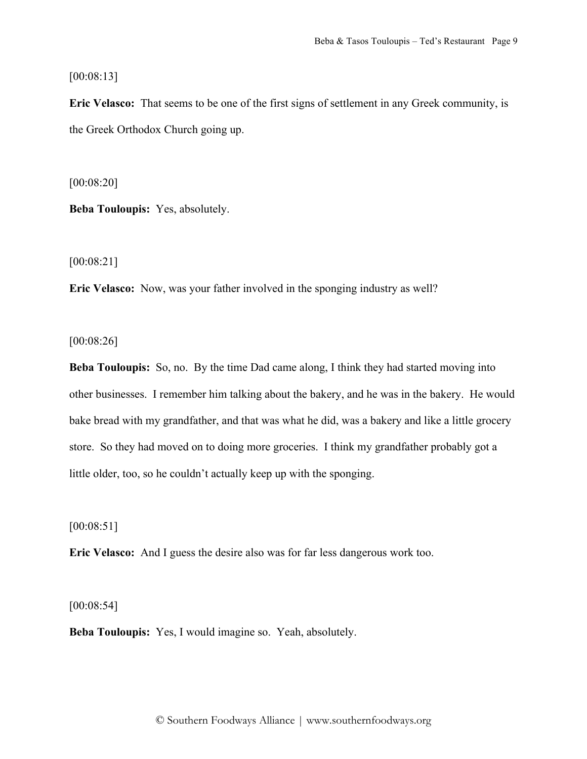[00:08:13]

**Eric Velasco:** That seems to be one of the first signs of settlement in any Greek community, is the Greek Orthodox Church going up.

[00:08:20]

**Beba Touloupis:** Yes, absolutely.

[00:08:21]

**Eric Velasco:** Now, was your father involved in the sponging industry as well?

[00:08:26]

**Beba Touloupis:** So, no. By the time Dad came along, I think they had started moving into other businesses. I remember him talking about the bakery, and he was in the bakery. He would bake bread with my grandfather, and that was what he did, was a bakery and like a little grocery store. So they had moved on to doing more groceries. I think my grandfather probably got a little older, too, so he couldn't actually keep up with the sponging.

[00:08:51]

**Eric Velasco:** And I guess the desire also was for far less dangerous work too.

[00:08:54]

**Beba Touloupis:** Yes, I would imagine so. Yeah, absolutely.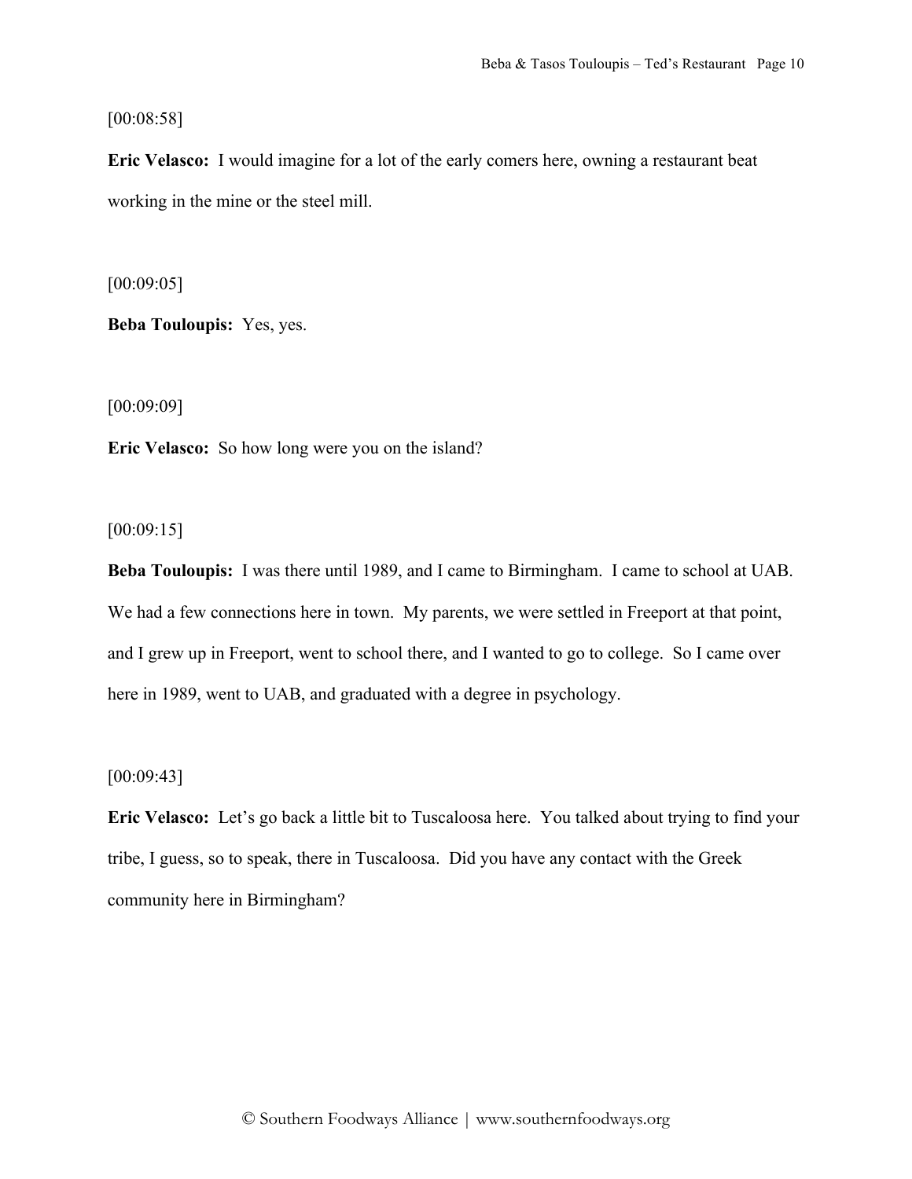[00:08:58]

**Eric Velasco:** I would imagine for a lot of the early comers here, owning a restaurant beat working in the mine or the steel mill.

[00:09:05]

**Beba Touloupis:** Yes, yes.

[00:09:09]

**Eric Velasco:** So how long were you on the island?

[00:09:15]

**Beba Touloupis:** I was there until 1989, and I came to Birmingham. I came to school at UAB. We had a few connections here in town. My parents, we were settled in Freeport at that point, and I grew up in Freeport, went to school there, and I wanted to go to college. So I came over here in 1989, went to UAB, and graduated with a degree in psychology.

[00:09:43]

**Eric Velasco:** Let's go back a little bit to Tuscaloosa here. You talked about trying to find your tribe, I guess, so to speak, there in Tuscaloosa. Did you have any contact with the Greek community here in Birmingham?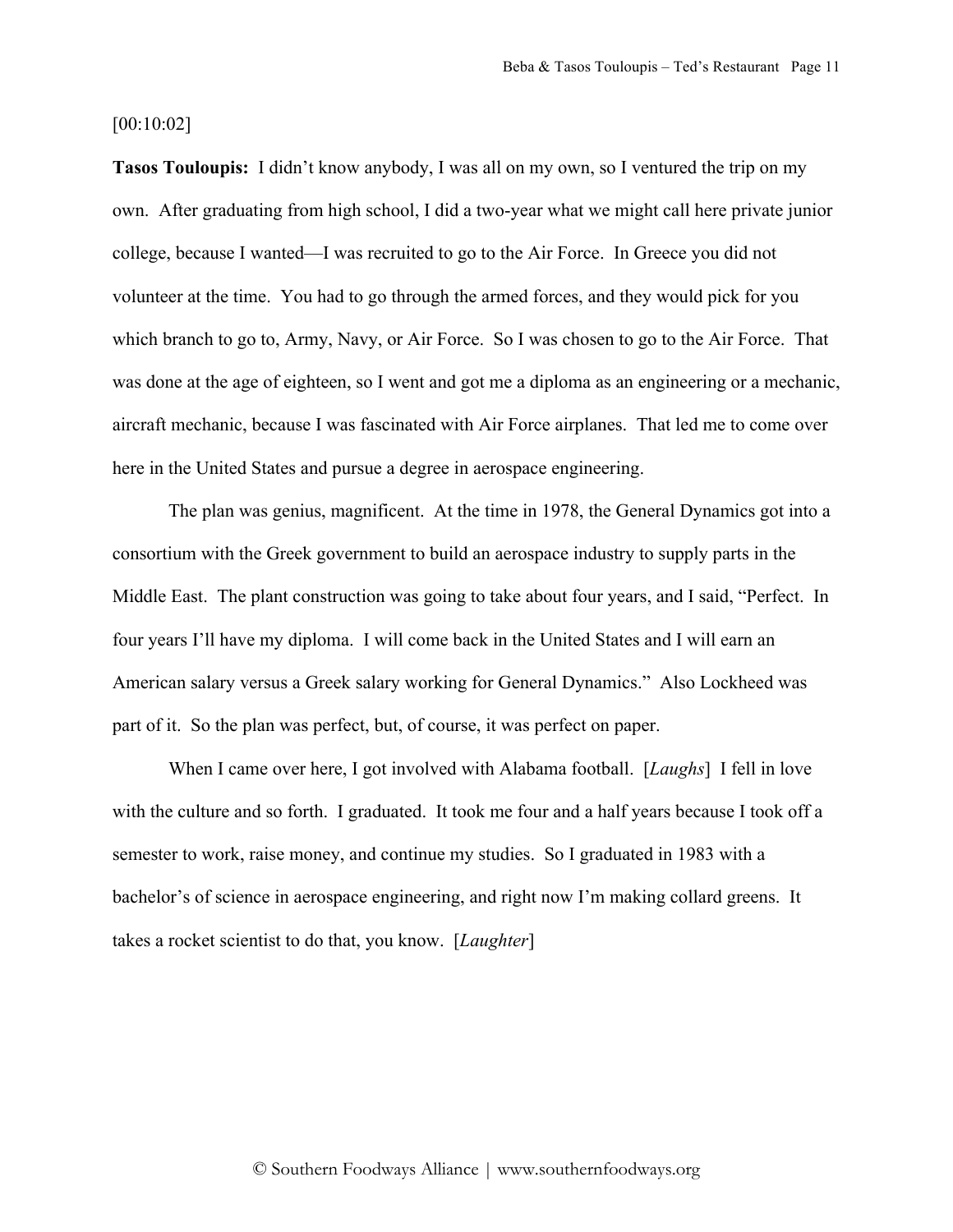[00:10:02]

**Tasos Touloupis:** I didn't know anybody, I was all on my own, so I ventured the trip on my own. After graduating from high school, I did a two-year what we might call here private junior college, because I wanted—I was recruited to go to the Air Force. In Greece you did not volunteer at the time. You had to go through the armed forces, and they would pick for you which branch to go to, Army, Navy, or Air Force. So I was chosen to go to the Air Force. That was done at the age of eighteen, so I went and got me a diploma as an engineering or a mechanic, aircraft mechanic, because I was fascinated with Air Force airplanes. That led me to come over here in the United States and pursue a degree in aerospace engineering.

The plan was genius, magnificent. At the time in 1978, the General Dynamics got into a consortium with the Greek government to build an aerospace industry to supply parts in the Middle East. The plant construction was going to take about four years, and I said, "Perfect. In four years I'll have my diploma. I will come back in the United States and I will earn an American salary versus a Greek salary working for General Dynamics." Also Lockheed was part of it. So the plan was perfect, but, of course, it was perfect on paper.

When I came over here, I got involved with Alabama football. [*Laughs*] I fell in love with the culture and so forth. I graduated. It took me four and a half years because I took off a semester to work, raise money, and continue my studies. So I graduated in 1983 with a bachelor's of science in aerospace engineering, and right now I'm making collard greens. It takes a rocket scientist to do that, you know. [*Laughter*]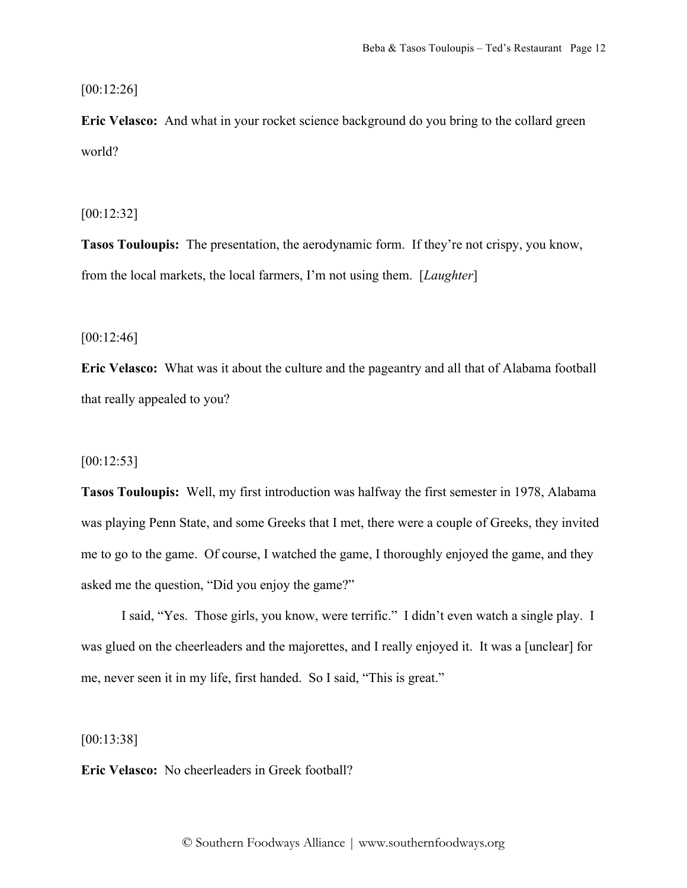[00:12:26]

**Eric Velasco:** And what in your rocket science background do you bring to the collard green world?

[00:12:32]

**Tasos Touloupis:** The presentation, the aerodynamic form. If they're not crispy, you know, from the local markets, the local farmers, I'm not using them. [*Laughter*]

[00:12:46]

**Eric Velasco:** What was it about the culture and the pageantry and all that of Alabama football that really appealed to you?

[00:12:53]

**Tasos Touloupis:** Well, my first introduction was halfway the first semester in 1978, Alabama was playing Penn State, and some Greeks that I met, there were a couple of Greeks, they invited me to go to the game. Of course, I watched the game, I thoroughly enjoyed the game, and they asked me the question, "Did you enjoy the game?"

I said, "Yes. Those girls, you know, were terrific." I didn't even watch a single play. I was glued on the cheerleaders and the majorettes, and I really enjoyed it. It was a [unclear] for me, never seen it in my life, first handed. So I said, "This is great."

[00:13:38]

**Eric Velasco:** No cheerleaders in Greek football?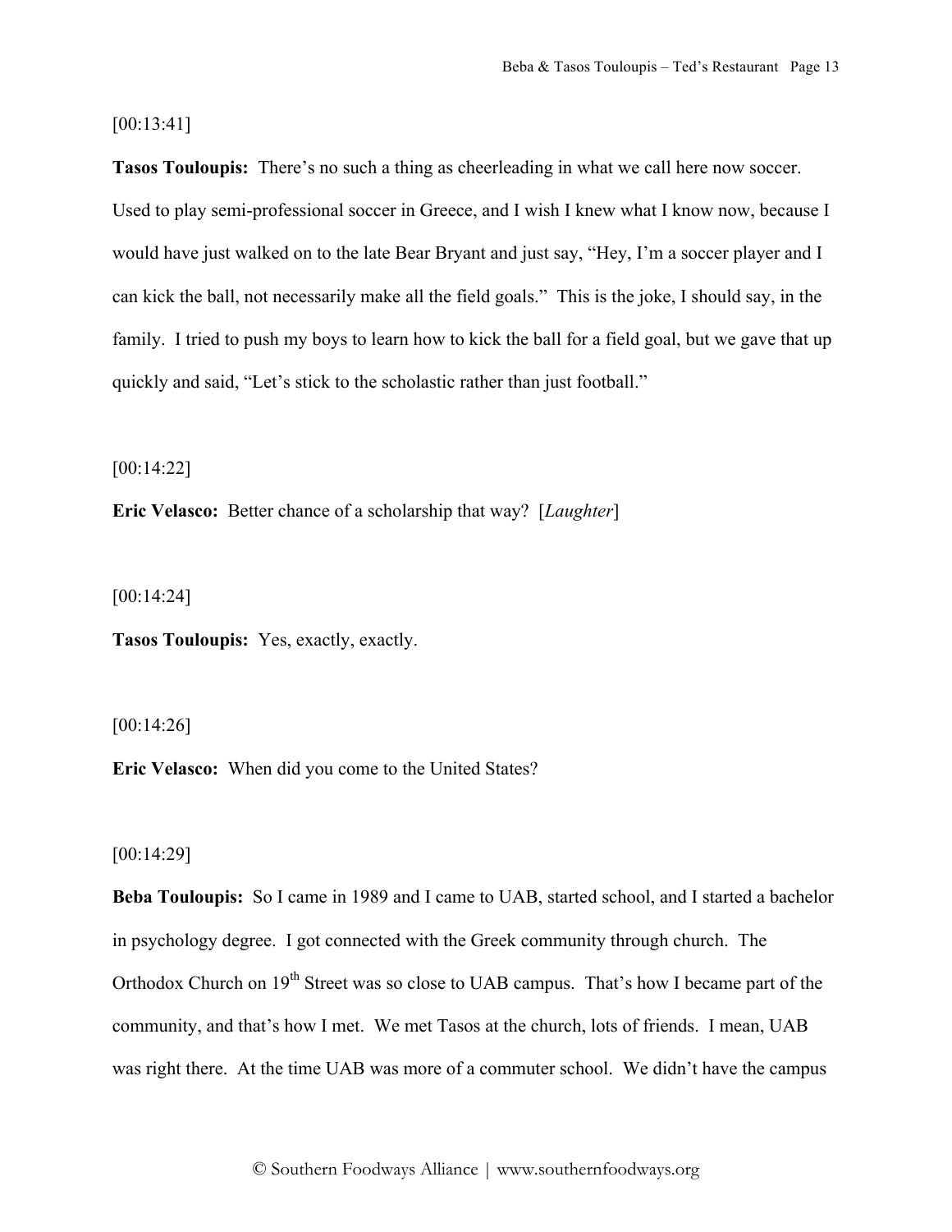[00:13:41]

**Tasos Touloupis:** There's no such a thing as cheerleading in what we call here now soccer. Used to play semi-professional soccer in Greece, and I wish I knew what I know now, because I would have just walked on to the late Bear Bryant and just say, "Hey, I'm a soccer player and I can kick the ball, not necessarily make all the field goals." This is the joke, I should say, in the family. I tried to push my boys to learn how to kick the ball for a field goal, but we gave that up quickly and said, "Let's stick to the scholastic rather than just football."

[00:14:22]

**Eric Velasco:** Better chance of a scholarship that way? [*Laughter*]

[00:14:24]

**Tasos Touloupis:** Yes, exactly, exactly.

[00:14:26]

**Eric Velasco:** When did you come to the United States?

[00:14:29]

**Beba Touloupis:** So I came in 1989 and I came to UAB, started school, and I started a bachelor in psychology degree. I got connected with the Greek community through church. The Orthodox Church on 19th Street was so close to UAB campus. That's how I became part of the community, and that's how I met. We met Tasos at the church, lots of friends. I mean, UAB was right there. At the time UAB was more of a commuter school. We didn't have the campus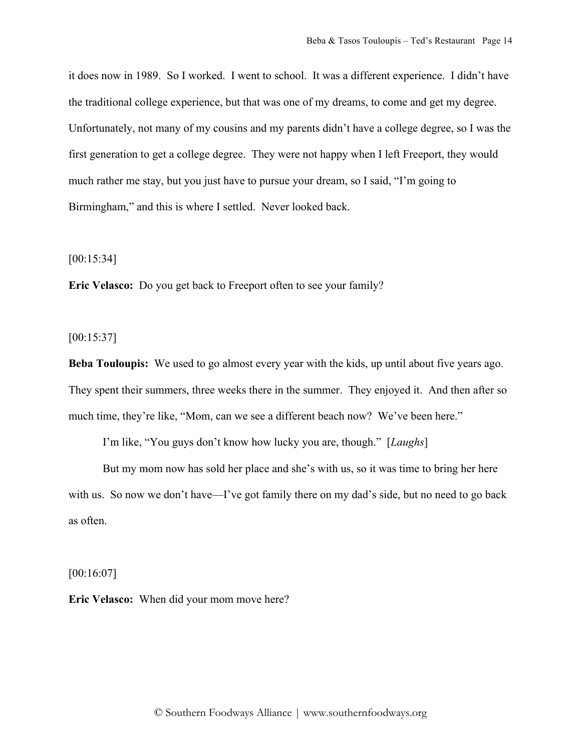it does now in 1989. So I worked. I went to school. It was a different experience. I didn't have the traditional college experience, but that was one of my dreams, to come and get my degree. Unfortunately, not many of my cousins and my parents didn't have a college degree, so I was the first generation to get a college degree. They were not happy when I left Freeport, they would much rather me stay, but you just have to pursue your dream, so I said, "I'm going to Birmingham," and this is where I settled. Never looked back.

[00:15:34]

**Eric Velasco:** Do you get back to Freeport often to see your family?

[00:15:37]

**Beba Touloupis:** We used to go almost every year with the kids, up until about five years ago. They spent their summers, three weeks there in the summer. They enjoyed it. And then after so much time, they're like, "Mom, can we see a different beach now? We've been here."

I'm like, "You guys don't know how lucky you are, though." [*Laughs*]

But my mom now has sold her place and she's with us, so it was time to bring her here with us. So now we don't have—I've got family there on my dad's side, but no need to go back as often.

[00:16:07]

**Eric Velasco:** When did your mom move here?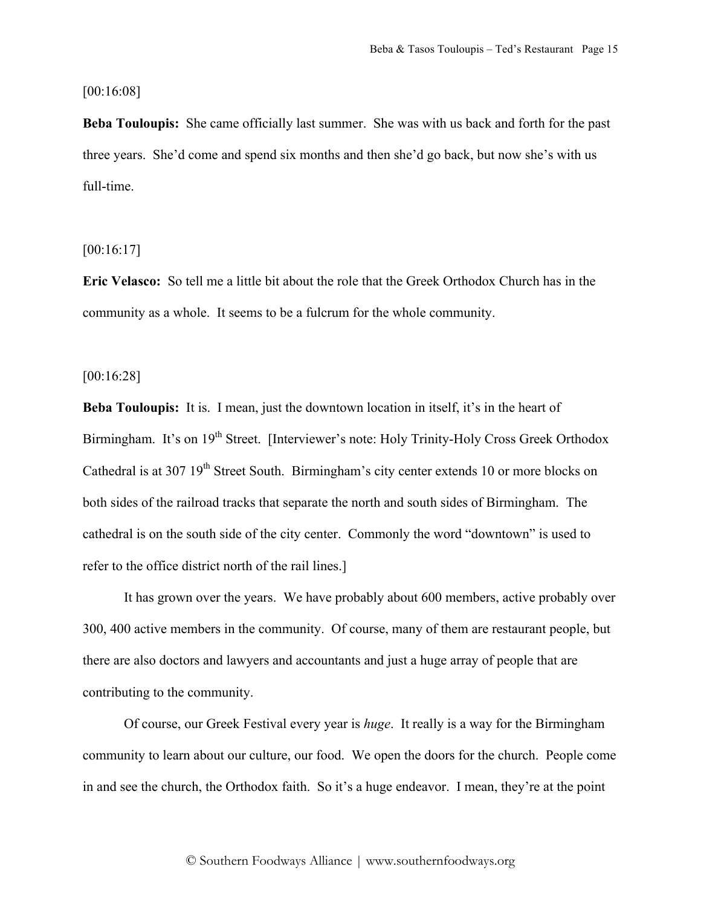[00:16:08]

**Beba Touloupis:** She came officially last summer. She was with us back and forth for the past three years. She'd come and spend six months and then she'd go back, but now she's with us full-time.

[00:16:17]

**Eric Velasco:** So tell me a little bit about the role that the Greek Orthodox Church has in the community as a whole. It seems to be a fulcrum for the whole community.

[00:16:28]

**Beba Touloupis:** It is. I mean, just the downtown location in itself, it's in the heart of Birmingham. It's on 19th Street. [Interviewer's note: Holy Trinity-Holy Cross Greek Orthodox Cathedral is at 307 19th Street South. Birmingham's city center extends 10 or more blocks on both sides of the railroad tracks that separate the north and south sides of Birmingham. The cathedral is on the south side of the city center. Commonly the word "downtown" is used to refer to the office district north of the rail lines.]

It has grown over the years. We have probably about 600 members, active probably over 300, 400 active members in the community. Of course, many of them are restaurant people, but there are also doctors and lawyers and accountants and just a huge array of people that are contributing to the community.

Of course, our Greek Festival every year is *huge*. It really is a way for the Birmingham community to learn about our culture, our food. We open the doors for the church. People come in and see the church, the Orthodox faith. So it's a huge endeavor. I mean, they're at the point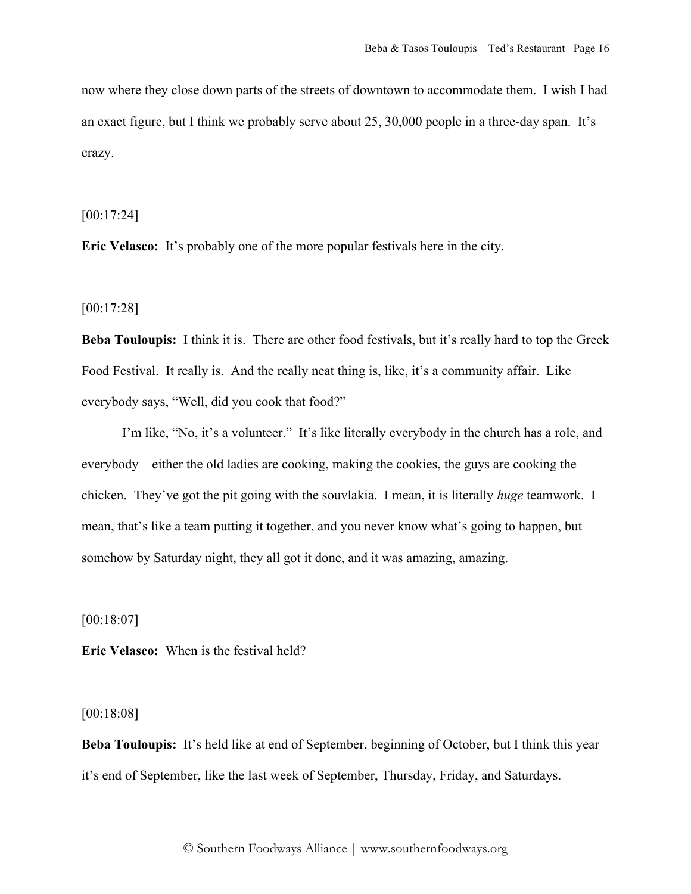now where they close down parts of the streets of downtown to accommodate them. I wish I had an exact figure, but I think we probably serve about 25, 30,000 people in a three-day span. It's crazy.

[00:17:24]

**Eric Velasco:** It's probably one of the more popular festivals here in the city.

[00:17:28]

**Beba Touloupis:** I think it is. There are other food festivals, but it's really hard to top the Greek Food Festival. It really is. And the really neat thing is, like, it's a community affair. Like everybody says, "Well, did you cook that food?"

I'm like, "No, it's a volunteer." It's like literally everybody in the church has a role, and everybody—either the old ladies are cooking, making the cookies, the guys are cooking the chicken. They've got the pit going with the souvlakia. I mean, it is literally *huge* teamwork. I mean, that's like a team putting it together, and you never know what's going to happen, but somehow by Saturday night, they all got it done, and it was amazing, amazing.

[00:18:07]

**Eric Velasco:** When is the festival held?

[00:18:08]

**Beba Touloupis:** It's held like at end of September, beginning of October, but I think this year it's end of September, like the last week of September, Thursday, Friday, and Saturdays.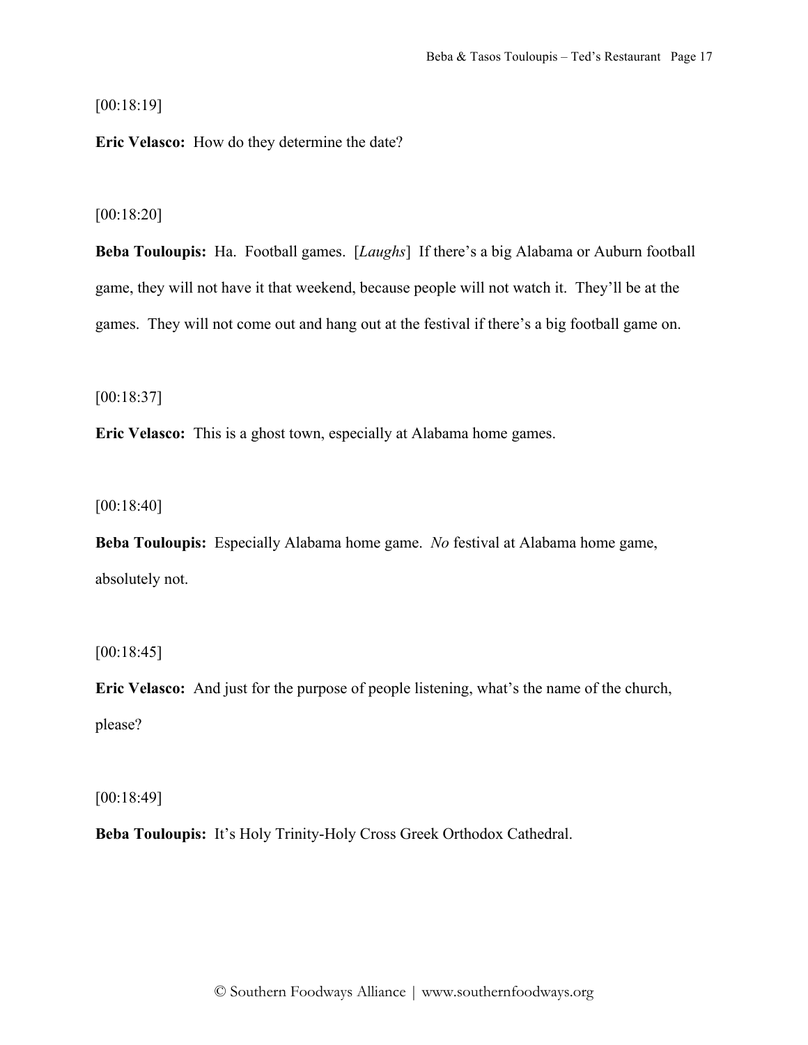[00:18:19]

**Eric Velasco:** How do they determine the date?

[00:18:20]

**Beba Touloupis:** Ha. Football games. [*Laughs*] If there's a big Alabama or Auburn football game, they will not have it that weekend, because people will not watch it. They'll be at the games. They will not come out and hang out at the festival if there's a big football game on.

[00:18:37]

**Eric Velasco:** This is a ghost town, especially at Alabama home games.

[00:18:40]

**Beba Touloupis:** Especially Alabama home game. *No* festival at Alabama home game, absolutely not.

[00:18:45]

**Eric Velasco:** And just for the purpose of people listening, what's the name of the church, please?

[00:18:49]

**Beba Touloupis:** It's Holy Trinity-Holy Cross Greek Orthodox Cathedral.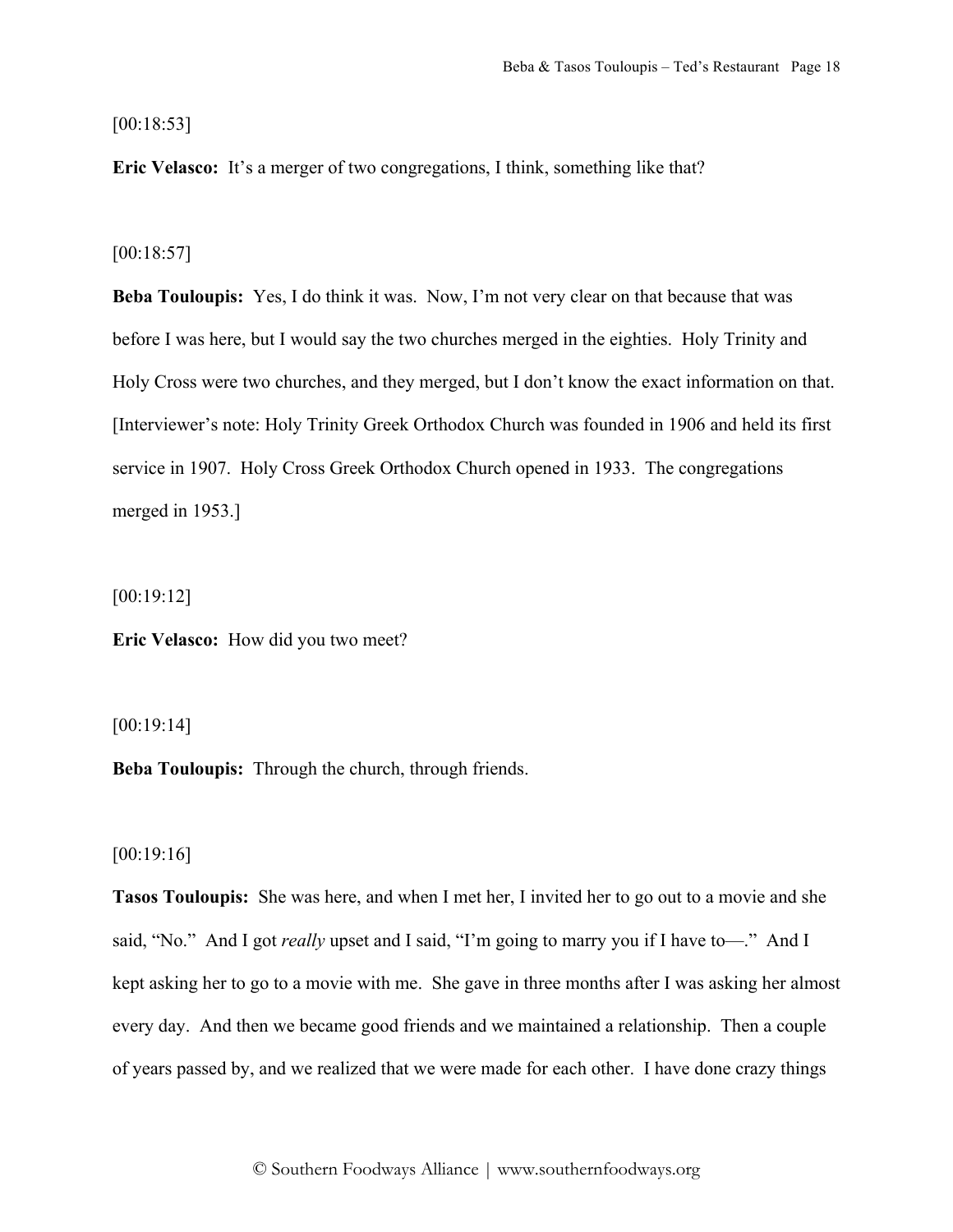[00:18:53]

**Eric Velasco:** It's a merger of two congregations, I think, something like that?

[00:18:57]

**Beba Touloupis:** Yes, I do think it was. Now, I'm not very clear on that because that was before I was here, but I would say the two churches merged in the eighties. Holy Trinity and Holy Cross were two churches, and they merged, but I don't know the exact information on that. [Interviewer's note: Holy Trinity Greek Orthodox Church was founded in 1906 and held its first service in 1907. Holy Cross Greek Orthodox Church opened in 1933. The congregations merged in 1953.]

[00:19:12]

**Eric Velasco:** How did you two meet?

[00:19:14]

**Beba Touloupis:** Through the church, through friends.

[00:19:16]

**Tasos Touloupis:** She was here, and when I met her, I invited her to go out to a movie and she said, "No." And I got *really* upset and I said, "I'm going to marry you if I have to—." And I kept asking her to go to a movie with me. She gave in three months after I was asking her almost every day. And then we became good friends and we maintained a relationship. Then a couple of years passed by, and we realized that we were made for each other. I have done crazy things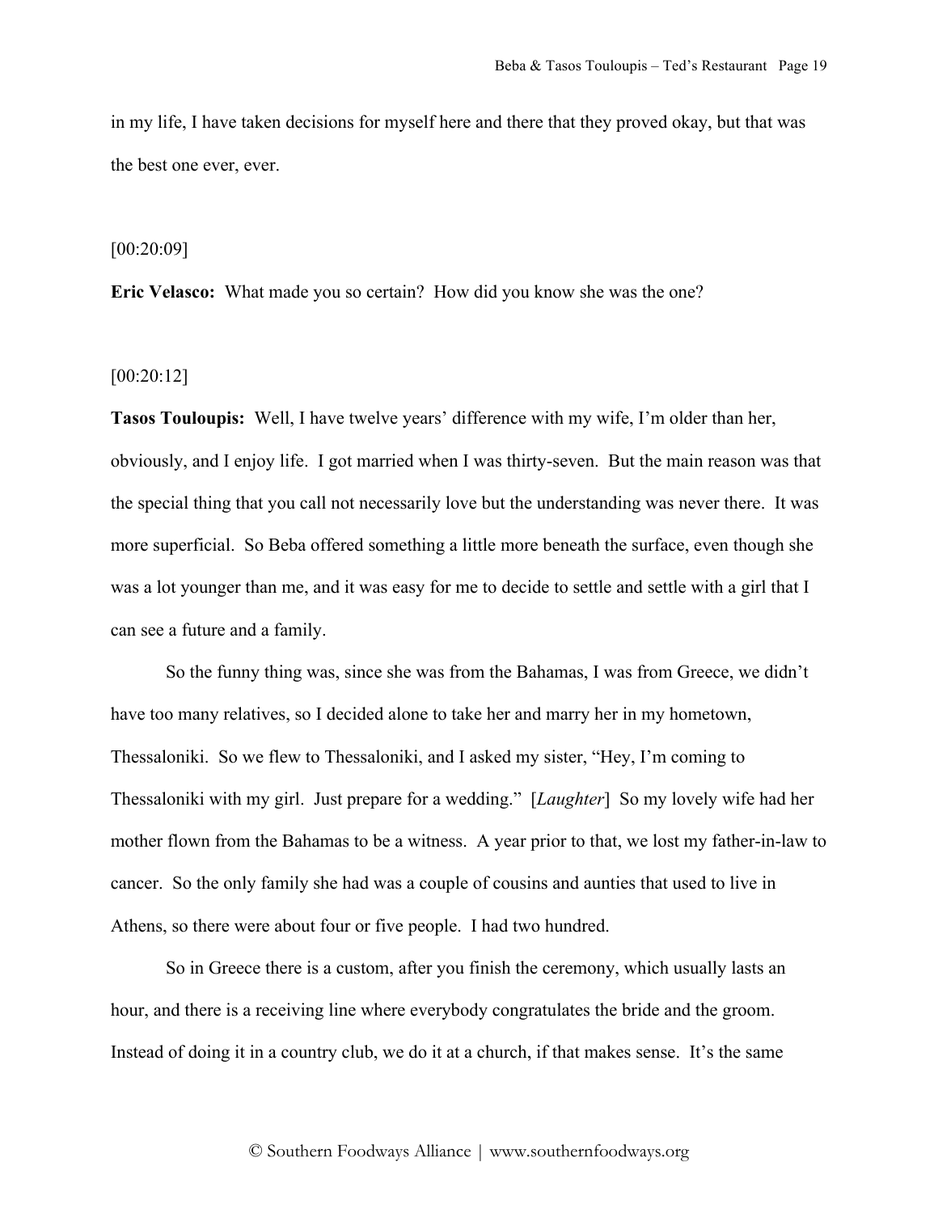in my life, I have taken decisions for myself here and there that they proved okay, but that was the best one ever, ever.

[00:20:09]

**Eric Velasco:** What made you so certain? How did you know she was the one?

[00:20:12]

**Tasos Touloupis:** Well, I have twelve years' difference with my wife, I'm older than her, obviously, and I enjoy life. I got married when I was thirty-seven. But the main reason was that the special thing that you call not necessarily love but the understanding was never there. It was more superficial. So Beba offered something a little more beneath the surface, even though she was a lot younger than me, and it was easy for me to decide to settle and settle with a girl that I can see a future and a family.

So the funny thing was, since she was from the Bahamas, I was from Greece, we didn't have too many relatives, so I decided alone to take her and marry her in my hometown, Thessaloniki. So we flew to Thessaloniki, and I asked my sister, "Hey, I'm coming to Thessaloniki with my girl. Just prepare for a wedding." [*Laughter*] So my lovely wife had her mother flown from the Bahamas to be a witness. A year prior to that, we lost my father-in-law to cancer. So the only family she had was a couple of cousins and aunties that used to live in Athens, so there were about four or five people. I had two hundred.

So in Greece there is a custom, after you finish the ceremony, which usually lasts an hour, and there is a receiving line where everybody congratulates the bride and the groom. Instead of doing it in a country club, we do it at a church, if that makes sense. It's the same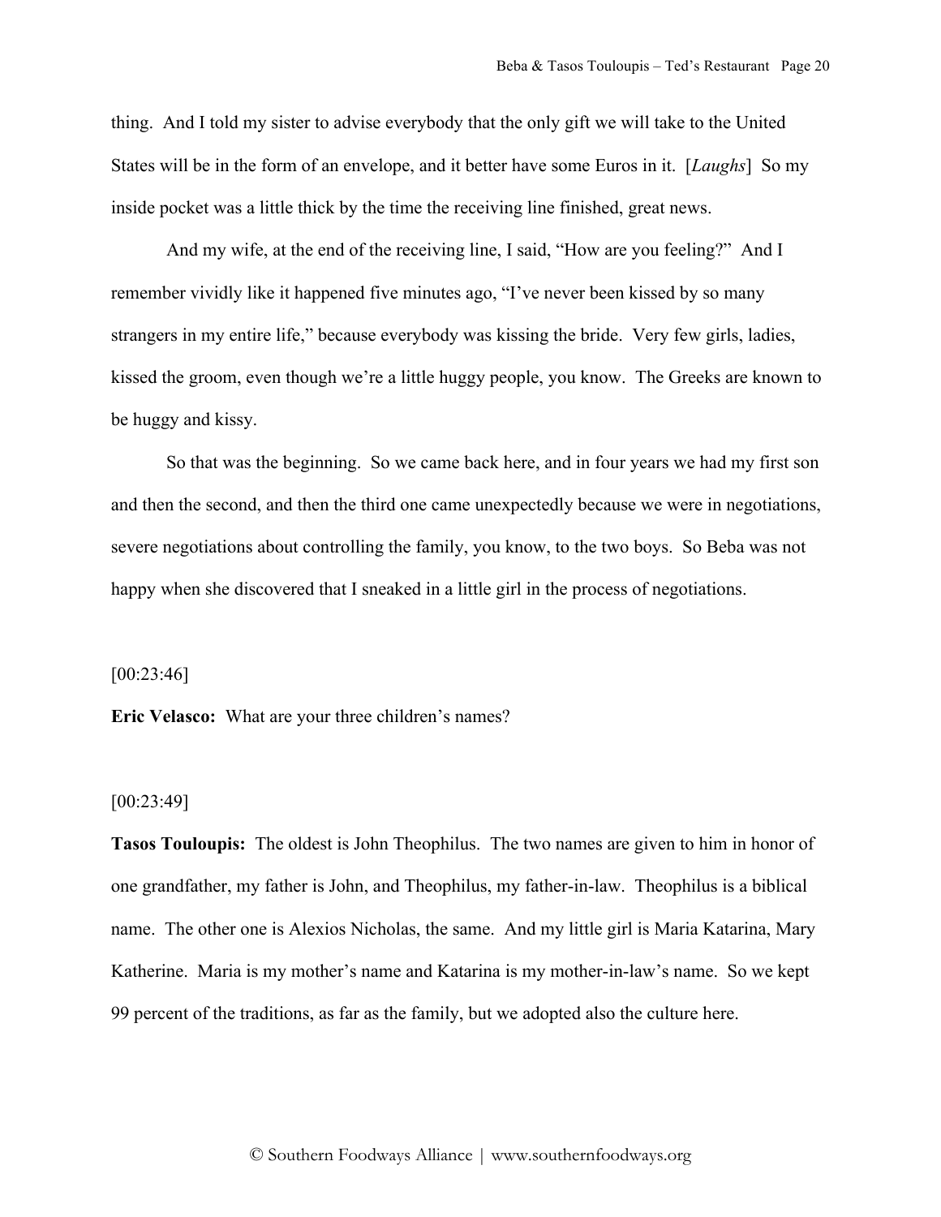thing. And I told my sister to advise everybody that the only gift we will take to the United States will be in the form of an envelope, and it better have some Euros in it. [*Laughs*] So my inside pocket was a little thick by the time the receiving line finished, great news.

And my wife, at the end of the receiving line, I said, "How are you feeling?" And I remember vividly like it happened five minutes ago, "I've never been kissed by so many strangers in my entire life," because everybody was kissing the bride. Very few girls, ladies, kissed the groom, even though we're a little huggy people, you know. The Greeks are known to be huggy and kissy.

So that was the beginning. So we came back here, and in four years we had my first son and then the second, and then the third one came unexpectedly because we were in negotiations, severe negotiations about controlling the family, you know, to the two boys. So Beba was not happy when she discovered that I sneaked in a little girl in the process of negotiations.

[00:23:46]

**Eric Velasco:** What are your three children's names?

[00:23:49]

**Tasos Touloupis:** The oldest is John Theophilus. The two names are given to him in honor of one grandfather, my father is John, and Theophilus, my father-in-law. Theophilus is a biblical name. The other one is Alexios Nicholas, the same. And my little girl is Maria Katarina, Mary Katherine. Maria is my mother's name and Katarina is my mother-in-law's name. So we kept 99 percent of the traditions, as far as the family, but we adopted also the culture here.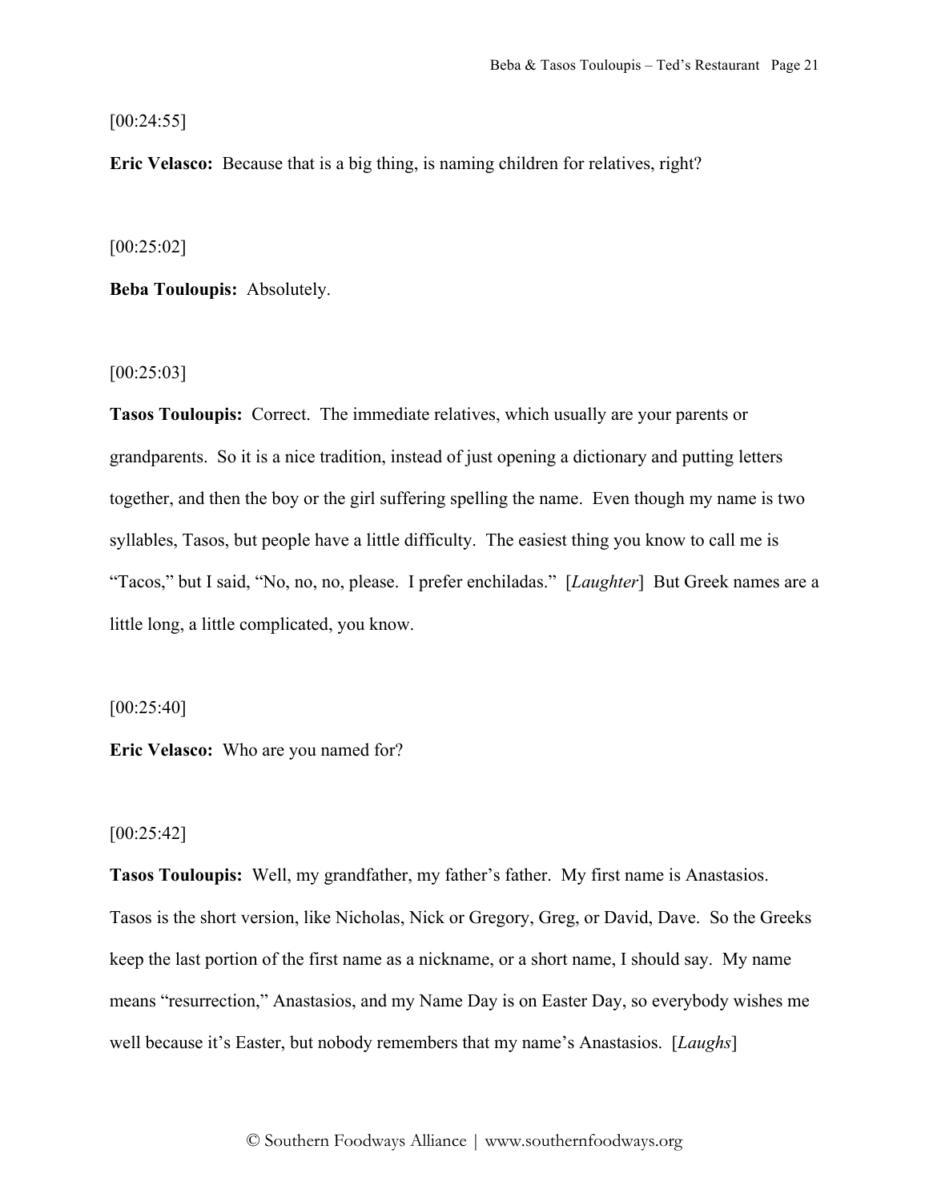[00:24:55]

**Eric Velasco:** Because that is a big thing, is naming children for relatives, right?

[00:25:02]

**Beba Touloupis:** Absolutely.

[00:25:03]

**Tasos Touloupis:** Correct. The immediate relatives, which usually are your parents or grandparents. So it is a nice tradition, instead of just opening a dictionary and putting letters together, and then the boy or the girl suffering spelling the name. Even though my name is two syllables, Tasos, but people have a little difficulty. The easiest thing you know to call me is "Tacos," but I said, "No, no, no, please. I prefer enchiladas." [*Laughter*] But Greek names are a little long, a little complicated, you know.

[00:25:40]

**Eric Velasco:** Who are you named for?

[00:25:42]

**Tasos Touloupis:** Well, my grandfather, my father's father. My first name is Anastasios. Tasos is the short version, like Nicholas, Nick or Gregory, Greg, or David, Dave. So the Greeks keep the last portion of the first name as a nickname, or a short name, I should say. My name means "resurrection," Anastasios, and my Name Day is on Easter Day, so everybody wishes me well because it's Easter, but nobody remembers that my name's Anastasios. [*Laughs*]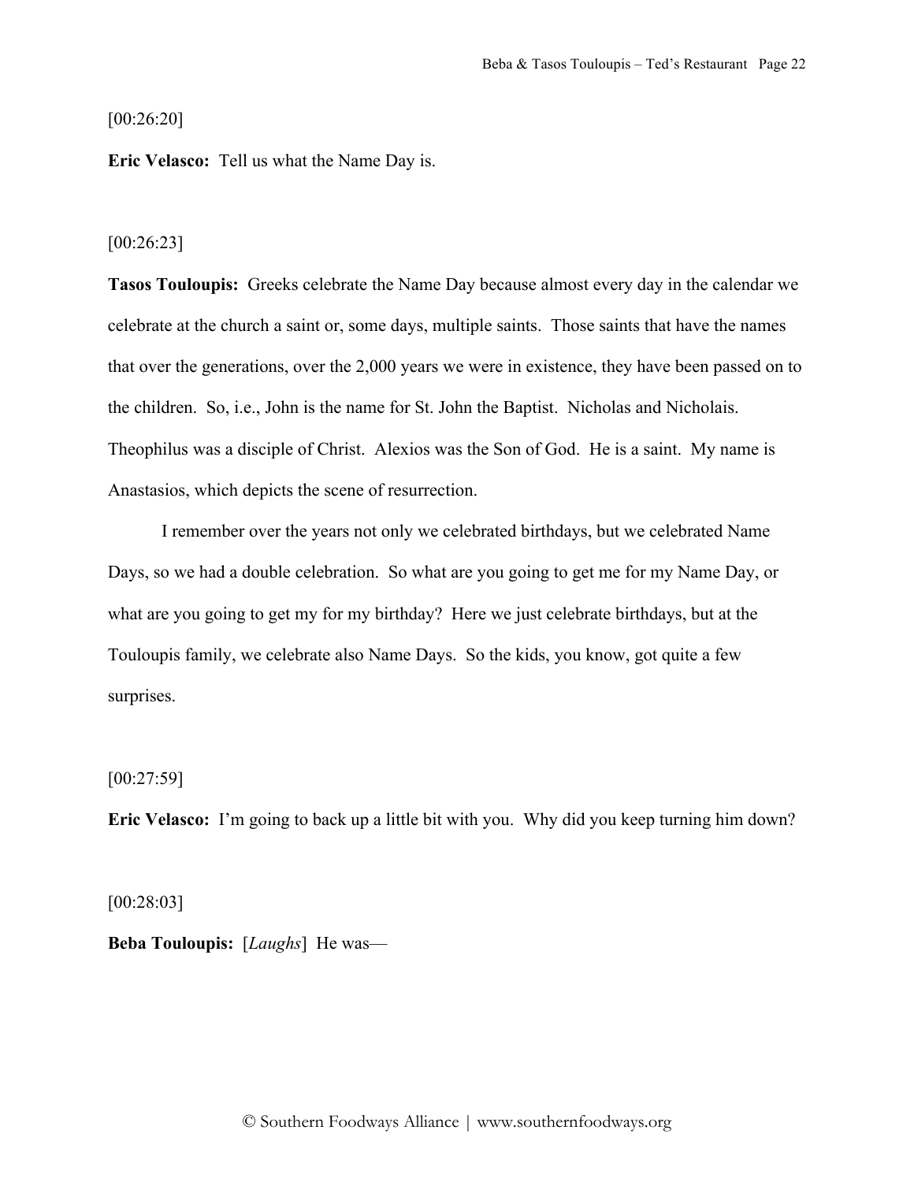[00:26:20]

**Eric Velasco:** Tell us what the Name Day is.

[00:26:23]

**Tasos Touloupis:** Greeks celebrate the Name Day because almost every day in the calendar we celebrate at the church a saint or, some days, multiple saints. Those saints that have the names that over the generations, over the 2,000 years we were in existence, they have been passed on to the children. So, i.e., John is the name for St. John the Baptist. Nicholas and Nicholais. Theophilus was a disciple of Christ. Alexios was the Son of God. He is a saint. My name is Anastasios, which depicts the scene of resurrection.

I remember over the years not only we celebrated birthdays, but we celebrated Name Days, so we had a double celebration. So what are you going to get me for my Name Day, or what are you going to get my for my birthday? Here we just celebrate birthdays, but at the Touloupis family, we celebrate also Name Days. So the kids, you know, got quite a few surprises.

[00:27:59]

**Eric Velasco:** I'm going to back up a little bit with you. Why did you keep turning him down?

[00:28:03]

**Beba Touloupis:** [*Laughs*] He was—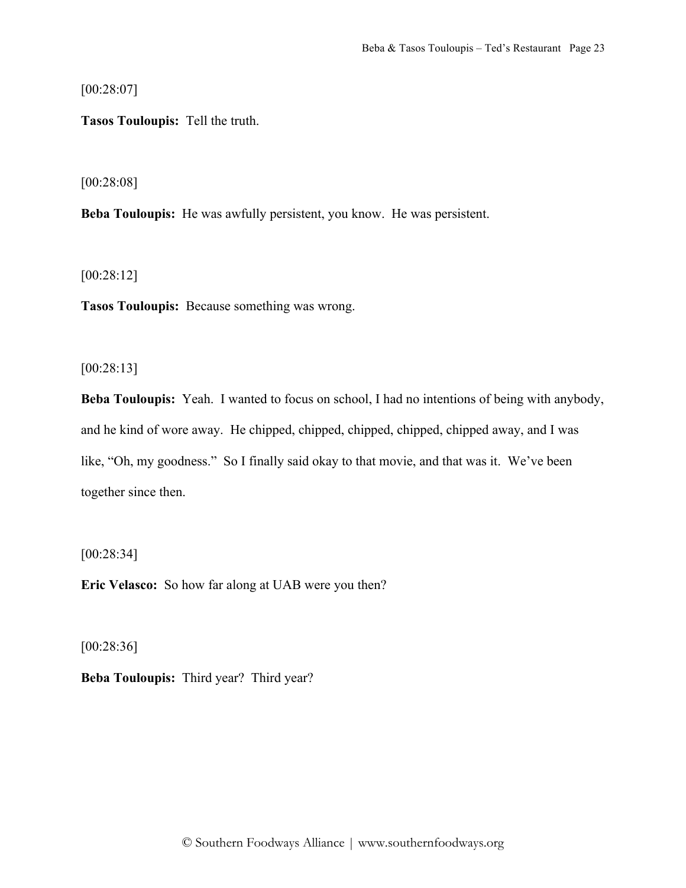[00:28:07]

**Tasos Touloupis:** Tell the truth.

[00:28:08]

**Beba Touloupis:** He was awfully persistent, you know. He was persistent.

[00:28:12]

**Tasos Touloupis:** Because something was wrong.

[00:28:13]

**Beba Touloupis:** Yeah. I wanted to focus on school, I had no intentions of being with anybody, and he kind of wore away. He chipped, chipped, chipped, chipped, chipped away, and I was like, "Oh, my goodness." So I finally said okay to that movie, and that was it. We've been together since then.

[00:28:34]

**Eric Velasco:** So how far along at UAB were you then?

[00:28:36]

**Beba Touloupis:** Third year? Third year?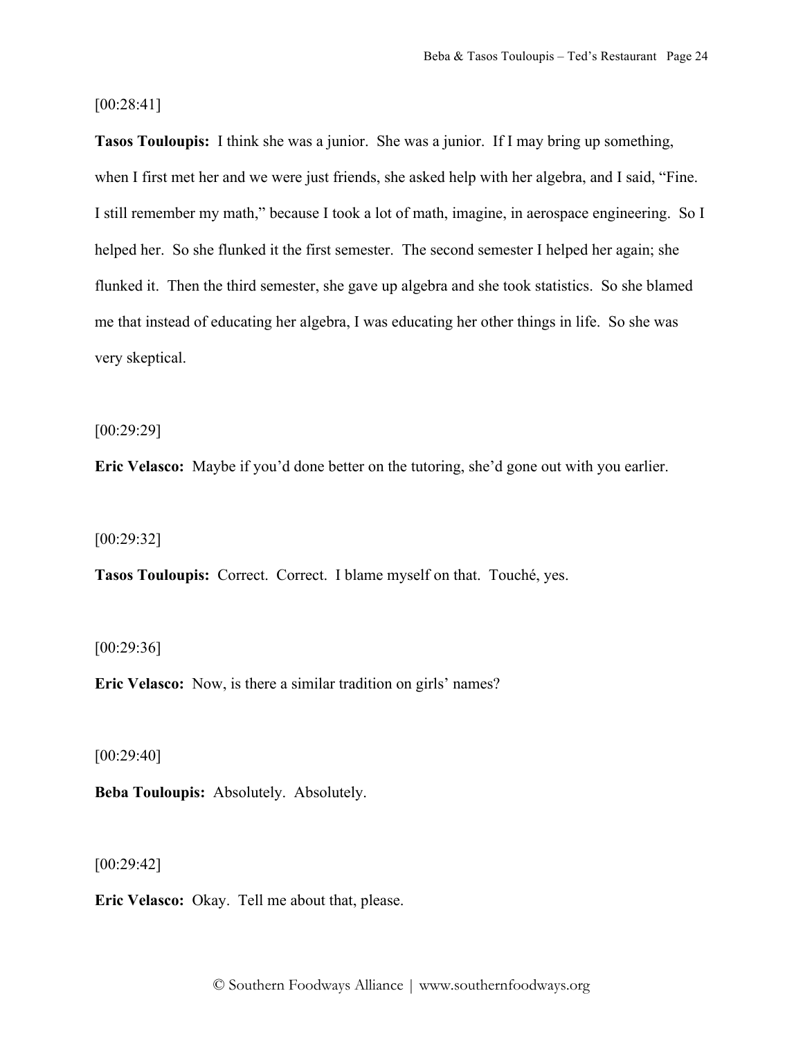[00:28:41]

**Tasos Touloupis:** I think she was a junior. She was a junior. If I may bring up something, when I first met her and we were just friends, she asked help with her algebra, and I said, "Fine. I still remember my math," because I took a lot of math, imagine, in aerospace engineering. So I helped her. So she flunked it the first semester. The second semester I helped her again; she flunked it. Then the third semester, she gave up algebra and she took statistics. So she blamed me that instead of educating her algebra, I was educating her other things in life. So she was very skeptical.

[00:29:29]

**Eric Velasco:** Maybe if you'd done better on the tutoring, she'd gone out with you earlier.

[00:29:32]

**Tasos Touloupis:** Correct. Correct. I blame myself on that. Touché, yes.

[00:29:36]

**Eric Velasco:** Now, is there a similar tradition on girls' names?

[00:29:40]

**Beba Touloupis:** Absolutely. Absolutely.

[00:29:42]

**Eric Velasco:** Okay. Tell me about that, please.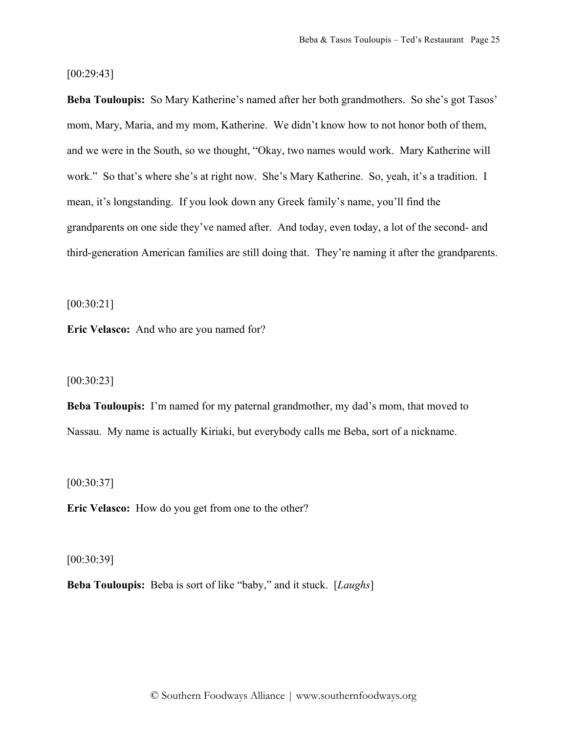[00:29:43]

**Beba Touloupis:** So Mary Katherine's named after her both grandmothers. So she's got Tasos' mom, Mary, Maria, and my mom, Katherine. We didn't know how to not honor both of them, and we were in the South, so we thought, "Okay, two names would work. Mary Katherine will work." So that's where she's at right now. She's Mary Katherine. So, yeah, it's a tradition. I mean, it's longstanding. If you look down any Greek family's name, you'll find the grandparents on one side they've named after. And today, even today, a lot of the second- and third-generation American families are still doing that. They're naming it after the grandparents.

[00:30:21]

**Eric Velasco:** And who are you named for?

[00:30:23]

**Beba Touloupis:** I'm named for my paternal grandmother, my dad's mom, that moved to Nassau. My name is actually Kiriaki, but everybody calls me Beba, sort of a nickname.

[00:30:37]

**Eric Velasco:** How do you get from one to the other?

[00:30:39]

**Beba Touloupis:** Beba is sort of like "baby," and it stuck. [*Laughs*]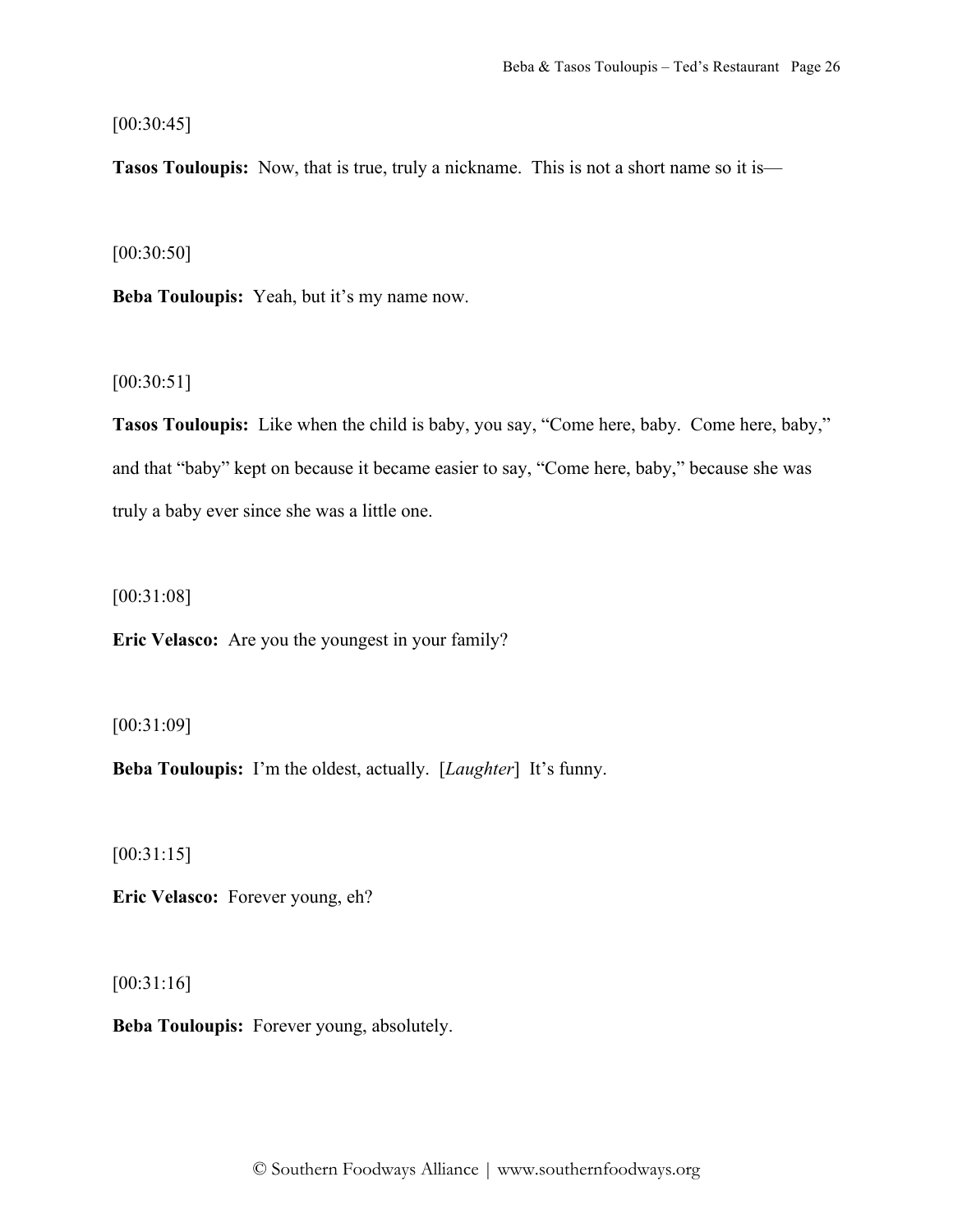[00:30:45]

**Tasos Touloupis:** Now, that is true, truly a nickname. This is not a short name so it is—

[00:30:50]

**Beba Touloupis:** Yeah, but it's my name now.

[00:30:51]

**Tasos Touloupis:** Like when the child is baby, you say, "Come here, baby. Come here, baby," and that "baby" kept on because it became easier to say, "Come here, baby," because she was truly a baby ever since she was a little one.

[00:31:08]

**Eric Velasco:** Are you the youngest in your family?

[00:31:09]

**Beba Touloupis:** I'm the oldest, actually. [*Laughter*] It's funny.

[00:31:15]

**Eric Velasco:** Forever young, eh?

[00:31:16]

**Beba Touloupis:** Forever young, absolutely.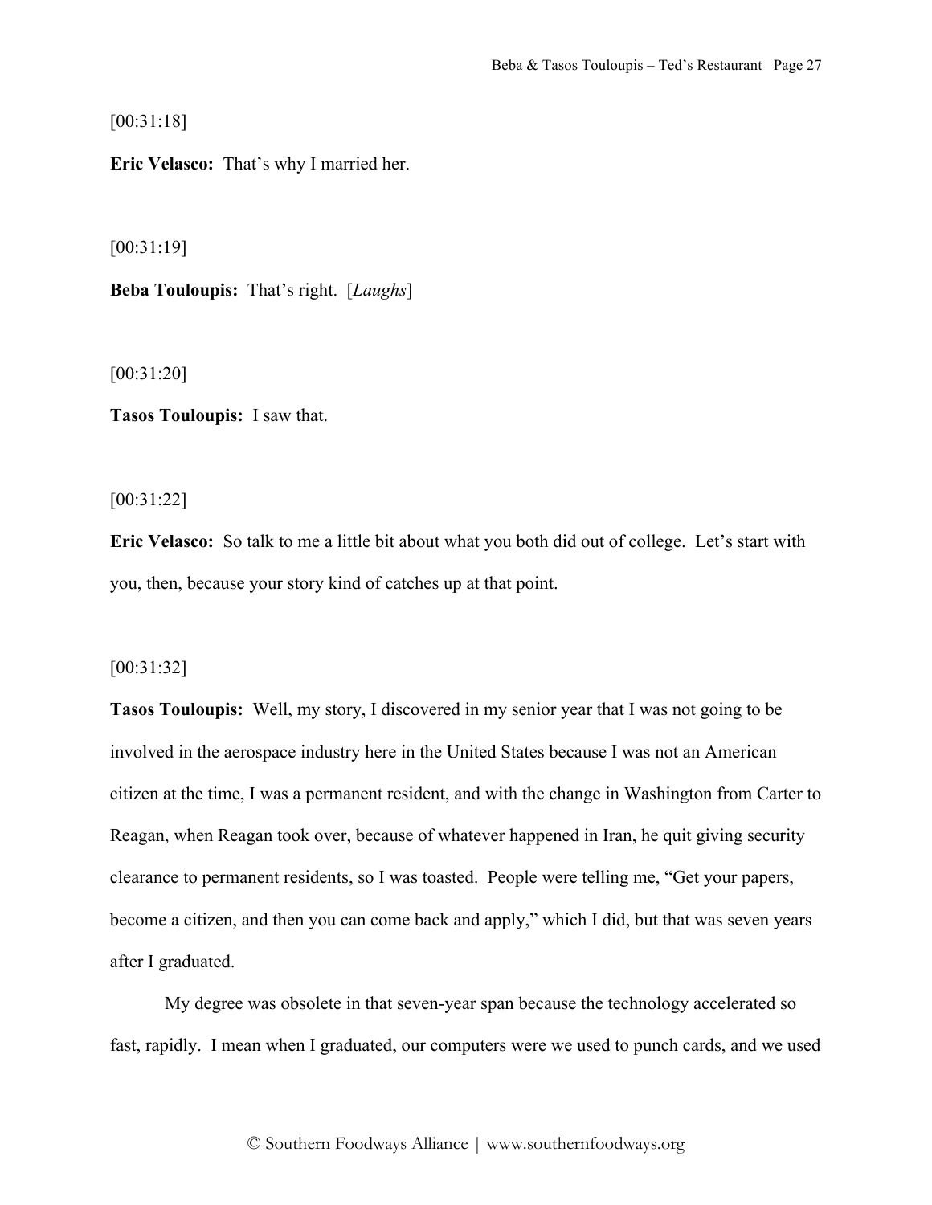[00:31:18]

**Eric Velasco:** That's why I married her.

[00:31:19]

**Beba Touloupis:** That's right. [*Laughs*]

[00:31:20]

**Tasos Touloupis:** I saw that.

[00:31:22]

**Eric Velasco:** So talk to me a little bit about what you both did out of college. Let's start with you, then, because your story kind of catches up at that point.

[00:31:32]

**Tasos Touloupis:** Well, my story, I discovered in my senior year that I was not going to be involved in the aerospace industry here in the United States because I was not an American citizen at the time, I was a permanent resident, and with the change in Washington from Carter to Reagan, when Reagan took over, because of whatever happened in Iran, he quit giving security clearance to permanent residents, so I was toasted. People were telling me, "Get your papers, become a citizen, and then you can come back and apply," which I did, but that was seven years after I graduated.

My degree was obsolete in that seven-year span because the technology accelerated so fast, rapidly. I mean when I graduated, our computers were we used to punch cards, and we used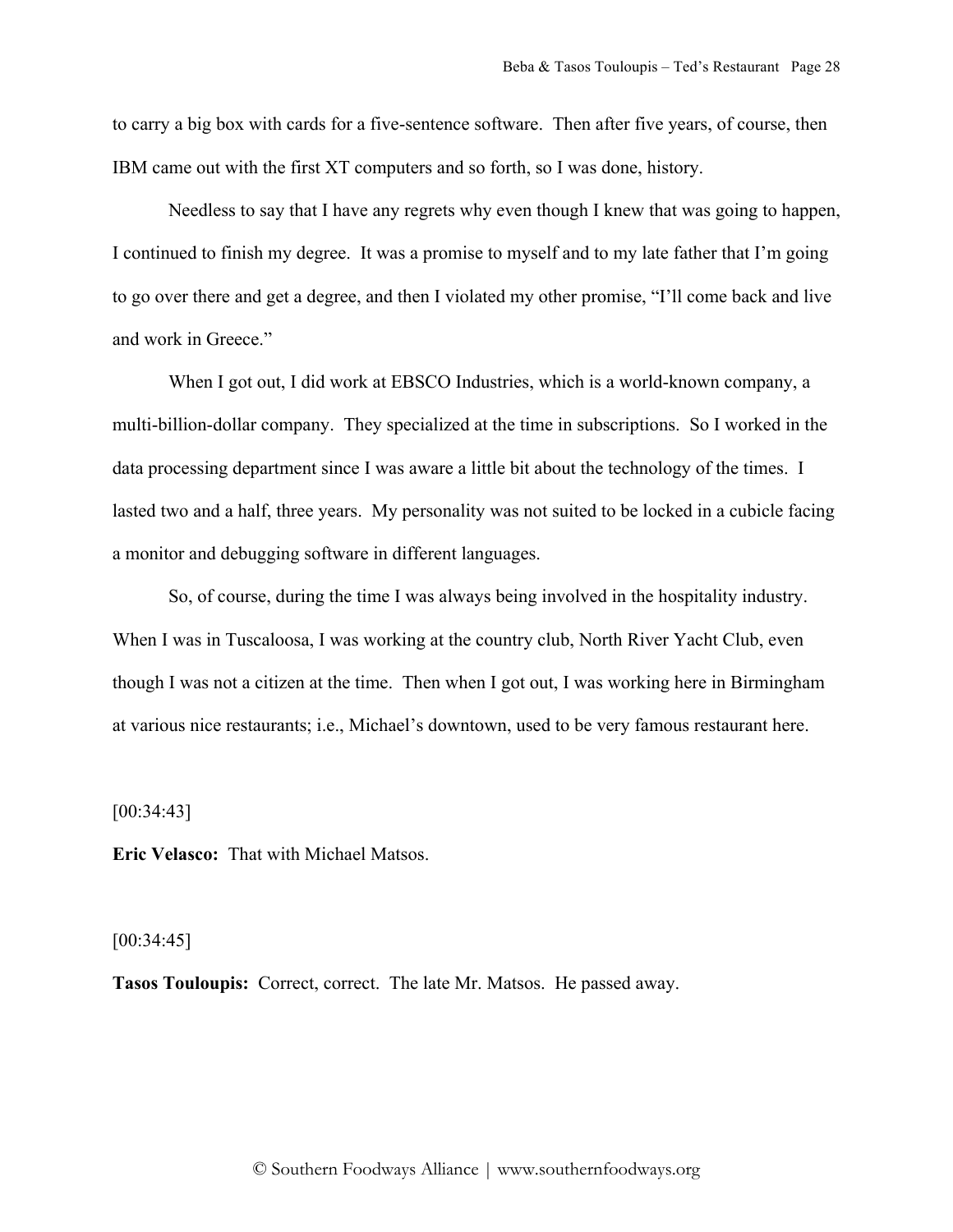to carry a big box with cards for a five-sentence software. Then after five years, of course, then IBM came out with the first XT computers and so forth, so I was done, history.

Needless to say that I have any regrets why even though I knew that was going to happen, I continued to finish my degree. It was a promise to myself and to my late father that I'm going to go over there and get a degree, and then I violated my other promise, "I'll come back and live and work in Greece."

When I got out, I did work at EBSCO Industries, which is a world-known company, a multi-billion-dollar company. They specialized at the time in subscriptions. So I worked in the data processing department since I was aware a little bit about the technology of the times. I lasted two and a half, three years. My personality was not suited to be locked in a cubicle facing a monitor and debugging software in different languages.

So, of course, during the time I was always being involved in the hospitality industry. When I was in Tuscaloosa, I was working at the country club, North River Yacht Club, even though I was not a citizen at the time. Then when I got out, I was working here in Birmingham at various nice restaurants; i.e., Michael's downtown, used to be very famous restaurant here.

[00:34:43]

**Eric Velasco:** That with Michael Matsos.

[00:34:45]

**Tasos Touloupis:** Correct, correct. The late Mr. Matsos. He passed away.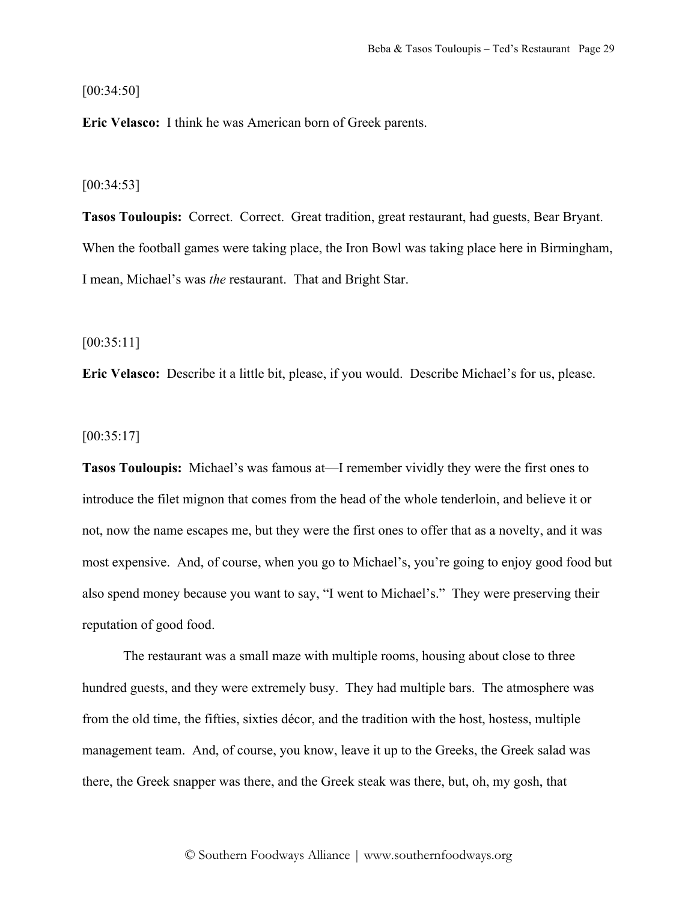[00:34:50]

**Eric Velasco:** I think he was American born of Greek parents.

[00:34:53]

**Tasos Touloupis:** Correct. Correct. Great tradition, great restaurant, had guests, Bear Bryant. When the football games were taking place, the Iron Bowl was taking place here in Birmingham, I mean, Michael's was *the* restaurant. That and Bright Star.

[00:35:11]

**Eric Velasco:** Describe it a little bit, please, if you would. Describe Michael's for us, please.

[00:35:17]

**Tasos Touloupis:** Michael's was famous at—I remember vividly they were the first ones to introduce the filet mignon that comes from the head of the whole tenderloin, and believe it or not, now the name escapes me, but they were the first ones to offer that as a novelty, and it was most expensive. And, of course, when you go to Michael's, you're going to enjoy good food but also spend money because you want to say, "I went to Michael's." They were preserving their reputation of good food.

The restaurant was a small maze with multiple rooms, housing about close to three hundred guests, and they were extremely busy. They had multiple bars. The atmosphere was from the old time, the fifties, sixties décor, and the tradition with the host, hostess, multiple management team. And, of course, you know, leave it up to the Greeks, the Greek salad was there, the Greek snapper was there, and the Greek steak was there, but, oh, my gosh, that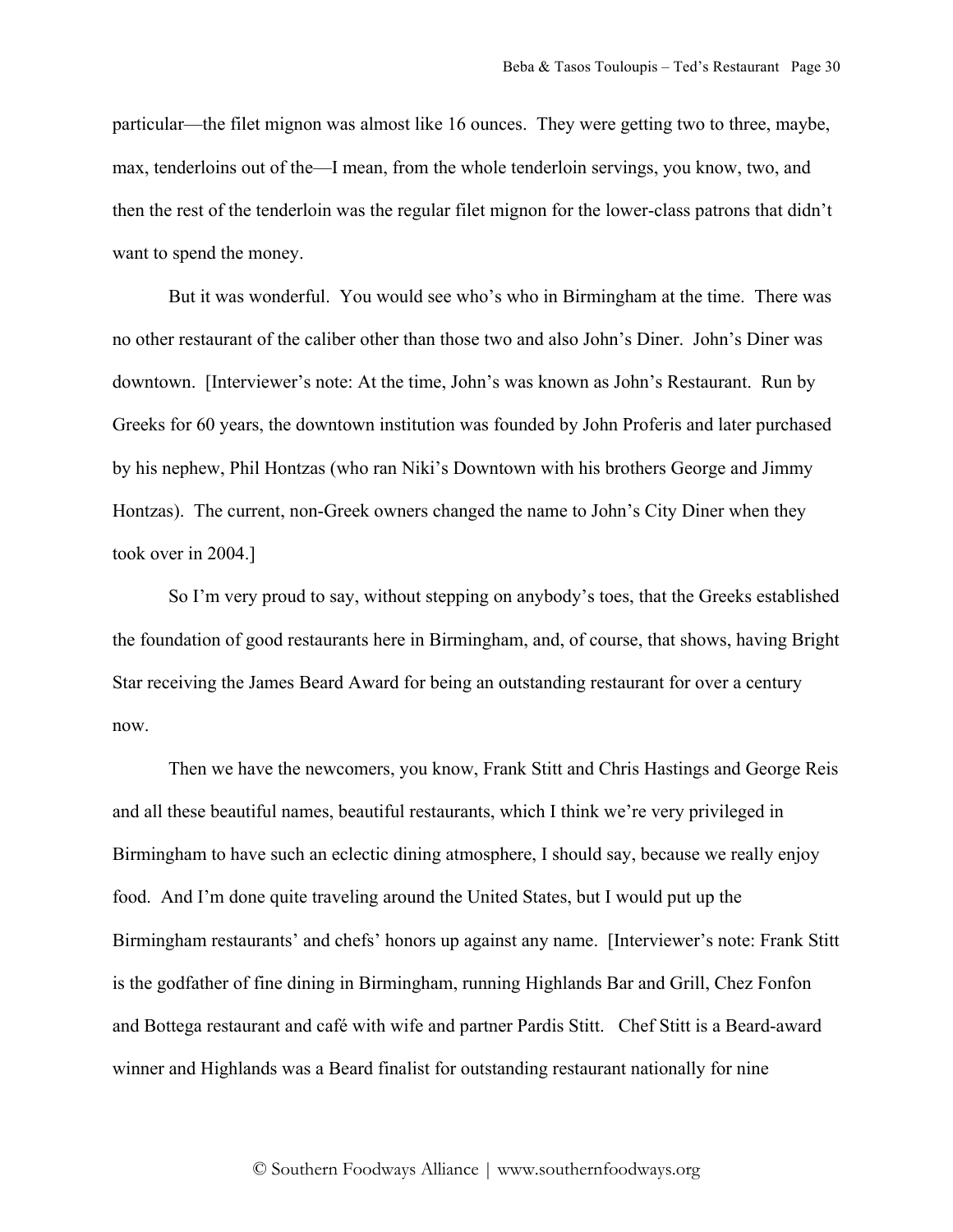particular—the filet mignon was almost like 16 ounces. They were getting two to three, maybe, max, tenderloins out of the—I mean, from the whole tenderloin servings, you know, two, and then the rest of the tenderloin was the regular filet mignon for the lower-class patrons that didn't want to spend the money.

But it was wonderful. You would see who's who in Birmingham at the time. There was no other restaurant of the caliber other than those two and also John's Diner. John's Diner was downtown. [Interviewer's note: At the time, John's was known as John's Restaurant. Run by Greeks for 60 years, the downtown institution was founded by John Proferis and later purchased by his nephew, Phil Hontzas (who ran Niki's Downtown with his brothers George and Jimmy Hontzas). The current, non-Greek owners changed the name to John's City Diner when they took over in 2004.]

So I'm very proud to say, without stepping on anybody's toes, that the Greeks established the foundation of good restaurants here in Birmingham, and, of course, that shows, having Bright Star receiving the James Beard Award for being an outstanding restaurant for over a century now.

Then we have the newcomers, you know, Frank Stitt and Chris Hastings and George Reis and all these beautiful names, beautiful restaurants, which I think we're very privileged in Birmingham to have such an eclectic dining atmosphere, I should say, because we really enjoy food. And I'm done quite traveling around the United States, but I would put up the Birmingham restaurants' and chefs' honors up against any name. [Interviewer's note: Frank Stitt is the godfather of fine dining in Birmingham, running Highlands Bar and Grill, Chez Fonfon and Bottega restaurant and café with wife and partner Pardis Stitt. Chef Stitt is a Beard-award winner and Highlands was a Beard finalist for outstanding restaurant nationally for nine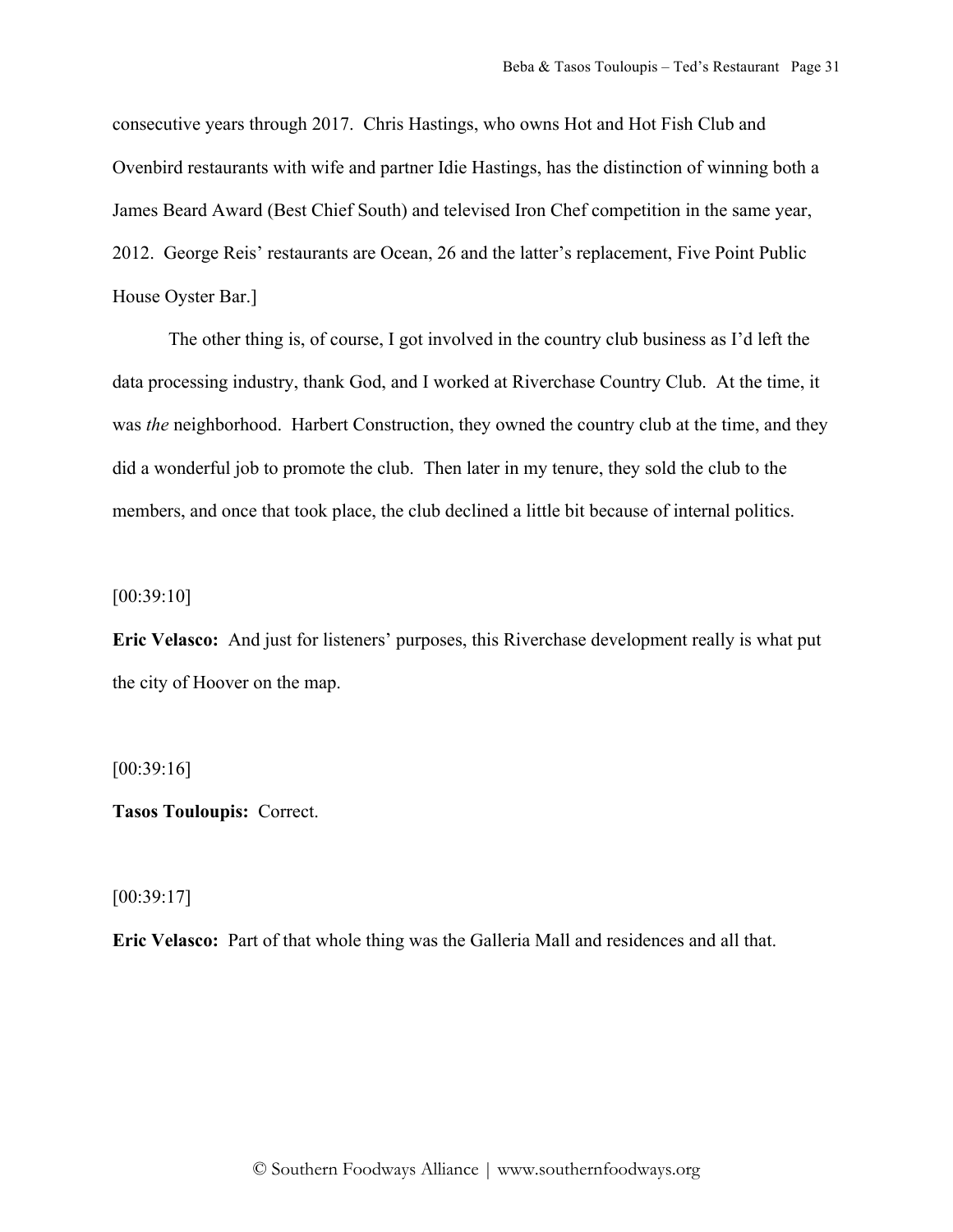consecutive years through 2017. Chris Hastings, who owns Hot and Hot Fish Club and Ovenbird restaurants with wife and partner Idie Hastings, has the distinction of winning both a James Beard Award (Best Chief South) and televised Iron Chef competition in the same year, 2012. George Reis' restaurants are Ocean, 26 and the latter's replacement, Five Point Public House Oyster Bar.]

The other thing is, of course, I got involved in the country club business as I'd left the data processing industry, thank God, and I worked at Riverchase Country Club. At the time, it was *the* neighborhood. Harbert Construction, they owned the country club at the time, and they did a wonderful job to promote the club. Then later in my tenure, they sold the club to the members, and once that took place, the club declined a little bit because of internal politics.

[00:39:10]

**Eric Velasco:** And just for listeners' purposes, this Riverchase development really is what put the city of Hoover on the map.

[00:39:16]

**Tasos Touloupis:** Correct.

[00:39:17]

**Eric Velasco:** Part of that whole thing was the Galleria Mall and residences and all that.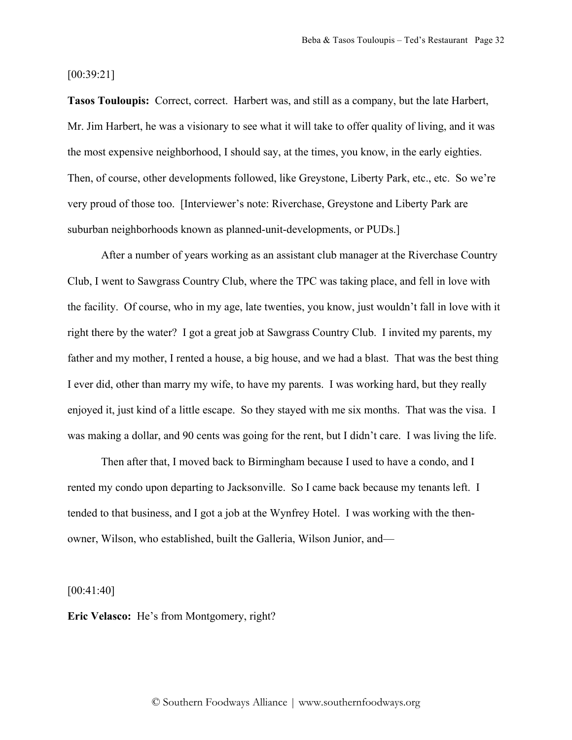[00:39:21]

**Tasos Touloupis:** Correct, correct. Harbert was, and still as a company, but the late Harbert, Mr. Jim Harbert, he was a visionary to see what it will take to offer quality of living, and it was the most expensive neighborhood, I should say, at the times, you know, in the early eighties. Then, of course, other developments followed, like Greystone, Liberty Park, etc., etc. So we're very proud of those too. [Interviewer's note: Riverchase, Greystone and Liberty Park are suburban neighborhoods known as planned-unit-developments, or PUDs.]

After a number of years working as an assistant club manager at the Riverchase Country Club, I went to Sawgrass Country Club, where the TPC was taking place, and fell in love with the facility. Of course, who in my age, late twenties, you know, just wouldn't fall in love with it right there by the water? I got a great job at Sawgrass Country Club. I invited my parents, my father and my mother, I rented a house, a big house, and we had a blast. That was the best thing I ever did, other than marry my wife, to have my parents. I was working hard, but they really enjoyed it, just kind of a little escape. So they stayed with me six months. That was the visa. I was making a dollar, and 90 cents was going for the rent, but I didn't care. I was living the life.

Then after that, I moved back to Birmingham because I used to have a condo, and I rented my condo upon departing to Jacksonville. So I came back because my tenants left. I tended to that business, and I got a job at the Wynfrey Hotel. I was working with the then-owner, Wilson, who established, built the Galleria, Wilson Junior, and—

[00:41:40]

**Eric Velasco:** He's from Montgomery, right?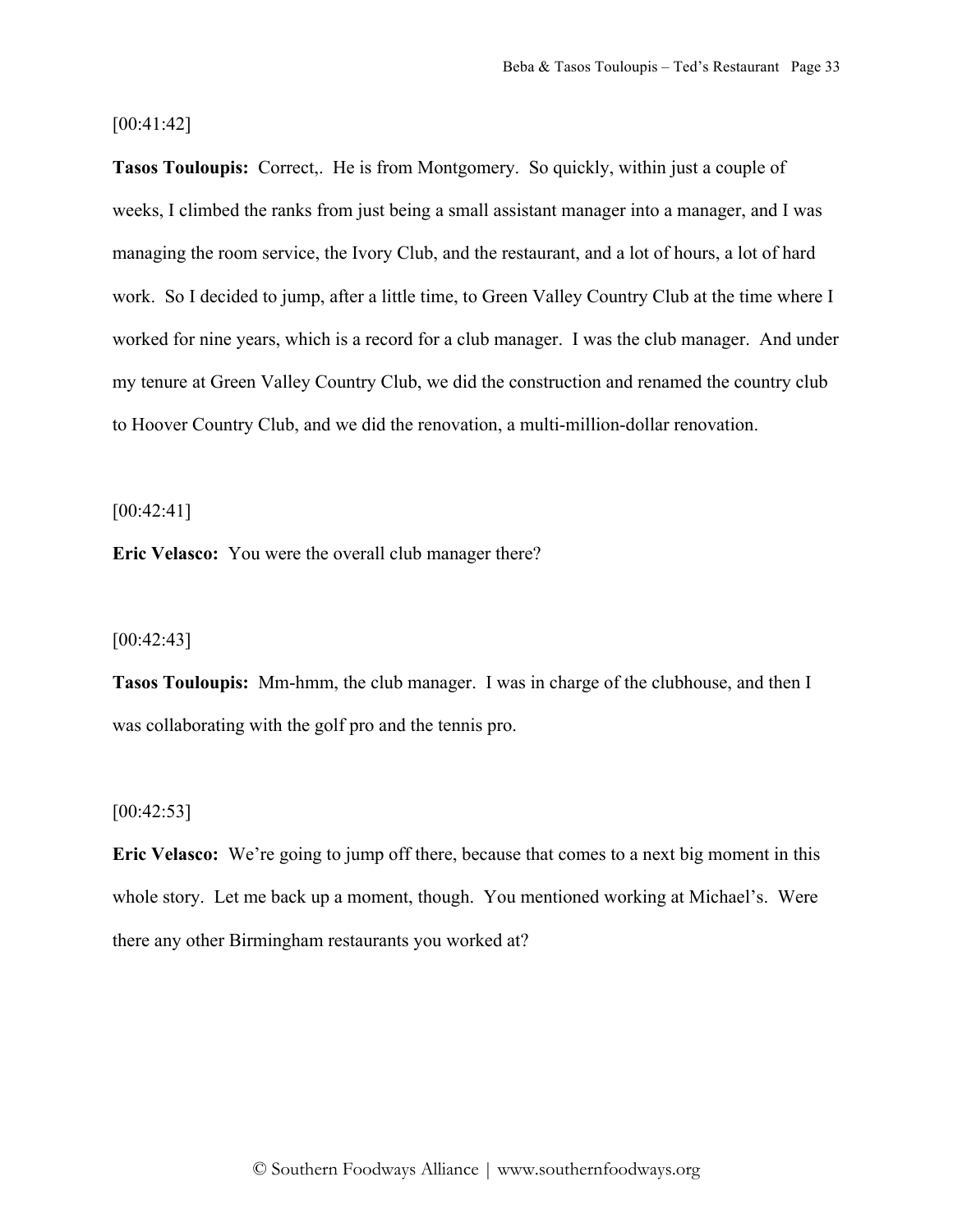[00:41:42]

**Tasos Touloupis:** Correct,. He is from Montgomery. So quickly, within just a couple of weeks, I climbed the ranks from just being a small assistant manager into a manager, and I was managing the room service, the Ivory Club, and the restaurant, and a lot of hours, a lot of hard work. So I decided to jump, after a little time, to Green Valley Country Club at the time where I worked for nine years, which is a record for a club manager. I was the club manager. And under my tenure at Green Valley Country Club, we did the construction and renamed the country club to Hoover Country Club, and we did the renovation, a multi-million-dollar renovation.

[00:42:41]

**Eric Velasco:** You were the overall club manager there?

[00:42:43]

**Tasos Touloupis:** Mm-hmm, the club manager. I was in charge of the clubhouse, and then I was collaborating with the golf pro and the tennis pro.

[00:42:53]

**Eric Velasco:** We're going to jump off there, because that comes to a next big moment in this whole story. Let me back up a moment, though. You mentioned working at Michael's. Were there any other Birmingham restaurants you worked at?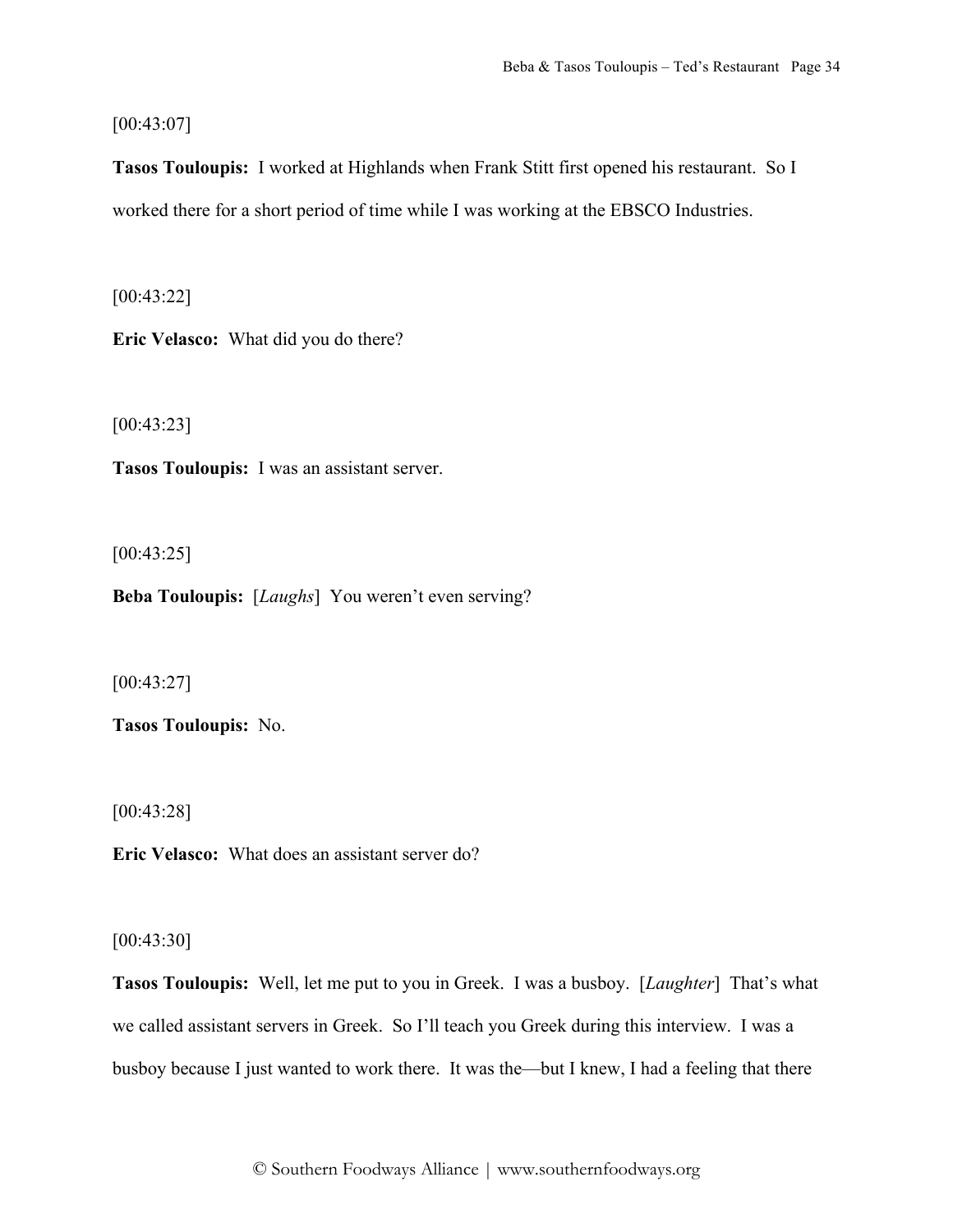[00:43:07]

**Tasos Touloupis:** I worked at Highlands when Frank Stitt first opened his restaurant. So I worked there for a short period of time while I was working at the EBSCO Industries.

[00:43:22]

**Eric Velasco:** What did you do there?

[00:43:23]

**Tasos Touloupis:** I was an assistant server.

[00:43:25]

**Beba Touloupis:** [*Laughs*] You weren't even serving?

[00:43:27]

**Tasos Touloupis:** No.

[00:43:28]

**Eric Velasco:** What does an assistant server do?

[00:43:30]

**Tasos Touloupis:** Well, let me put to you in Greek. I was a busboy. [*Laughter*] That's what we called assistant servers in Greek. So I'll teach you Greek during this interview. I was a busboy because I just wanted to work there. It was the—but I knew, I had a feeling that there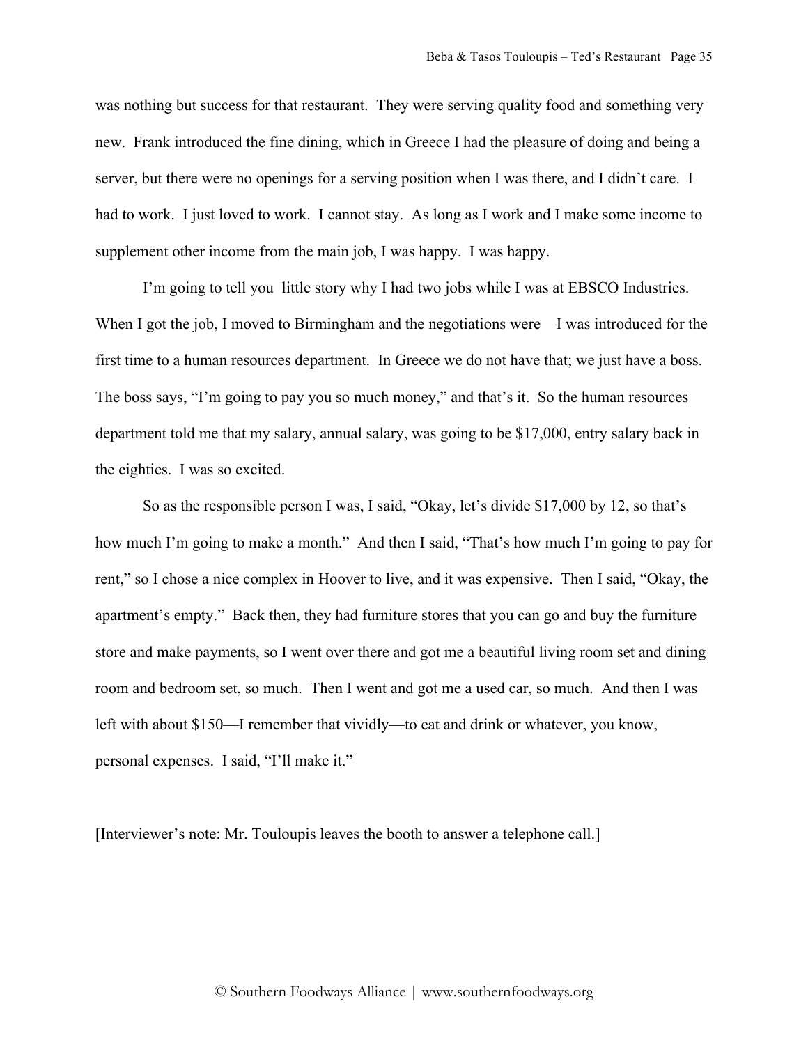was nothing but success for that restaurant. They were serving quality food and something very new. Frank introduced the fine dining, which in Greece I had the pleasure of doing and being a server, but there were no openings for a serving position when I was there, and I didn't care. I had to work. I just loved to work. I cannot stay. As long as I work and I make some income to supplement other income from the main job, I was happy. I was happy.

I'm going to tell you little story why I had two jobs while I was at EBSCO Industries. When I got the job, I moved to Birmingham and the negotiations were—I was introduced for the first time to a human resources department. In Greece we do not have that; we just have a boss. The boss says, "I'm going to pay you so much money," and that's it. So the human resources department told me that my salary, annual salary, was going to be $17,000, entry salary back in the eighties. I was so excited.

So as the responsible person I was, I said, "Okay, let's divide $17,000 by 12, so that's how much I'm going to make a month." And then I said, "That's how much I'm going to pay for rent," so I chose a nice complex in Hoover to live, and it was expensive. Then I said, "Okay, the apartment's empty." Back then, they had furniture stores that you can go and buy the furniture store and make payments, so I went over there and got me a beautiful living room set and dining room and bedroom set, so much. Then I went and got me a used car, so much. And then I was left with about $150—I remember that vividly—to eat and drink or whatever, you know, personal expenses. I said, "I'll make it."

[Interviewer's note: Mr. Touloupis leaves the booth to answer a telephone call.]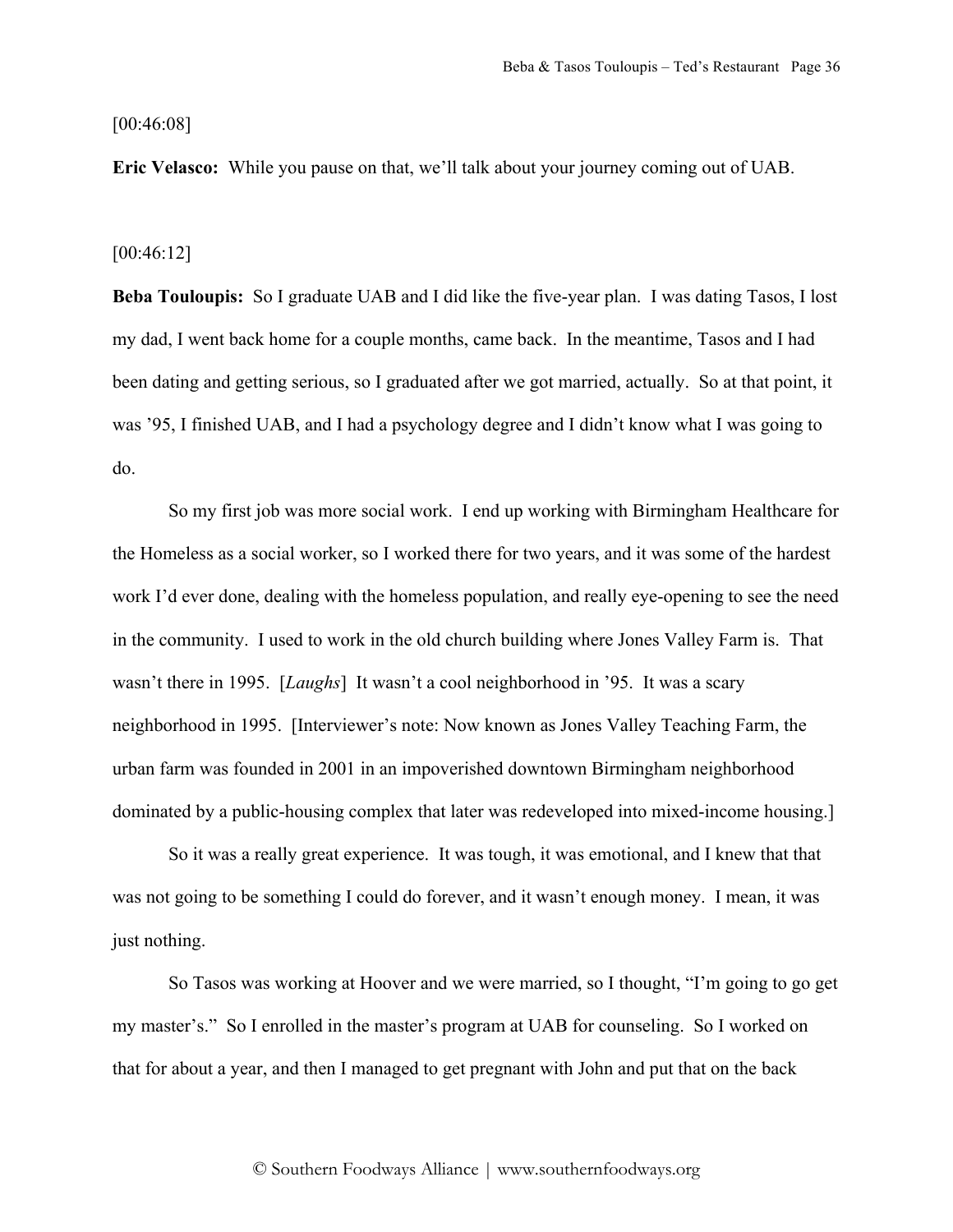[00:46:08]

**Eric Velasco:** While you pause on that, we'll talk about your journey coming out of UAB.

[00:46:12]

**Beba Touloupis:** So I graduate UAB and I did like the five-year plan. I was dating Tasos, I lost my dad, I went back home for a couple months, came back. In the meantime, Tasos and I had been dating and getting serious, so I graduated after we got married, actually. So at that point, it was '95, I finished UAB, and I had a psychology degree and I didn't know what I was going to do.

So my first job was more social work. I end up working with Birmingham Healthcare for the Homeless as a social worker, so I worked there for two years, and it was some of the hardest work I'd ever done, dealing with the homeless population, and really eye-opening to see the need in the community. I used to work in the old church building where Jones Valley Farm is. That wasn't there in 1995. [*Laughs*] It wasn't a cool neighborhood in '95. It was a scary neighborhood in 1995. [Interviewer's note: Now known as Jones Valley Teaching Farm, the urban farm was founded in 2001 in an impoverished downtown Birmingham neighborhood dominated by a public-housing complex that later was redeveloped into mixed-income housing.]

So it was a really great experience. It was tough, it was emotional, and I knew that that was not going to be something I could do forever, and it wasn't enough money. I mean, it was just nothing.

So Tasos was working at Hoover and we were married, so I thought, "I'm going to go get my master's." So I enrolled in the master's program at UAB for counseling. So I worked on that for about a year, and then I managed to get pregnant with John and put that on the back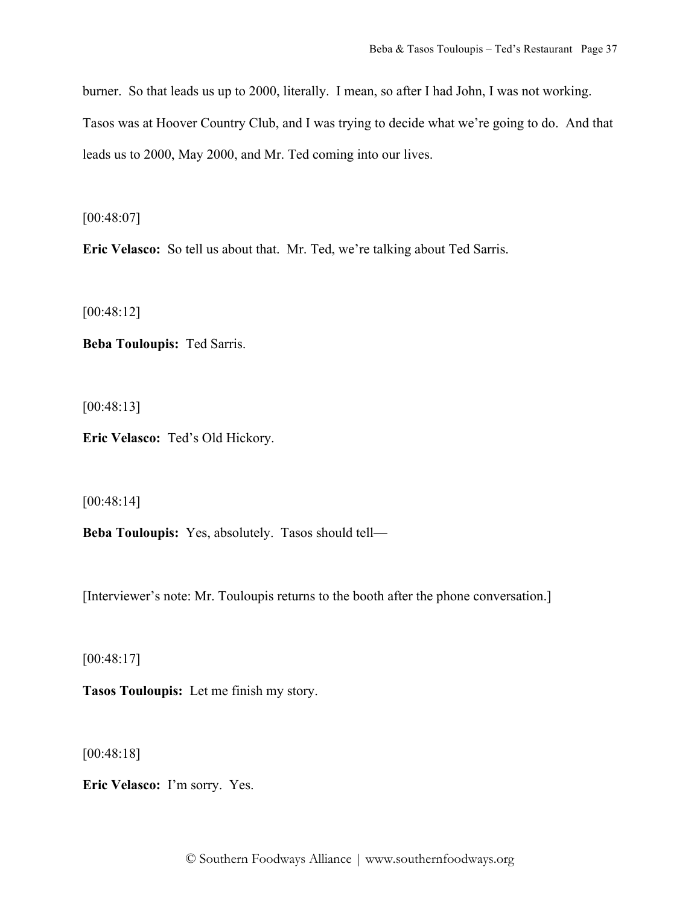burner. So that leads us up to 2000, literally. I mean, so after I had John, I was not working. Tasos was at Hoover Country Club, and I was trying to decide what we're going to do. And that leads us to 2000, May 2000, and Mr. Ted coming into our lives.

[00:48:07]

**Eric Velasco:** So tell us about that. Mr. Ted, we're talking about Ted Sarris.

[00:48:12]

**Beba Touloupis:** Ted Sarris.

[00:48:13]

**Eric Velasco:** Ted's Old Hickory.

[00:48:14]

**Beba Touloupis:** Yes, absolutely. Tasos should tell—

[Interviewer's note: Mr. Touloupis returns to the booth after the phone conversation.]

[00:48:17]

**Tasos Touloupis:** Let me finish my story.

[00:48:18]

**Eric Velasco:** I'm sorry. Yes.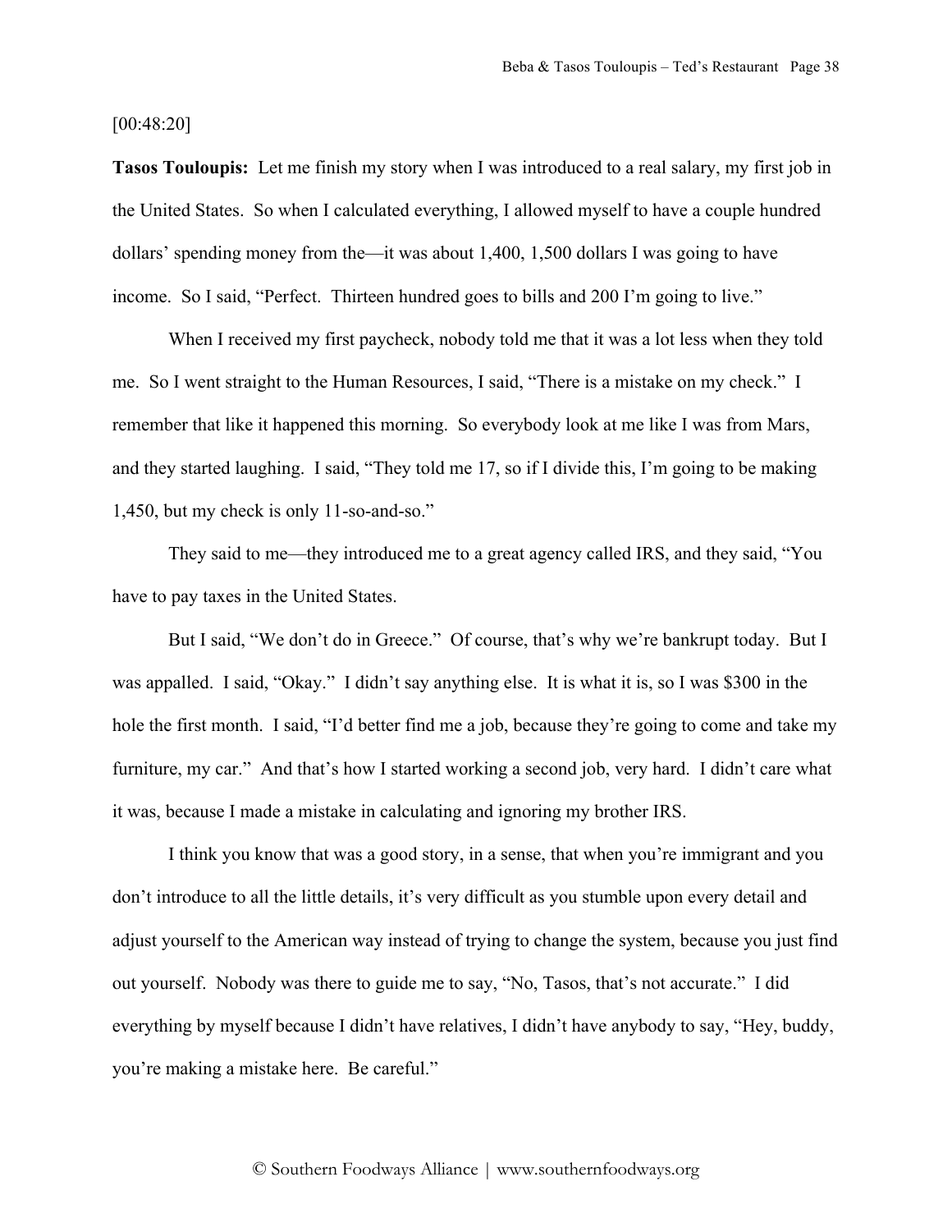[00:48:20]

**Tasos Touloupis:** Let me finish my story when I was introduced to a real salary, my first job in the United States. So when I calculated everything, I allowed myself to have a couple hundred dollars' spending money from the—it was about 1,400, 1,500 dollars I was going to have income. So I said, "Perfect. Thirteen hundred goes to bills and 200 I'm going to live."

When I received my first paycheck, nobody told me that it was a lot less when they told me. So I went straight to the Human Resources, I said, "There is a mistake on my check." I remember that like it happened this morning. So everybody look at me like I was from Mars, and they started laughing. I said, "They told me 17, so if I divide this, I'm going to be making 1,450, but my check is only 11-so-and-so."

They said to me—they introduced me to a great agency called IRS, and they said, "You have to pay taxes in the United States.

But I said, "We don't do in Greece." Of course, that's why we're bankrupt today. But I was appalled. I said, "Okay." I didn't say anything else. It is what it is, so I was $300 in the hole the first month. I said, "I'd better find me a job, because they're going to come and take my furniture, my car." And that's how I started working a second job, very hard. I didn't care what it was, because I made a mistake in calculating and ignoring my brother IRS.

I think you know that was a good story, in a sense, that when you're immigrant and you don't introduce to all the little details, it's very difficult as you stumble upon every detail and adjust yourself to the American way instead of trying to change the system, because you just find out yourself. Nobody was there to guide me to say, "No, Tasos, that's not accurate." I did everything by myself because I didn't have relatives, I didn't have anybody to say, "Hey, buddy, you're making a mistake here. Be careful."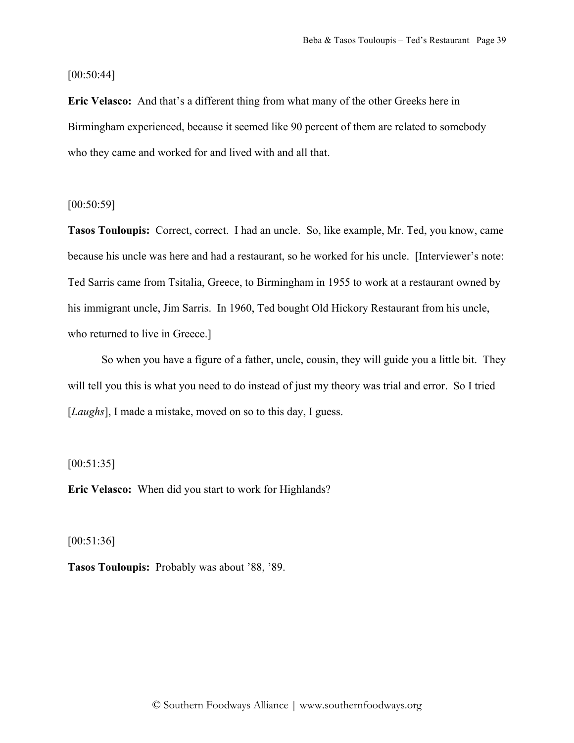[00:50:44]

**Eric Velasco:** And that's a different thing from what many of the other Greeks here in Birmingham experienced, because it seemed like 90 percent of them are related to somebody who they came and worked for and lived with and all that.

[00:50:59]

**Tasos Touloupis:** Correct, correct. I had an uncle. So, like example, Mr. Ted, you know, came because his uncle was here and had a restaurant, so he worked for his uncle. [Interviewer's note: Ted Sarris came from Tsitalia, Greece, to Birmingham in 1955 to work at a restaurant owned by his immigrant uncle, Jim Sarris. In 1960, Ted bought Old Hickory Restaurant from his uncle, who returned to live in Greece.]

So when you have a figure of a father, uncle, cousin, they will guide you a little bit. They will tell you this is what you need to do instead of just my theory was trial and error. So I tried [*Laughs*], I made a mistake, moved on so to this day, I guess.

[00:51:35]

**Eric Velasco:** When did you start to work for Highlands?

[00:51:36]

**Tasos Touloupis:** Probably was about '88, '89.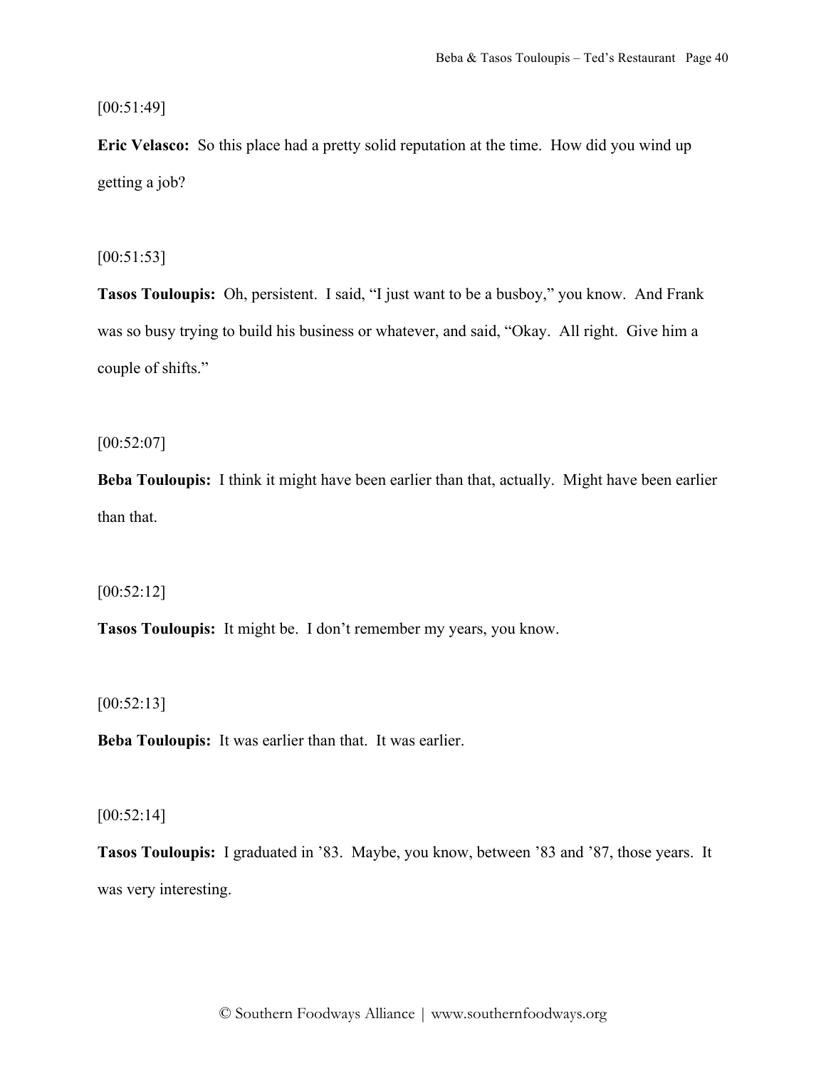[00:51:49]

**Eric Velasco:** So this place had a pretty solid reputation at the time. How did you wind up getting a job?

[00:51:53]

**Tasos Touloupis:** Oh, persistent. I said, "I just want to be a busboy," you know. And Frank was so busy trying to build his business or whatever, and said, "Okay. All right. Give him a couple of shifts."

[00:52:07]

**Beba Touloupis:** I think it might have been earlier than that, actually. Might have been earlier than that.

[00:52:12]

**Tasos Touloupis:** It might be. I don't remember my years, you know.

[00:52:13]

**Beba Touloupis:** It was earlier than that. It was earlier.

[00:52:14]

**Tasos Touloupis:** I graduated in '83. Maybe, you know, between '83 and '87, those years. It was very interesting.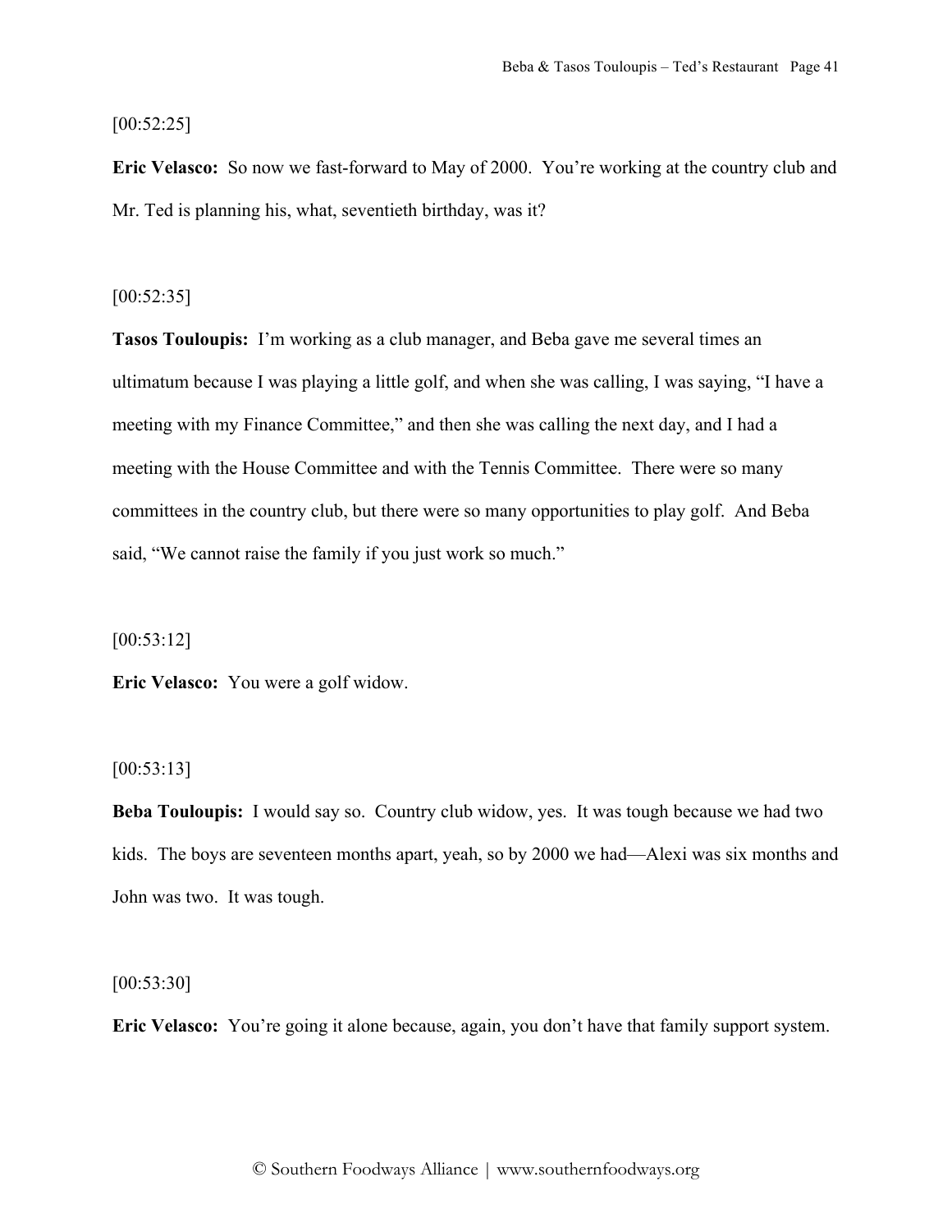[00:52:25]

**Eric Velasco:** So now we fast-forward to May of 2000. You're working at the country club and Mr. Ted is planning his, what, seventieth birthday, was it?

[00:52:35]

**Tasos Touloupis:** I'm working as a club manager, and Beba gave me several times an ultimatum because I was playing a little golf, and when she was calling, I was saying, "I have a meeting with my Finance Committee," and then she was calling the next day, and I had a meeting with the House Committee and with the Tennis Committee. There were so many committees in the country club, but there were so many opportunities to play golf. And Beba said, "We cannot raise the family if you just work so much."

[00:53:12]

**Eric Velasco:** You were a golf widow.

[00:53:13]

**Beba Touloupis:** I would say so. Country club widow, yes. It was tough because we had two kids. The boys are seventeen months apart, yeah, so by 2000 we had—Alexi was six months and John was two. It was tough.

[00:53:30]

**Eric Velasco:** You're going it alone because, again, you don't have that family support system.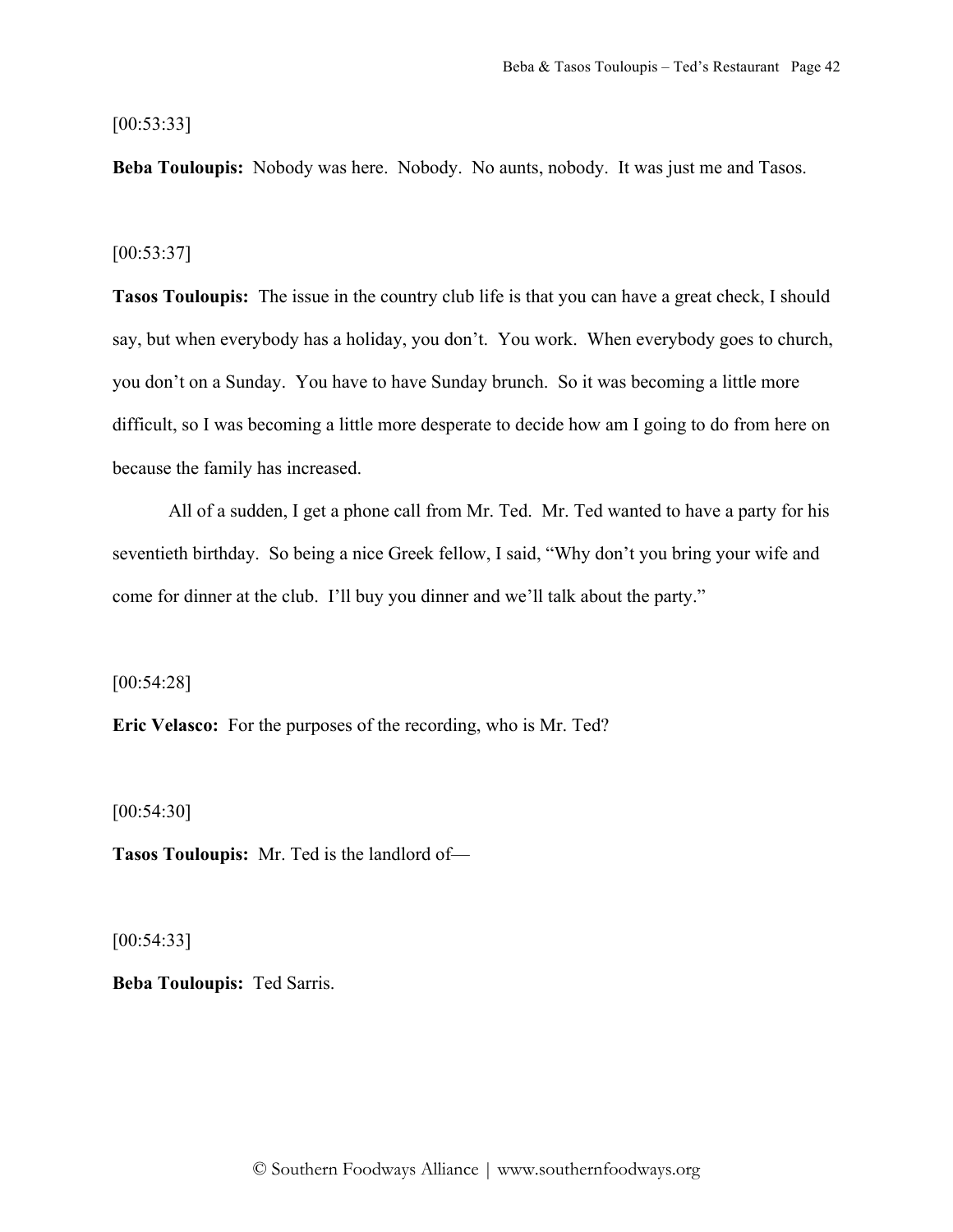[00:53:33]

**Beba Touloupis:** Nobody was here. Nobody. No aunts, nobody. It was just me and Tasos.

[00:53:37]

**Tasos Touloupis:** The issue in the country club life is that you can have a great check, I should say, but when everybody has a holiday, you don't. You work. When everybody goes to church, you don't on a Sunday. You have to have Sunday brunch. So it was becoming a little more difficult, so I was becoming a little more desperate to decide how am I going to do from here on because the family has increased.

All of a sudden, I get a phone call from Mr. Ted. Mr. Ted wanted to have a party for his seventieth birthday. So being a nice Greek fellow, I said, "Why don't you bring your wife and come for dinner at the club. I'll buy you dinner and we'll talk about the party."

[00:54:28]

**Eric Velasco:** For the purposes of the recording, who is Mr. Ted?

[00:54:30]

**Tasos Touloupis:** Mr. Ted is the landlord of—

[00:54:33]

**Beba Touloupis:** Ted Sarris.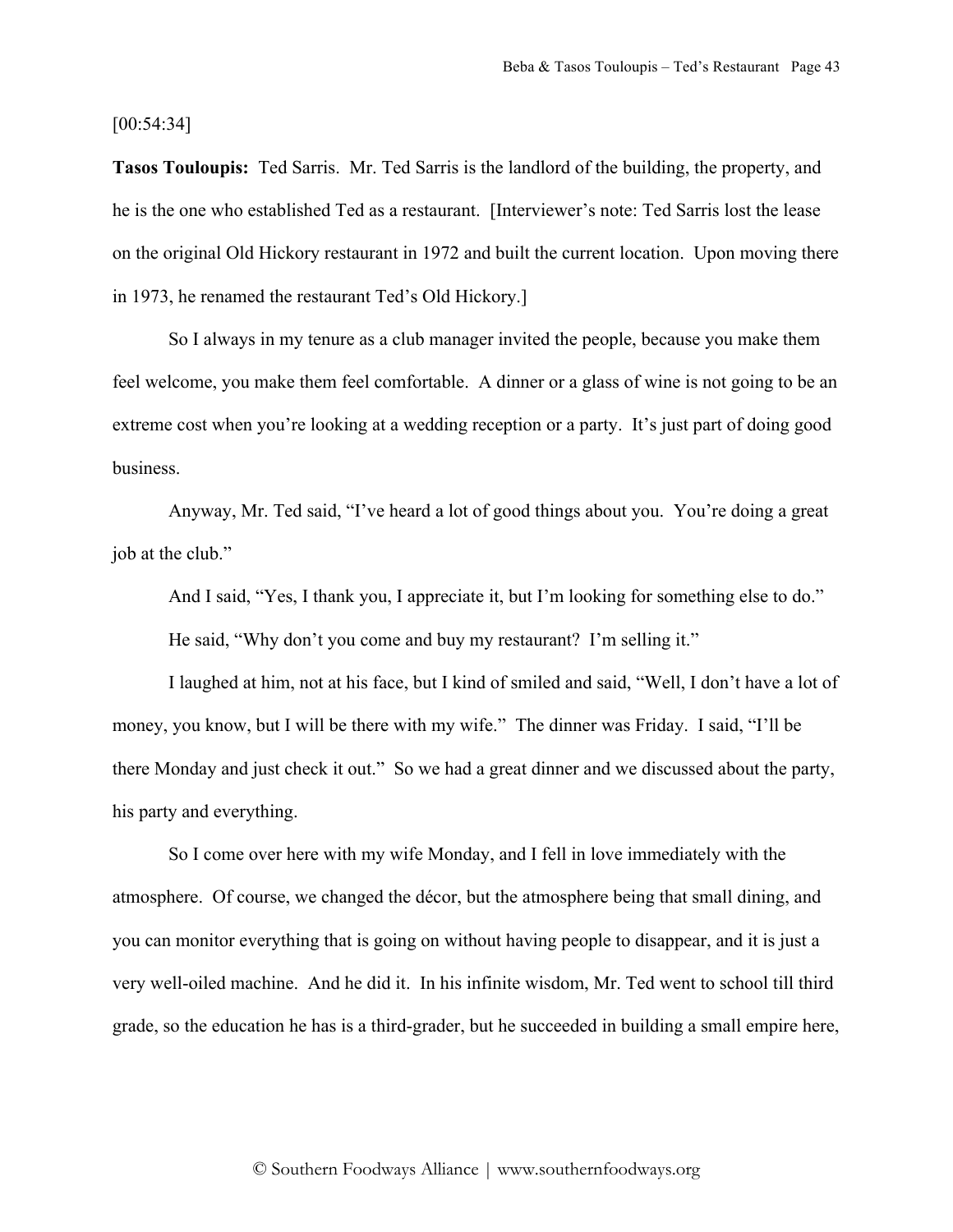[00:54:34]

**Tasos Touloupis:** Ted Sarris. Mr. Ted Sarris is the landlord of the building, the property, and he is the one who established Ted as a restaurant. [Interviewer's note: Ted Sarris lost the lease on the original Old Hickory restaurant in 1972 and built the current location. Upon moving there in 1973, he renamed the restaurant Ted's Old Hickory.]

So I always in my tenure as a club manager invited the people, because you make them feel welcome, you make them feel comfortable. A dinner or a glass of wine is not going to be an extreme cost when you're looking at a wedding reception or a party. It's just part of doing good business.

Anyway, Mr. Ted said, "I've heard a lot of good things about you. You're doing a great job at the club."

And I said, "Yes, I thank you, I appreciate it, but I'm looking for something else to do."

He said, "Why don't you come and buy my restaurant? I'm selling it."

I laughed at him, not at his face, but I kind of smiled and said, "Well, I don't have a lot of money, you know, but I will be there with my wife." The dinner was Friday. I said, "I'll be there Monday and just check it out." So we had a great dinner and we discussed about the party, his party and everything.

So I come over here with my wife Monday, and I fell in love immediately with the atmosphere. Of course, we changed the décor, but the atmosphere being that small dining, and you can monitor everything that is going on without having people to disappear, and it is just a very well-oiled machine. And he did it. In his infinite wisdom, Mr. Ted went to school till third grade, so the education he has is a third-grader, but he succeeded in building a small empire here,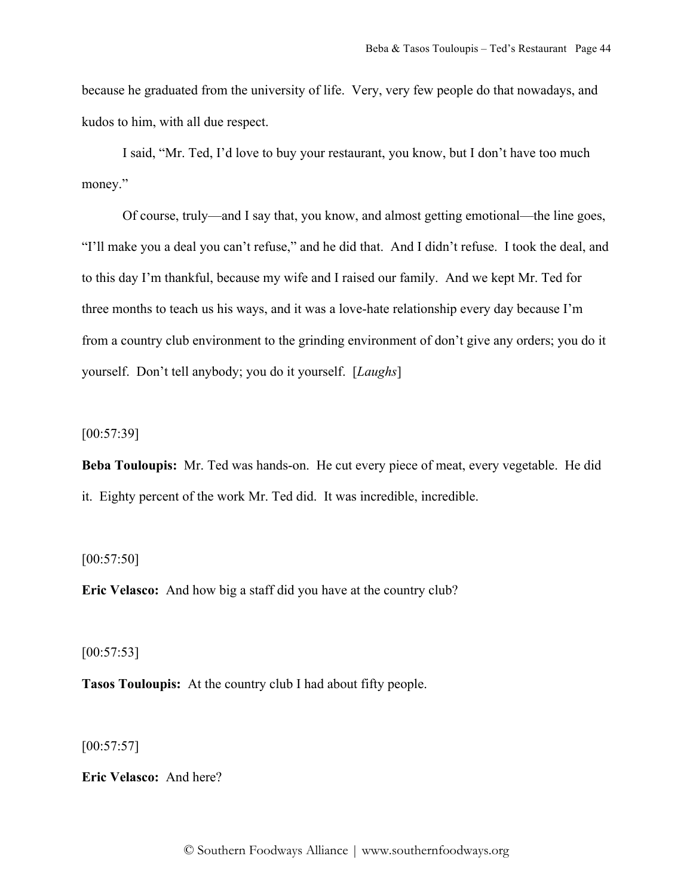because he graduated from the university of life. Very, very few people do that nowadays, and kudos to him, with all due respect.

I said, "Mr. Ted, I'd love to buy your restaurant, you know, but I don't have too much money."

Of course, truly—and I say that, you know, and almost getting emotional—the line goes, "I'll make you a deal you can't refuse," and he did that. And I didn't refuse. I took the deal, and to this day I'm thankful, because my wife and I raised our family. And we kept Mr. Ted for three months to teach us his ways, and it was a love-hate relationship every day because I'm from a country club environment to the grinding environment of don't give any orders; you do it yourself. Don't tell anybody; you do it yourself. [*Laughs*]

[00:57:39]

**Beba Touloupis:** Mr. Ted was hands-on. He cut every piece of meat, every vegetable. He did it. Eighty percent of the work Mr. Ted did. It was incredible, incredible.

[00:57:50]

**Eric Velasco:** And how big a staff did you have at the country club?

[00:57:53]

**Tasos Touloupis:** At the country club I had about fifty people.

[00:57:57]

**Eric Velasco:** And here?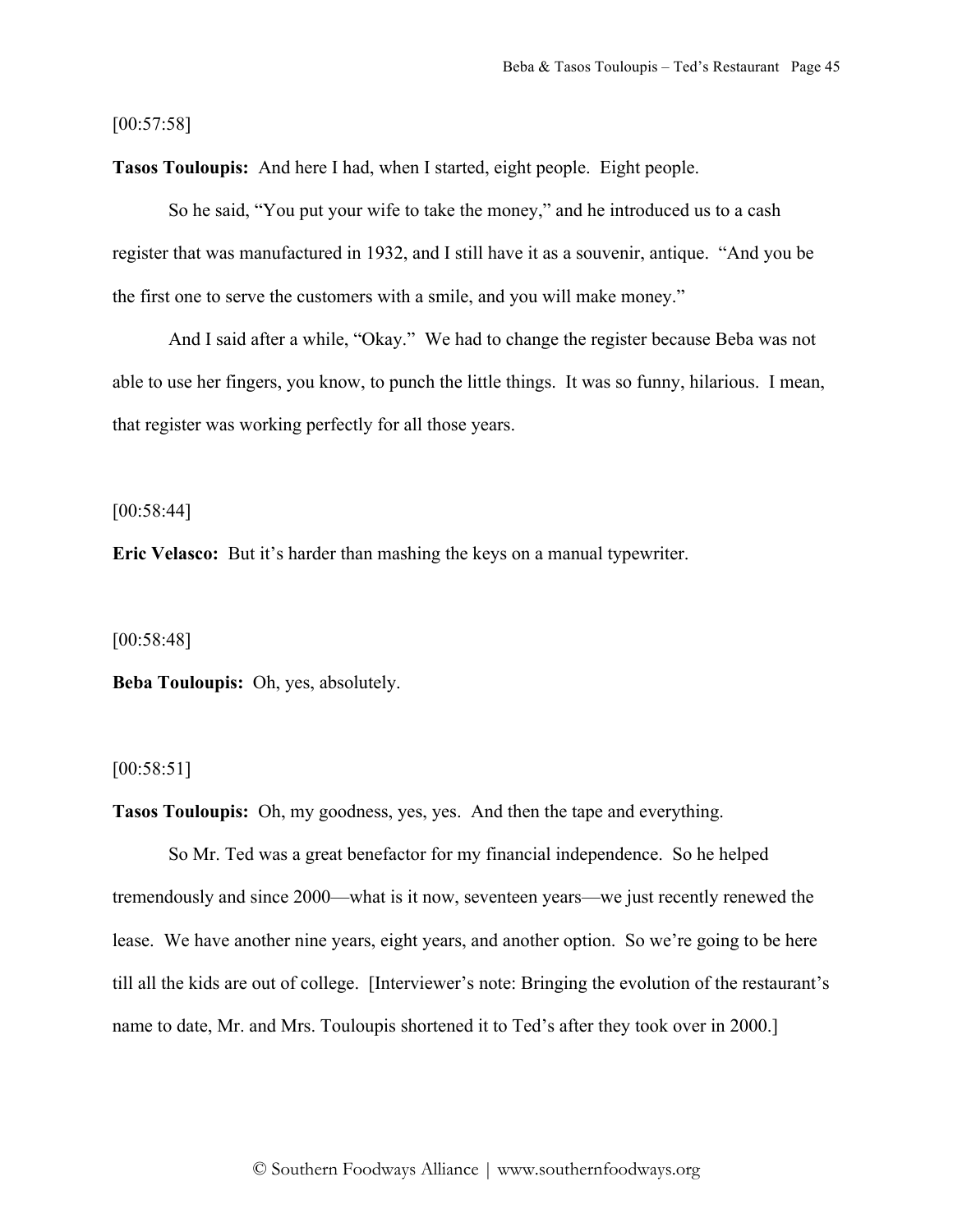[00:57:58]

**Tasos Touloupis:** And here I had, when I started, eight people. Eight people.

So he said, "You put your wife to take the money," and he introduced us to a cash register that was manufactured in 1932, and I still have it as a souvenir, antique. "And you be the first one to serve the customers with a smile, and you will make money."

And I said after a while, "Okay." We had to change the register because Beba was not able to use her fingers, you know, to punch the little things. It was so funny, hilarious. I mean, that register was working perfectly for all those years.

[00:58:44]

**Eric Velasco:** But it's harder than mashing the keys on a manual typewriter.

[00:58:48]

**Beba Touloupis:** Oh, yes, absolutely.

[00:58:51]

**Tasos Touloupis:** Oh, my goodness, yes, yes. And then the tape and everything.

So Mr. Ted was a great benefactor for my financial independence. So he helped tremendously and since 2000—what is it now, seventeen years—we just recently renewed the lease. We have another nine years, eight years, and another option. So we're going to be here till all the kids are out of college. [Interviewer's note: Bringing the evolution of the restaurant's name to date, Mr. and Mrs. Touloupis shortened it to Ted's after they took over in 2000.]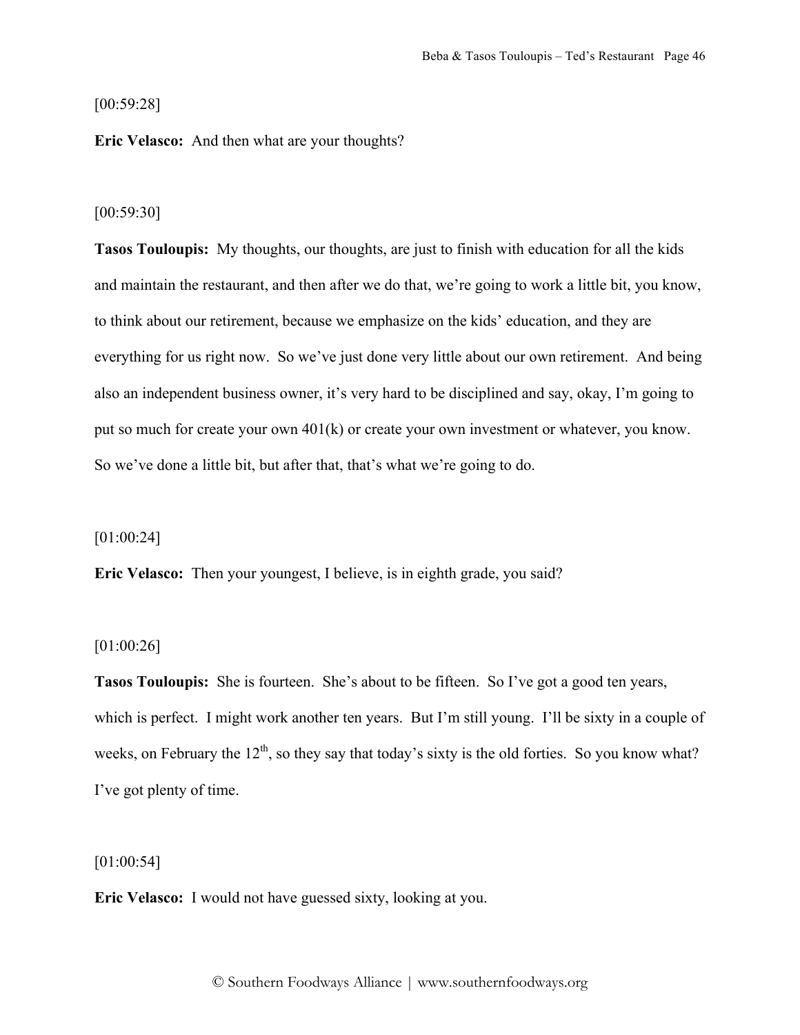[00:59:28]

**Eric Velasco:** And then what are your thoughts?

[00:59:30]

**Tasos Touloupis:** My thoughts, our thoughts, are just to finish with education for all the kids and maintain the restaurant, and then after we do that, we're going to work a little bit, you know, to think about our retirement, because we emphasize on the kids' education, and they are everything for us right now. So we've just done very little about our own retirement. And being also an independent business owner, it's very hard to be disciplined and say, okay, I'm going to put so much for create your own 401(k) or create your own investment or whatever, you know. So we've done a little bit, but after that, that's what we're going to do.

[01:00:24]

**Eric Velasco:** Then your youngest, I believe, is in eighth grade, you said?

[01:00:26]

**Tasos Touloupis:** She is fourteen. She's about to be fifteen. So I've got a good ten years, which is perfect. I might work another ten years. But I'm still young. I'll be sixty in a couple of weeks, on February the 12th, so they say that today's sixty is the old forties. So you know what? I've got plenty of time.

[01:00:54]

**Eric Velasco:** I would not have guessed sixty, looking at you.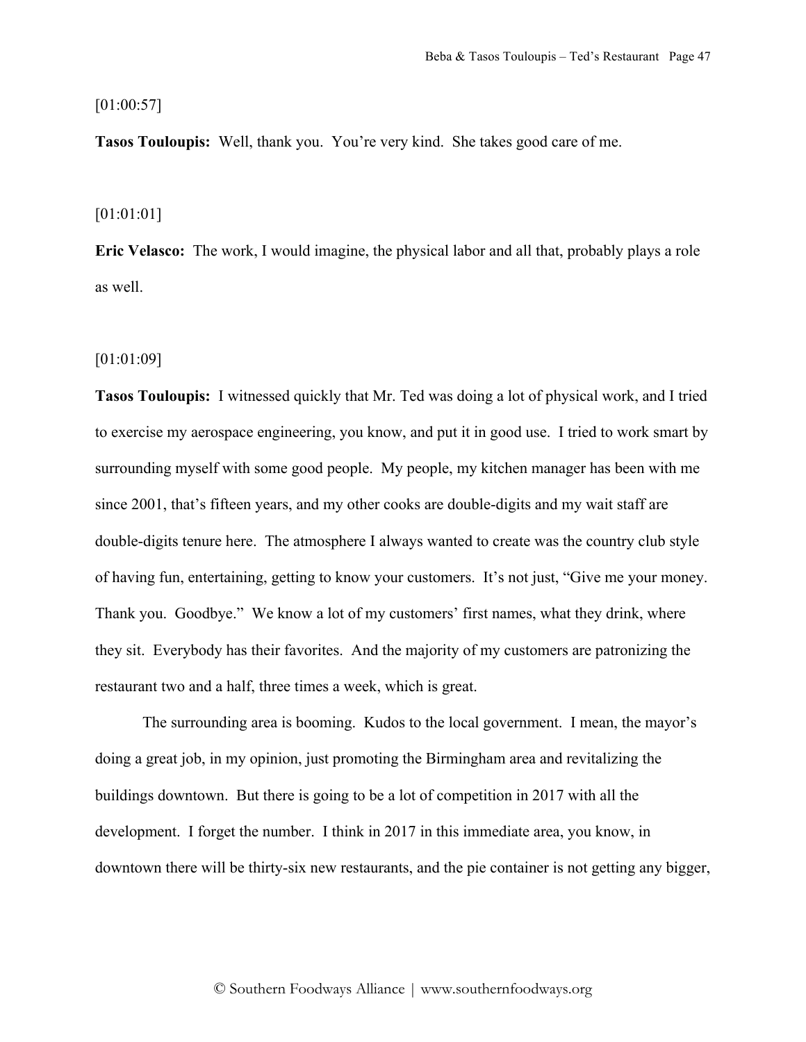[01:00:57]

**Tasos Touloupis:** Well, thank you. You're very kind. She takes good care of me.

[01:01:01]

**Eric Velasco:** The work, I would imagine, the physical labor and all that, probably plays a role as well.

[01:01:09]

**Tasos Touloupis:** I witnessed quickly that Mr. Ted was doing a lot of physical work, and I tried to exercise my aerospace engineering, you know, and put it in good use. I tried to work smart by surrounding myself with some good people. My people, my kitchen manager has been with me since 2001, that's fifteen years, and my other cooks are double-digits and my wait staff are double-digits tenure here. The atmosphere I always wanted to create was the country club style of having fun, entertaining, getting to know your customers. It's not just, "Give me your money. Thank you. Goodbye." We know a lot of my customers' first names, what they drink, where they sit. Everybody has their favorites. And the majority of my customers are patronizing the restaurant two and a half, three times a week, which is great.

The surrounding area is booming. Kudos to the local government. I mean, the mayor's doing a great job, in my opinion, just promoting the Birmingham area and revitalizing the buildings downtown. But there is going to be a lot of competition in 2017 with all the development. I forget the number. I think in 2017 in this immediate area, you know, in downtown there will be thirty-six new restaurants, and the pie container is not getting any bigger,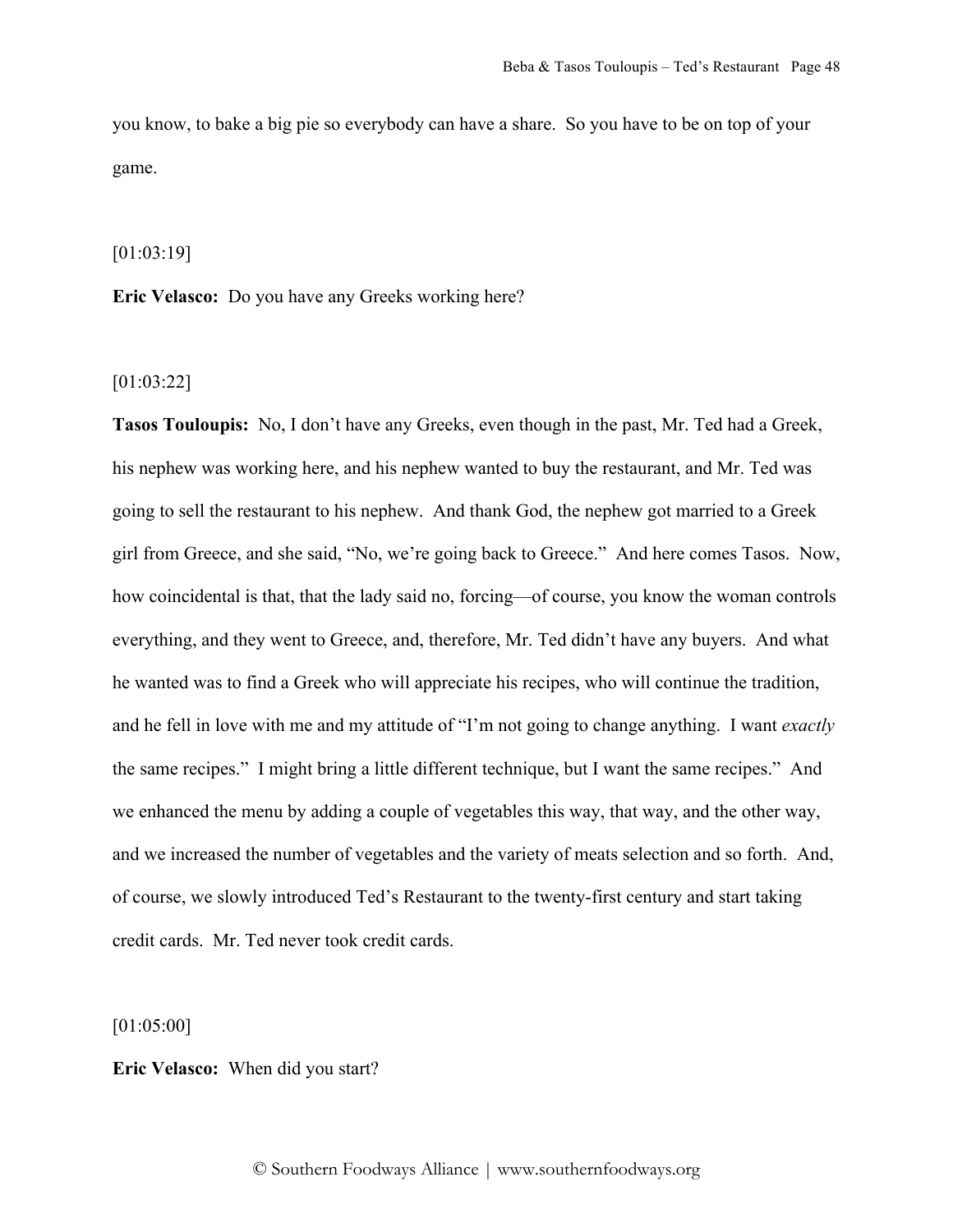you know, to bake a big pie so everybody can have a share. So you have to be on top of your game.

[01:03:19]

**Eric Velasco:** Do you have any Greeks working here?

[01:03:22]

**Tasos Touloupis:** No, I don't have any Greeks, even though in the past, Mr. Ted had a Greek, his nephew was working here, and his nephew wanted to buy the restaurant, and Mr. Ted was going to sell the restaurant to his nephew. And thank God, the nephew got married to a Greek girl from Greece, and she said, "No, we're going back to Greece." And here comes Tasos. Now, how coincidental is that, that the lady said no, forcing—of course, you know the woman controls everything, and they went to Greece, and, therefore, Mr. Ted didn't have any buyers. And what he wanted was to find a Greek who will appreciate his recipes, who will continue the tradition, and he fell in love with me and my attitude of "I'm not going to change anything. I want *exactly* the same recipes." I might bring a little different technique, but I want the same recipes." And we enhanced the menu by adding a couple of vegetables this way, that way, and the other way, and we increased the number of vegetables and the variety of meats selection and so forth. And, of course, we slowly introduced Ted's Restaurant to the twenty-first century and start taking credit cards. Mr. Ted never took credit cards.

[01:05:00]

**Eric Velasco:** When did you start?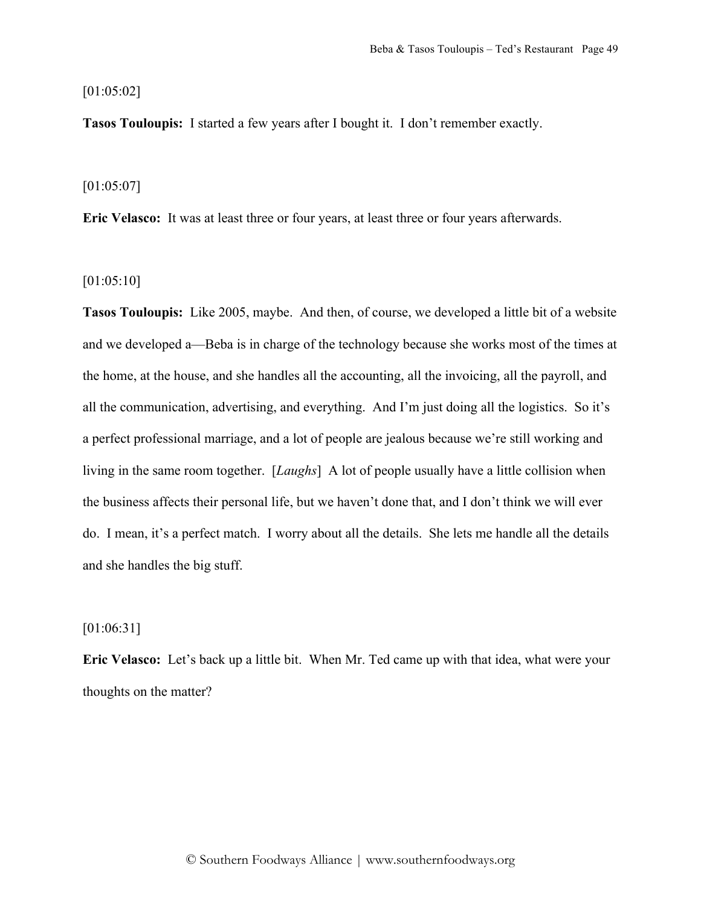[01:05:02]

**Tasos Touloupis:** I started a few years after I bought it. I don't remember exactly.

[01:05:07]

**Eric Velasco:** It was at least three or four years, at least three or four years afterwards.

[01:05:10]

**Tasos Touloupis:** Like 2005, maybe. And then, of course, we developed a little bit of a website and we developed a—Beba is in charge of the technology because she works most of the times at the home, at the house, and she handles all the accounting, all the invoicing, all the payroll, and all the communication, advertising, and everything. And I'm just doing all the logistics. So it's a perfect professional marriage, and a lot of people are jealous because we're still working and living in the same room together. [*Laughs*] A lot of people usually have a little collision when the business affects their personal life, but we haven't done that, and I don't think we will ever do. I mean, it's a perfect match. I worry about all the details. She lets me handle all the details and she handles the big stuff.

[01:06:31]

**Eric Velasco:** Let's back up a little bit. When Mr. Ted came up with that idea, what were your thoughts on the matter?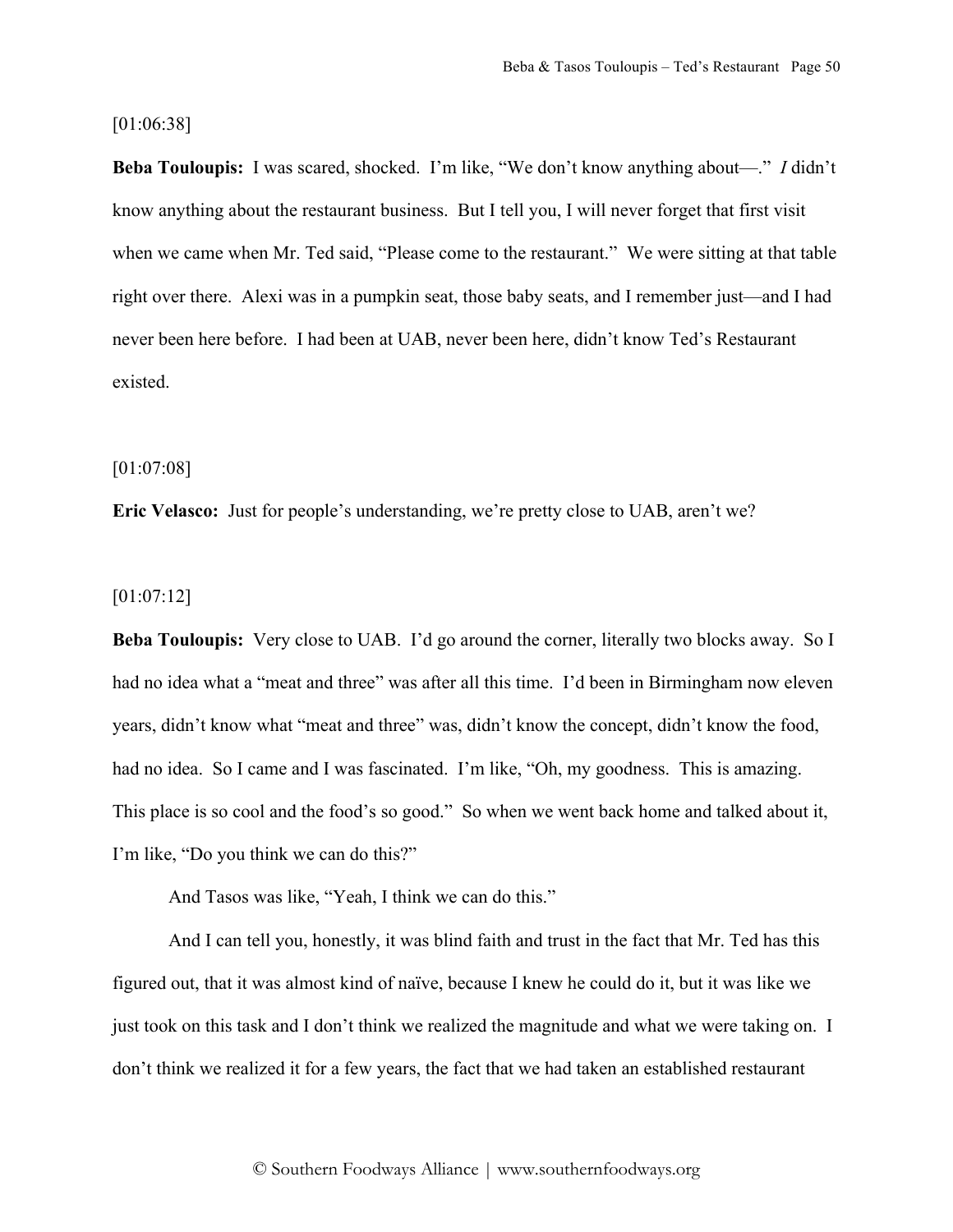[01:06:38]

**Beba Touloupis:** I was scared, shocked. I'm like, "We don't know anything about—." *I* didn't know anything about the restaurant business. But I tell you, I will never forget that first visit when we came when Mr. Ted said, "Please come to the restaurant." We were sitting at that table right over there. Alexi was in a pumpkin seat, those baby seats, and I remember just—and I had never been here before. I had been at UAB, never been here, didn't know Ted's Restaurant existed.

[01:07:08]

**Eric Velasco:** Just for people's understanding, we're pretty close to UAB, aren't we?

[01:07:12]

**Beba Touloupis:** Very close to UAB. I'd go around the corner, literally two blocks away. So I had no idea what a "meat and three" was after all this time. I'd been in Birmingham now eleven years, didn't know what "meat and three" was, didn't know the concept, didn't know the food, had no idea. So I came and I was fascinated. I'm like, "Oh, my goodness. This is amazing. This place is so cool and the food's so good." So when we went back home and talked about it, I'm like, "Do you think we can do this?"

And Tasos was like, "Yeah, I think we can do this."

And I can tell you, honestly, it was blind faith and trust in the fact that Mr. Ted has this figured out, that it was almost kind of naïve, because I knew he could do it, but it was like we just took on this task and I don't think we realized the magnitude and what we were taking on. I don't think we realized it for a few years, the fact that we had taken an established restaurant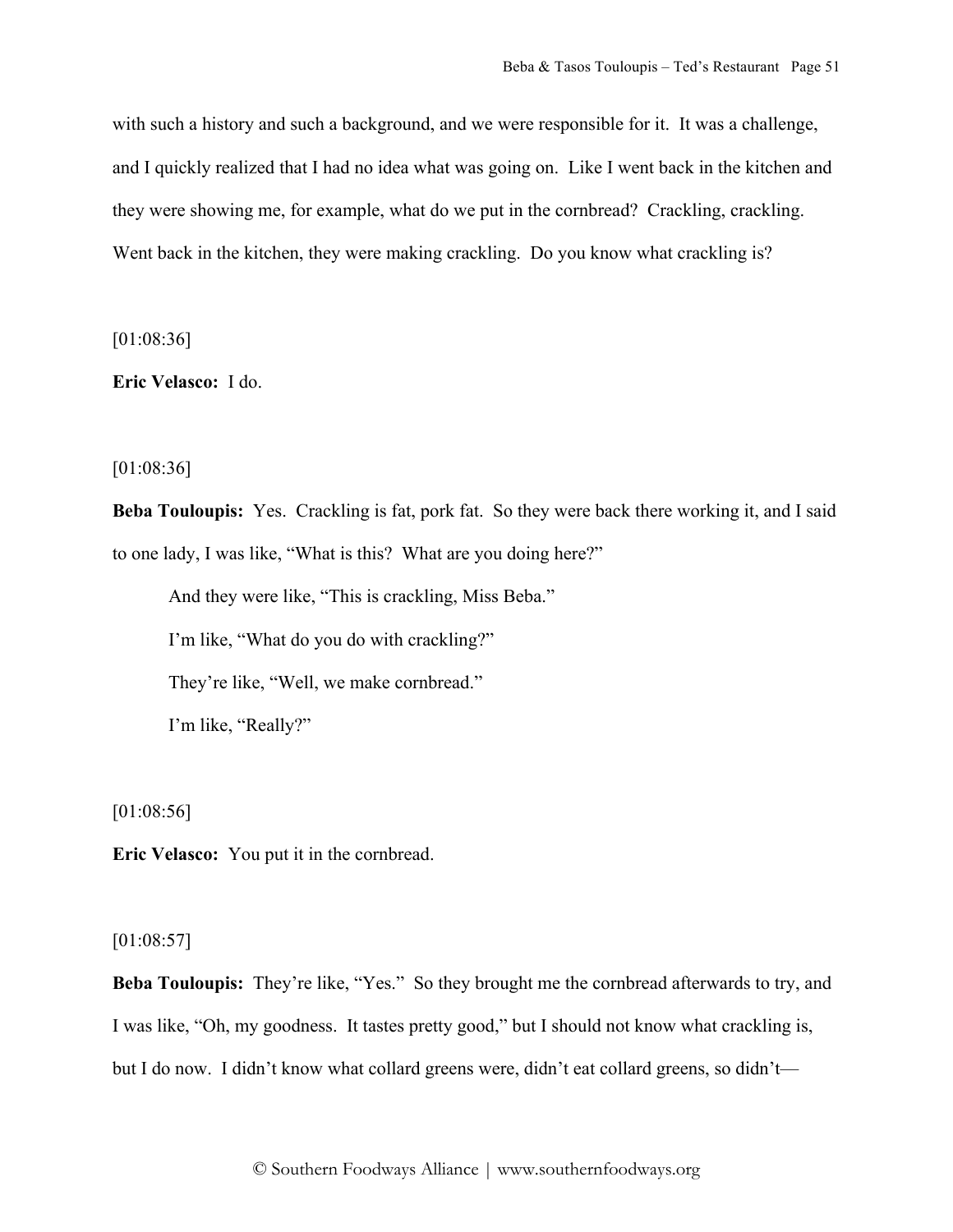with such a history and such a background, and we were responsible for it. It was a challenge, and I quickly realized that I had no idea what was going on. Like I went back in the kitchen and they were showing me, for example, what do we put in the cornbread? Crackling, crackling. Went back in the kitchen, they were making crackling. Do you know what crackling is?

[01:08:36]

**Eric Velasco:** I do.

[01:08:36]

**Beba Touloupis:** Yes. Crackling is fat, pork fat. So they were back there working it, and I said to one lady, I was like, "What is this? What are you doing here?"

And they were like, "This is crackling, Miss Beba."

I'm like, "What do you do with crackling?"

They're like, "Well, we make cornbread."

I'm like, "Really?"

[01:08:56]

**Eric Velasco:** You put it in the cornbread.

[01:08:57]

**Beba Touloupis:** They're like, "Yes." So they brought me the cornbread afterwards to try, and I was like, "Oh, my goodness. It tastes pretty good," but I should not know what crackling is, but I do now. I didn't know what collard greens were, didn't eat collard greens, so didn't—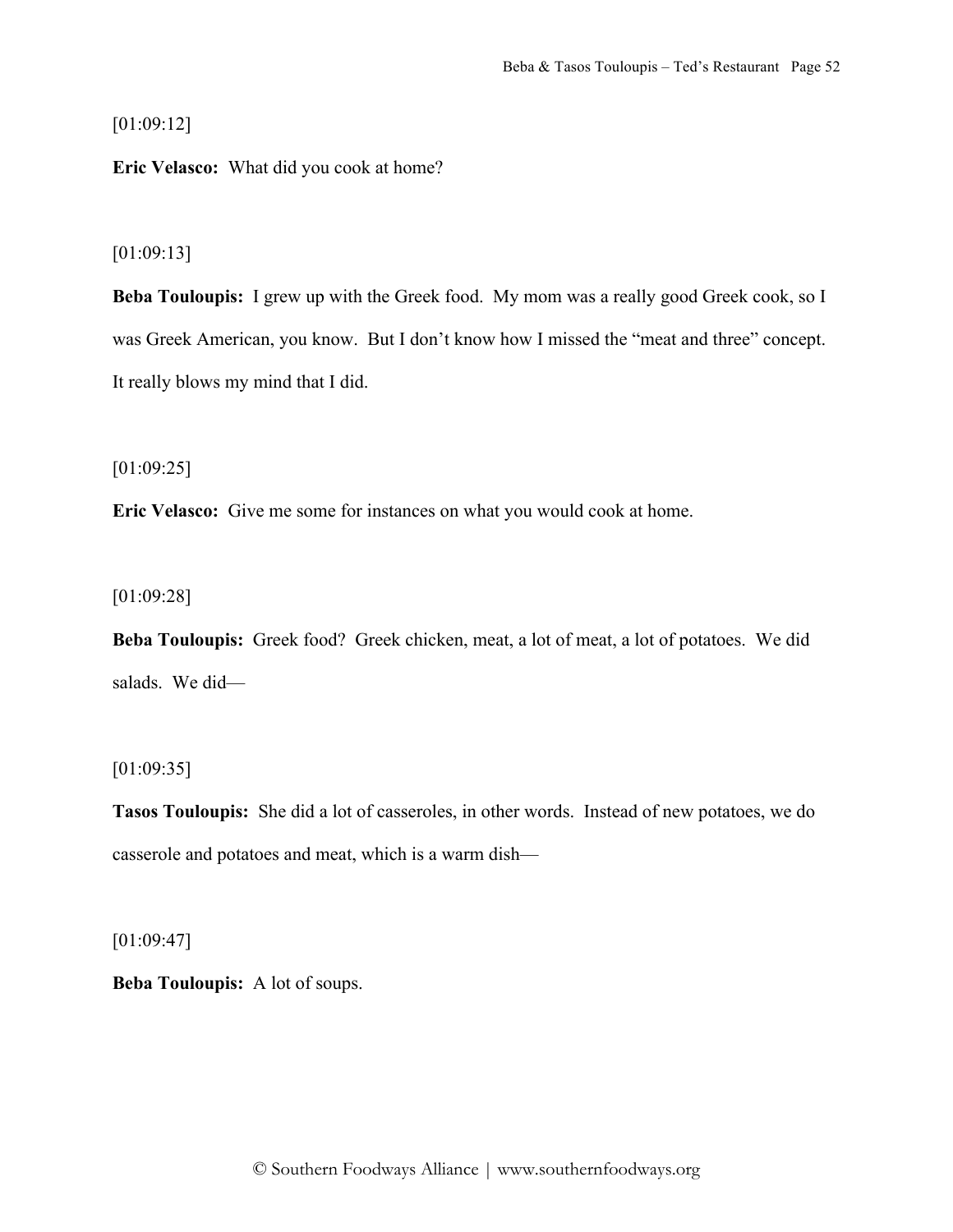[01:09:12]

**Eric Velasco:** What did you cook at home?

[01:09:13]

**Beba Touloupis:** I grew up with the Greek food. My mom was a really good Greek cook, so I was Greek American, you know. But I don't know how I missed the "meat and three" concept. It really blows my mind that I did.

[01:09:25]

**Eric Velasco:** Give me some for instances on what you would cook at home.

[01:09:28]

**Beba Touloupis:** Greek food? Greek chicken, meat, a lot of meat, a lot of potatoes. We did salads. We did—

[01:09:35]

**Tasos Touloupis:** She did a lot of casseroles, in other words. Instead of new potatoes, we do casserole and potatoes and meat, which is a warm dish—

[01:09:47]

**Beba Touloupis:** A lot of soups.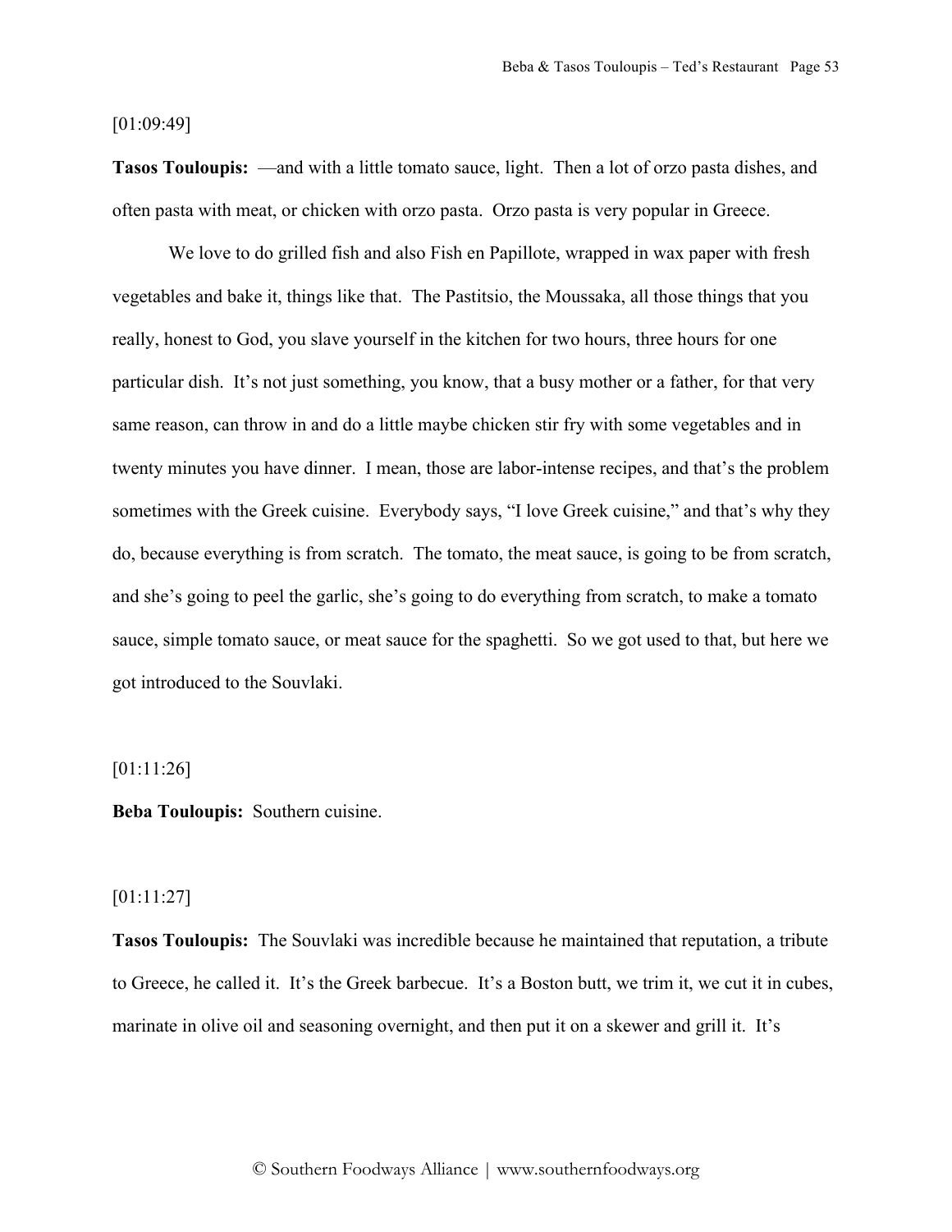[01:09:49]

**Tasos Touloupis:** —and with a little tomato sauce, light. Then a lot of orzo pasta dishes, and often pasta with meat, or chicken with orzo pasta. Orzo pasta is very popular in Greece.

We love to do grilled fish and also Fish en Papillote, wrapped in wax paper with fresh vegetables and bake it, things like that. The Pastitsio, the Moussaka, all those things that you really, honest to God, you slave yourself in the kitchen for two hours, three hours for one particular dish. It's not just something, you know, that a busy mother or a father, for that very same reason, can throw in and do a little maybe chicken stir fry with some vegetables and in twenty minutes you have dinner. I mean, those are labor-intense recipes, and that's the problem sometimes with the Greek cuisine. Everybody says, "I love Greek cuisine," and that's why they do, because everything is from scratch. The tomato, the meat sauce, is going to be from scratch, and she's going to peel the garlic, she's going to do everything from scratch, to make a tomato sauce, simple tomato sauce, or meat sauce for the spaghetti. So we got used to that, but here we got introduced to the Souvlaki.

[01:11:26]

**Beba Touloupis:** Southern cuisine.

[01:11:27]

**Tasos Touloupis:** The Souvlaki was incredible because he maintained that reputation, a tribute to Greece, he called it. It's the Greek barbecue. It's a Boston butt, we trim it, we cut it in cubes, marinate in olive oil and seasoning overnight, and then put it on a skewer and grill it. It's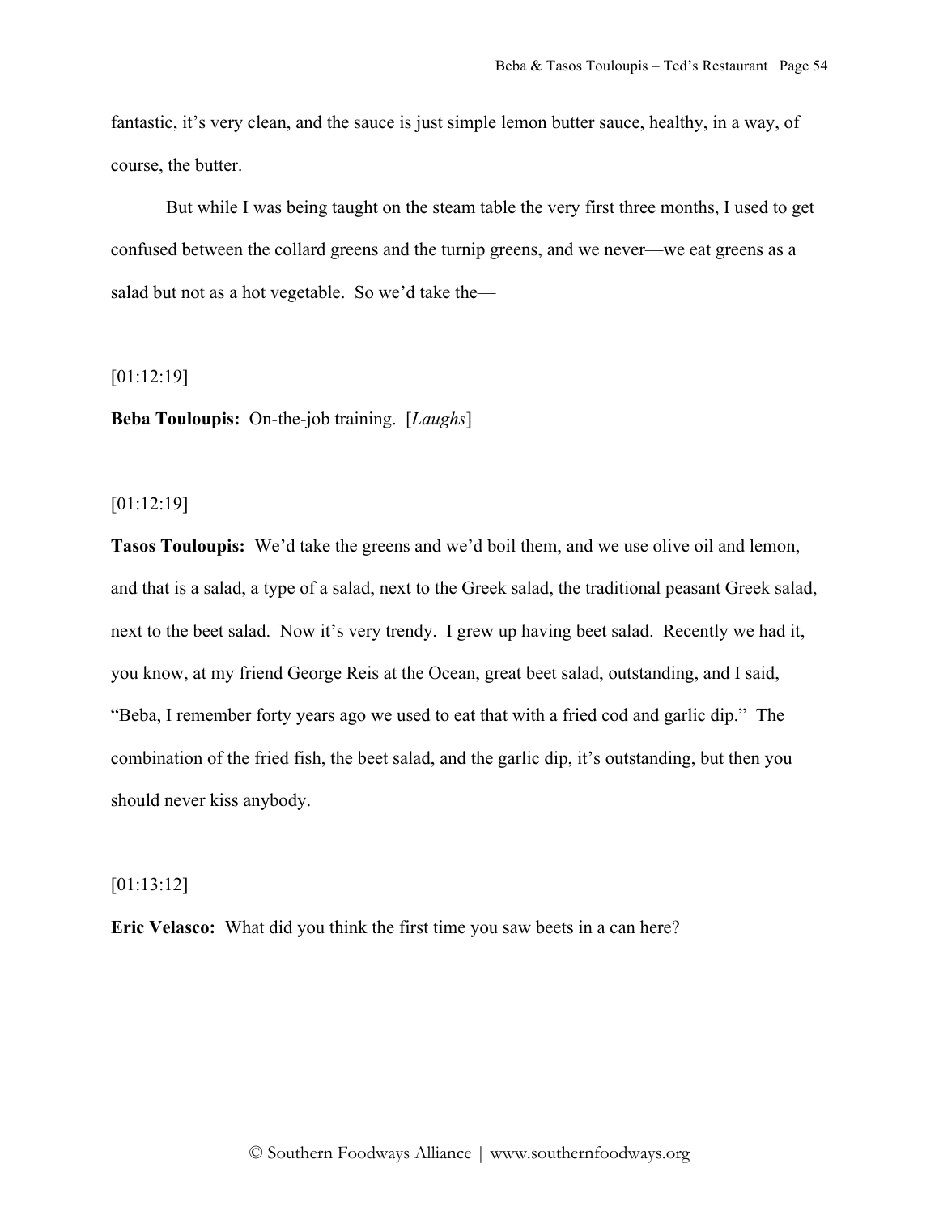fantastic, it's very clean, and the sauce is just simple lemon butter sauce, healthy, in a way, of course, the butter.

But while I was being taught on the steam table the very first three months, I used to get confused between the collard greens and the turnip greens, and we never—we eat greens as a salad but not as a hot vegetable. So we'd take the—

[01:12:19]

**Beba Touloupis:** On-the-job training. [*Laughs*]

[01:12:19]

**Tasos Touloupis:** We'd take the greens and we'd boil them, and we use olive oil and lemon, and that is a salad, a type of a salad, next to the Greek salad, the traditional peasant Greek salad, next to the beet salad. Now it's very trendy. I grew up having beet salad. Recently we had it, you know, at my friend George Reis at the Ocean, great beet salad, outstanding, and I said, "Beba, I remember forty years ago we used to eat that with a fried cod and garlic dip." The combination of the fried fish, the beet salad, and the garlic dip, it's outstanding, but then you should never kiss anybody.

[01:13:12]

**Eric Velasco:** What did you think the first time you saw beets in a can here?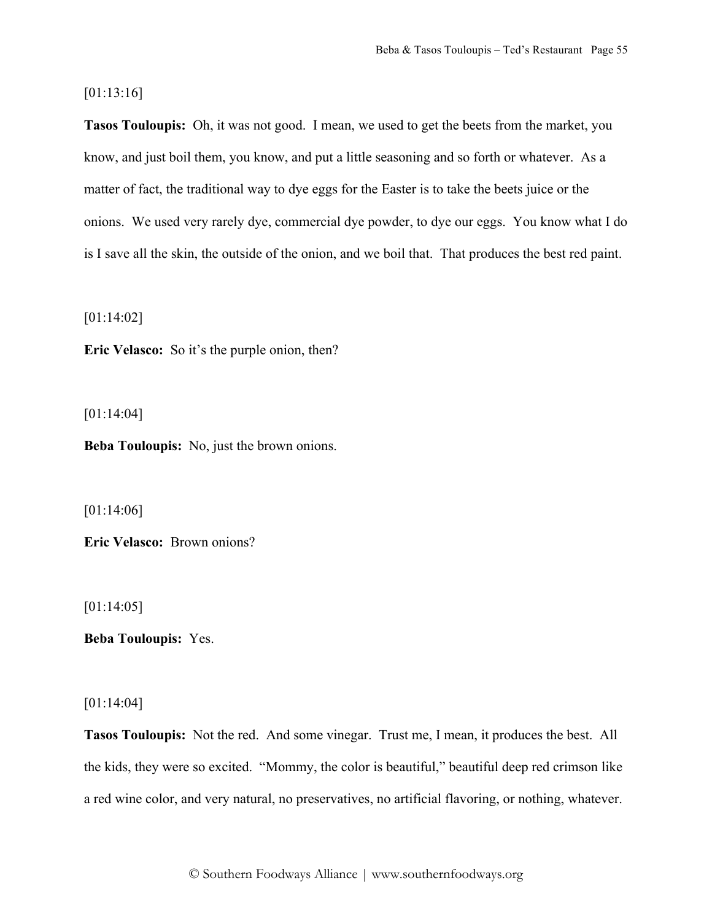[01:13:16]

**Tasos Touloupis:** Oh, it was not good. I mean, we used to get the beets from the market, you know, and just boil them, you know, and put a little seasoning and so forth or whatever. As a matter of fact, the traditional way to dye eggs for the Easter is to take the beets juice or the onions. We used very rarely dye, commercial dye powder, to dye our eggs. You know what I do is I save all the skin, the outside of the onion, and we boil that. That produces the best red paint.

[01:14:02]

**Eric Velasco:** So it's the purple onion, then?

[01:14:04]

**Beba Touloupis:** No, just the brown onions.

[01:14:06]

**Eric Velasco:** Brown onions?

[01:14:05]

**Beba Touloupis:** Yes.

[01:14:04]

**Tasos Touloupis:** Not the red. And some vinegar. Trust me, I mean, it produces the best. All the kids, they were so excited. "Mommy, the color is beautiful," beautiful deep red crimson like a red wine color, and very natural, no preservatives, no artificial flavoring, or nothing, whatever.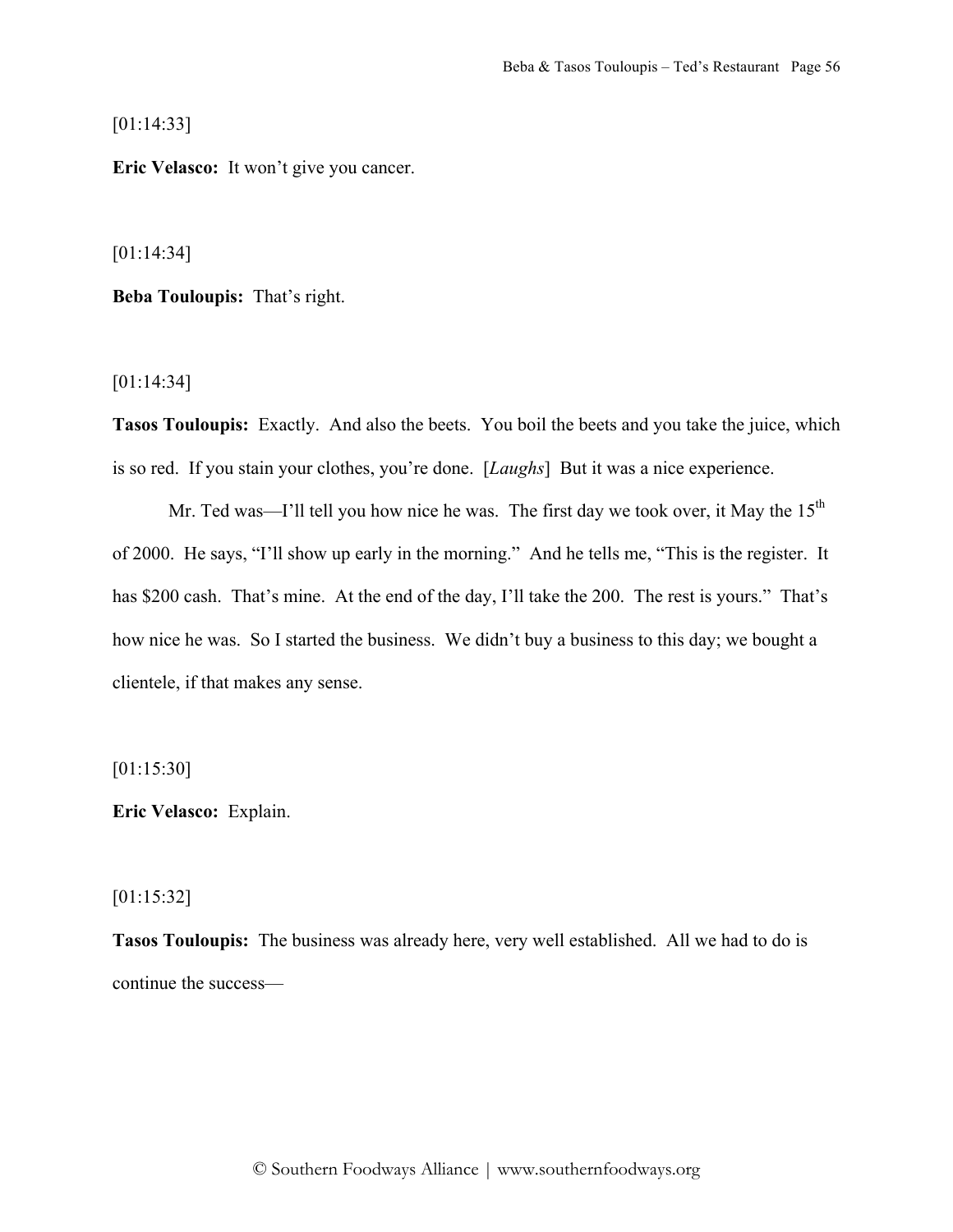[01:14:33]

**Eric Velasco:** It won't give you cancer.

[01:14:34]

**Beba Touloupis:** That's right.

[01:14:34]

**Tasos Touloupis:** Exactly. And also the beets. You boil the beets and you take the juice, which is so red. If you stain your clothes, you're done. [*Laughs*] But it was a nice experience.

Mr. Ted was—I'll tell you how nice he was. The first day we took over, it May the 15th of 2000. He says, "I'll show up early in the morning." And he tells me, "This is the register. It has $200 cash. That's mine. At the end of the day, I'll take the 200. The rest is yours." That's how nice he was. So I started the business. We didn't buy a business to this day; we bought a clientele, if that makes any sense.

[01:15:30]

**Eric Velasco:** Explain.

[01:15:32]

**Tasos Touloupis:** The business was already here, very well established. All we had to do is continue the success—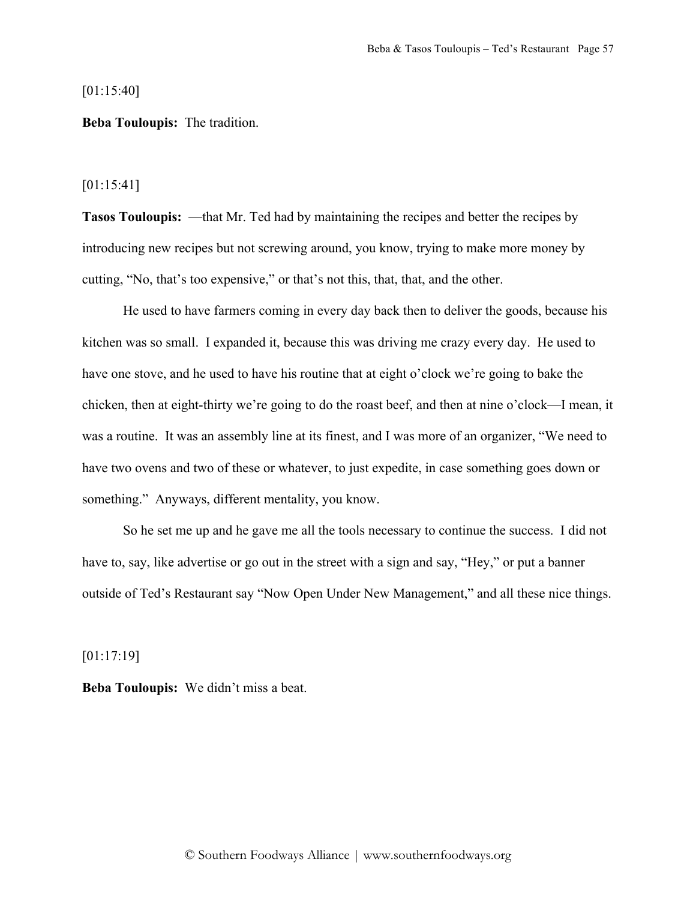[01:15:40]

**Beba Touloupis:** The tradition.

[01:15:41]

**Tasos Touloupis:** —that Mr. Ted had by maintaining the recipes and better the recipes by introducing new recipes but not screwing around, you know, trying to make more money by cutting, "No, that's too expensive," or that's not this, that, that, and the other.

He used to have farmers coming in every day back then to deliver the goods, because his kitchen was so small. I expanded it, because this was driving me crazy every day. He used to have one stove, and he used to have his routine that at eight o'clock we're going to bake the chicken, then at eight-thirty we're going to do the roast beef, and then at nine o'clock—I mean, it was a routine. It was an assembly line at its finest, and I was more of an organizer, "We need to have two ovens and two of these or whatever, to just expedite, in case something goes down or something." Anyways, different mentality, you know.

So he set me up and he gave me all the tools necessary to continue the success. I did not have to, say, like advertise or go out in the street with a sign and say, "Hey," or put a banner outside of Ted's Restaurant say "Now Open Under New Management," and all these nice things.

[01:17:19]

**Beba Touloupis:** We didn't miss a beat.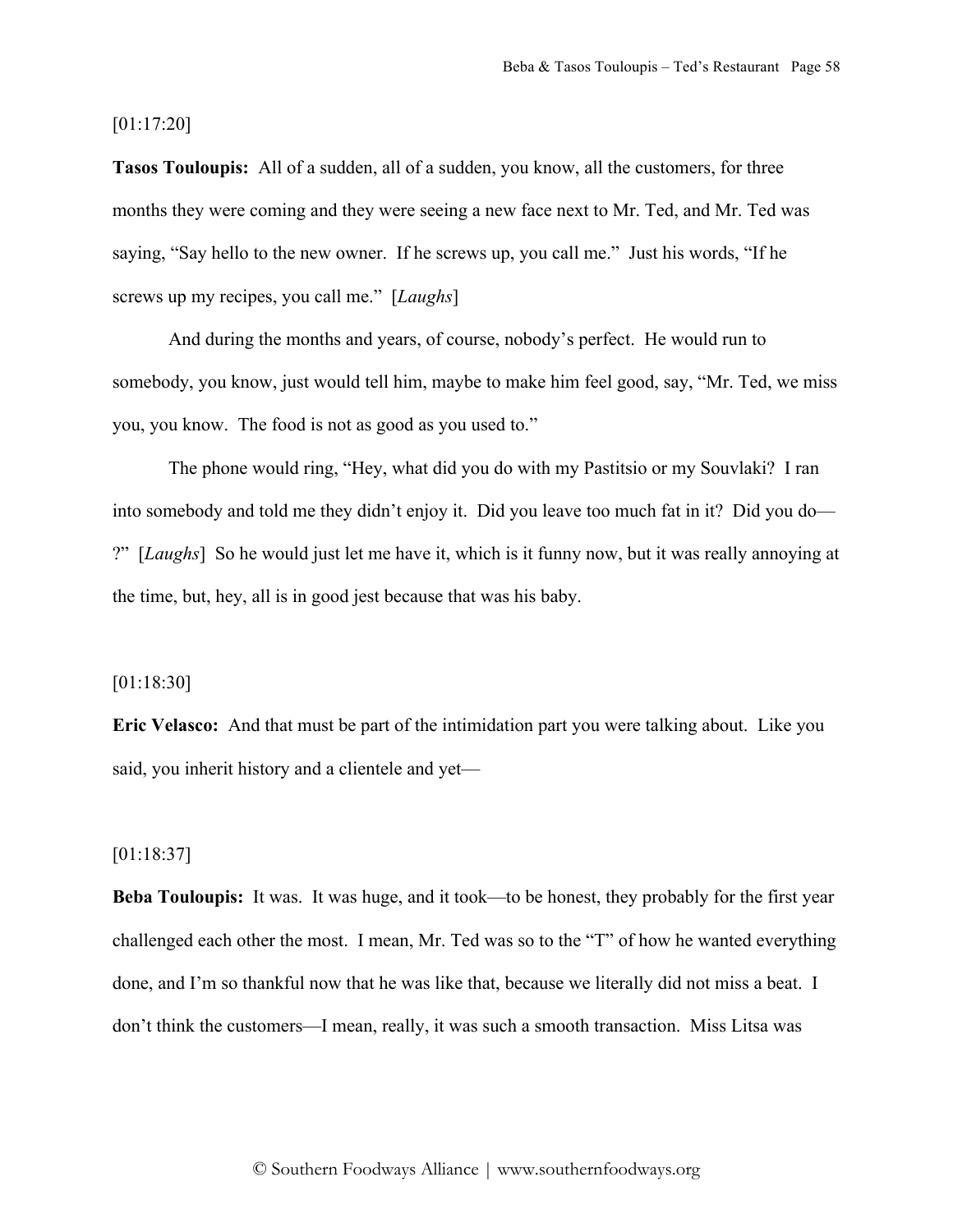[01:17:20]

**Tasos Touloupis:** All of a sudden, all of a sudden, you know, all the customers, for three months they were coming and they were seeing a new face next to Mr. Ted, and Mr. Ted was saying, "Say hello to the new owner. If he screws up, you call me." Just his words, "If he screws up my recipes, you call me." [*Laughs*]

And during the months and years, of course, nobody's perfect. He would run to somebody, you know, just would tell him, maybe to make him feel good, say, "Mr. Ted, we miss you, you know. The food is not as good as you used to."

The phone would ring, "Hey, what did you do with my Pastitsio or my Souvlaki? I ran into somebody and told me they didn't enjoy it. Did you leave too much fat in it? Did you do—?" [*Laughs*] So he would just let me have it, which is it funny now, but it was really annoying at the time, but, hey, all is in good jest because that was his baby.

[01:18:30]

**Eric Velasco:** And that must be part of the intimidation part you were talking about. Like you said, you inherit history and a clientele and yet—

[01:18:37]

**Beba Touloupis:** It was. It was huge, and it took—to be honest, they probably for the first year challenged each other the most. I mean, Mr. Ted was so to the "T" of how he wanted everything done, and I'm so thankful now that he was like that, because we literally did not miss a beat. I don't think the customers—I mean, really, it was such a smooth transaction. Miss Litsa was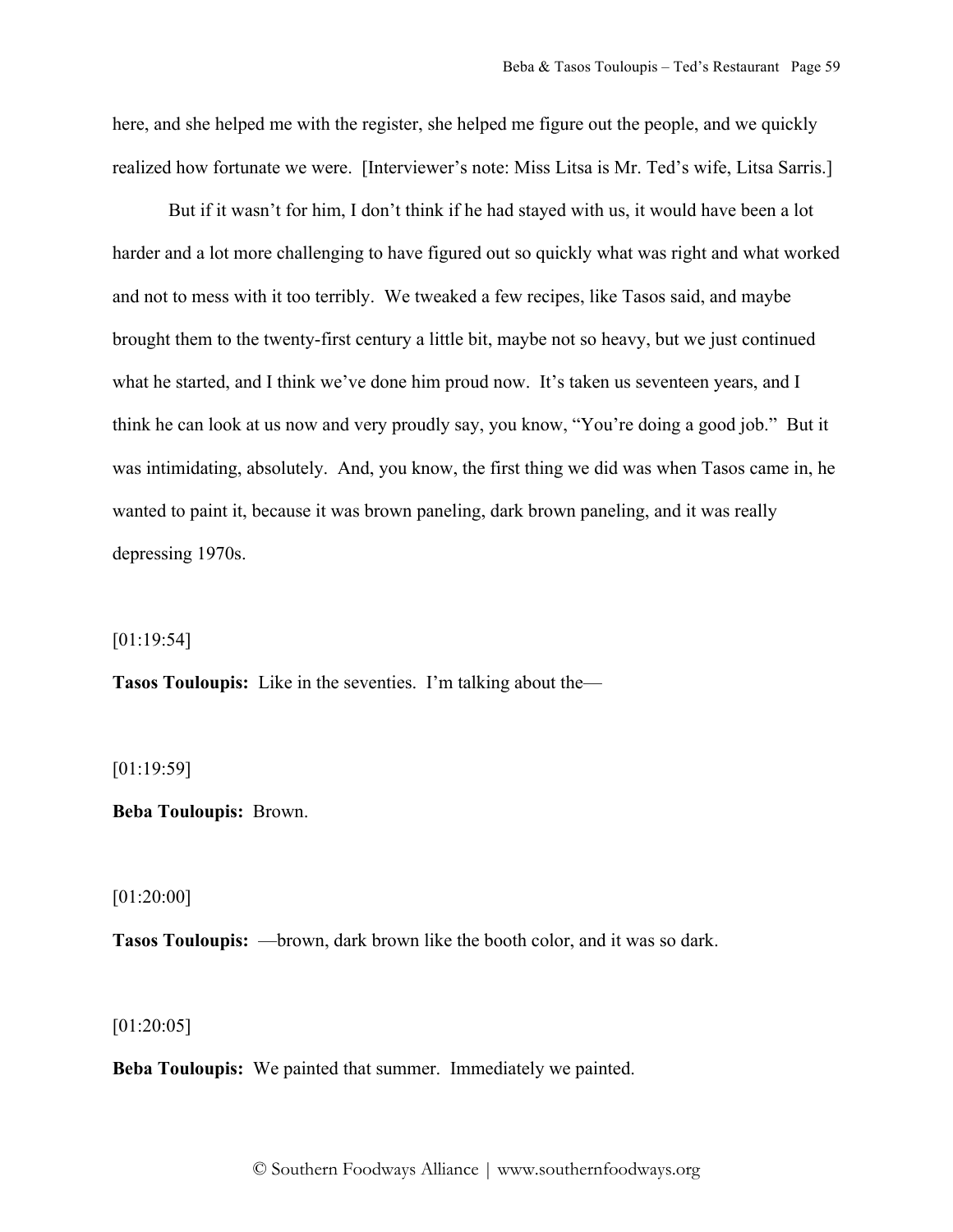here, and she helped me with the register, she helped me figure out the people, and we quickly realized how fortunate we were. [Interviewer's note: Miss Litsa is Mr. Ted's wife, Litsa Sarris.]

But if it wasn't for him, I don't think if he had stayed with us, it would have been a lot harder and a lot more challenging to have figured out so quickly what was right and what worked and not to mess with it too terribly. We tweaked a few recipes, like Tasos said, and maybe brought them to the twenty-first century a little bit, maybe not so heavy, but we just continued what he started, and I think we've done him proud now. It's taken us seventeen years, and I think he can look at us now and very proudly say, you know, "You're doing a good job." But it was intimidating, absolutely. And, you know, the first thing we did was when Tasos came in, he wanted to paint it, because it was brown paneling, dark brown paneling, and it was really depressing 1970s.

[01:19:54]

**Tasos Touloupis:** Like in the seventies. I'm talking about the—

[01:19:59]

**Beba Touloupis:** Brown.

[01:20:00]

**Tasos Touloupis:** —brown, dark brown like the booth color, and it was so dark.

[01:20:05]

**Beba Touloupis:** We painted that summer. Immediately we painted.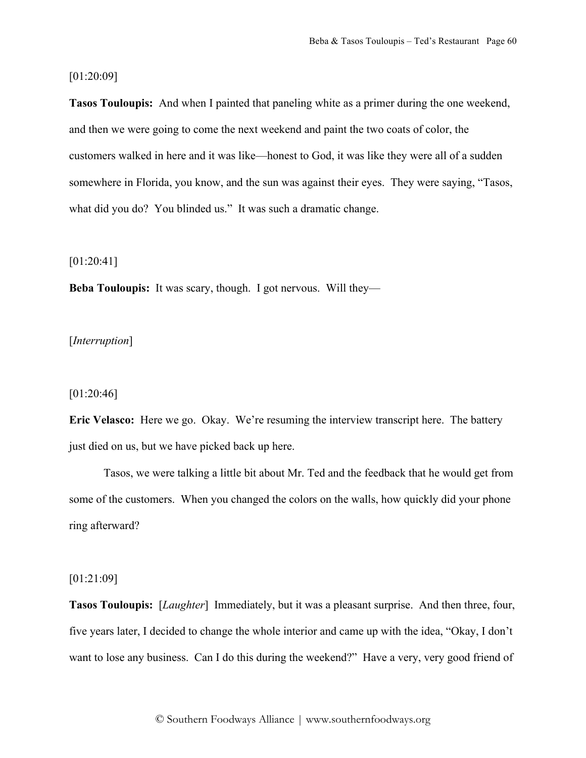[01:20:09]

**Tasos Touloupis:** And when I painted that paneling white as a primer during the one weekend, and then we were going to come the next weekend and paint the two coats of color, the customers walked in here and it was like—honest to God, it was like they were all of a sudden somewhere in Florida, you know, and the sun was against their eyes. They were saying, "Tasos, what did you do? You blinded us." It was such a dramatic change.

[01:20:41]

**Beba Touloupis:** It was scary, though. I got nervous. Will they—

[*Interruption*]

[01:20:46]

**Eric Velasco:** Here we go. Okay. We're resuming the interview transcript here. The battery just died on us, but we have picked back up here.

Tasos, we were talking a little bit about Mr. Ted and the feedback that he would get from some of the customers. When you changed the colors on the walls, how quickly did your phone ring afterward?

[01:21:09]

**Tasos Touloupis:** [*Laughter*] Immediately, but it was a pleasant surprise. And then three, four, five years later, I decided to change the whole interior and came up with the idea, "Okay, I don't want to lose any business. Can I do this during the weekend?" Have a very, very good friend of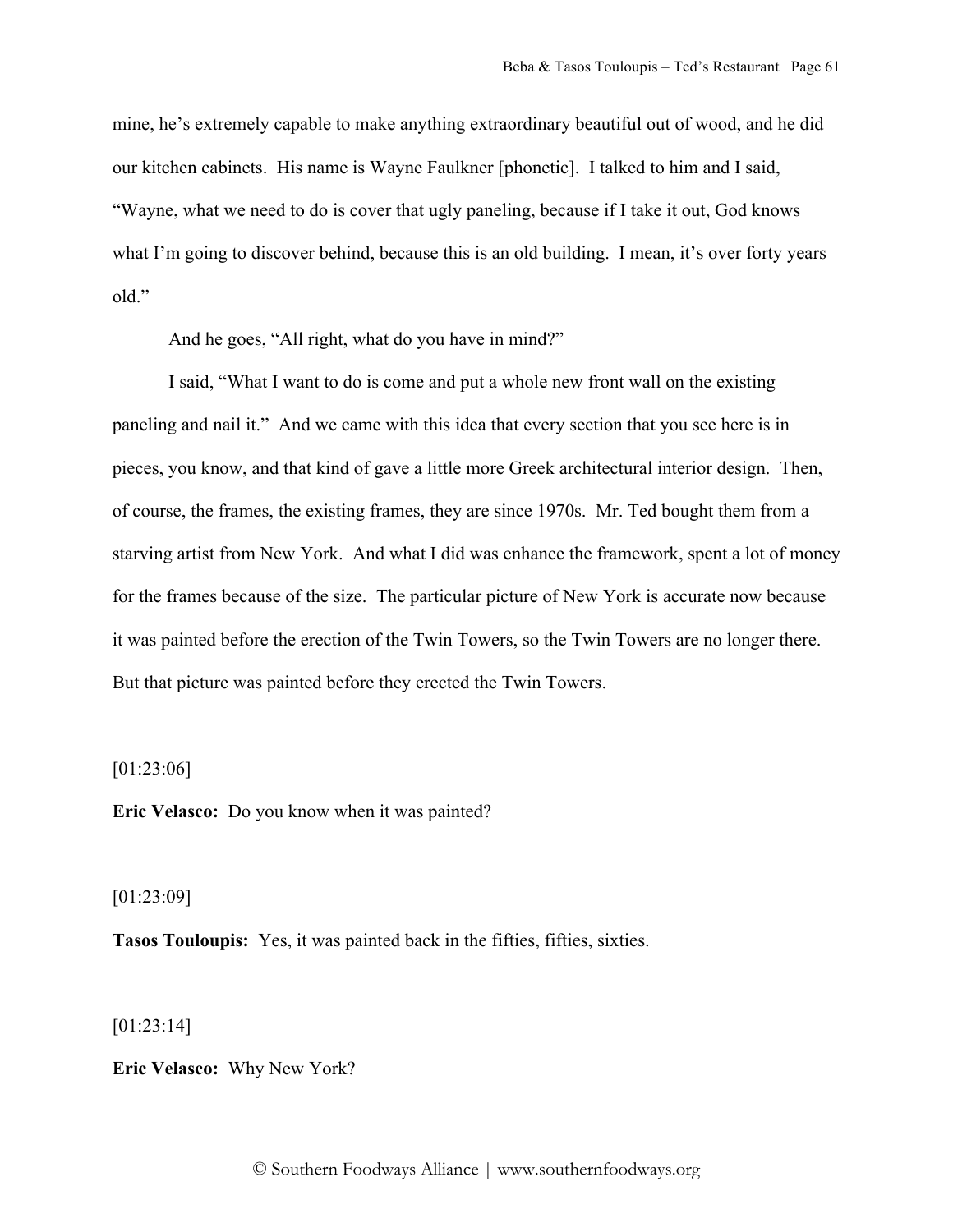mine, he's extremely capable to make anything extraordinary beautiful out of wood, and he did our kitchen cabinets. His name is Wayne Faulkner [phonetic]. I talked to him and I said, "Wayne, what we need to do is cover that ugly paneling, because if I take it out, God knows what I'm going to discover behind, because this is an old building. I mean, it's over forty years old."

And he goes, "All right, what do you have in mind?"

I said, "What I want to do is come and put a whole new front wall on the existing paneling and nail it." And we came with this idea that every section that you see here is in pieces, you know, and that kind of gave a little more Greek architectural interior design. Then, of course, the frames, the existing frames, they are since 1970s. Mr. Ted bought them from a starving artist from New York. And what I did was enhance the framework, spent a lot of money for the frames because of the size. The particular picture of New York is accurate now because it was painted before the erection of the Twin Towers, so the Twin Towers are no longer there. But that picture was painted before they erected the Twin Towers.

[01:23:06]

**Eric Velasco:** Do you know when it was painted?

[01:23:09]

**Tasos Touloupis:** Yes, it was painted back in the fifties, fifties, sixties.

[01:23:14]

**Eric Velasco:** Why New York?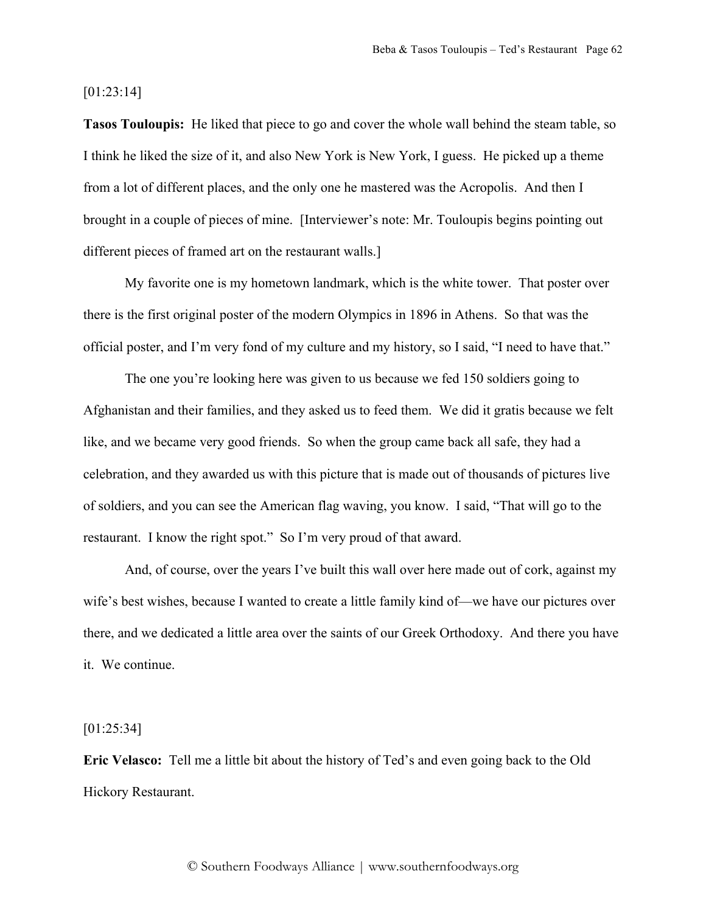[01:23:14]

**Tasos Touloupis:** He liked that piece to go and cover the whole wall behind the steam table, so I think he liked the size of it, and also New York is New York, I guess. He picked up a theme from a lot of different places, and the only one he mastered was the Acropolis. And then I brought in a couple of pieces of mine. [Interviewer's note: Mr. Touloupis begins pointing out different pieces of framed art on the restaurant walls.]

My favorite one is my hometown landmark, which is the white tower. That poster over there is the first original poster of the modern Olympics in 1896 in Athens. So that was the official poster, and I'm very fond of my culture and my history, so I said, "I need to have that."

The one you're looking here was given to us because we fed 150 soldiers going to Afghanistan and their families, and they asked us to feed them. We did it gratis because we felt like, and we became very good friends. So when the group came back all safe, they had a celebration, and they awarded us with this picture that is made out of thousands of pictures live of soldiers, and you can see the American flag waving, you know. I said, "That will go to the restaurant. I know the right spot." So I'm very proud of that award.

And, of course, over the years I've built this wall over here made out of cork, against my wife's best wishes, because I wanted to create a little family kind of—we have our pictures over there, and we dedicated a little area over the saints of our Greek Orthodoxy. And there you have it. We continue.

[01:25:34]

**Eric Velasco:** Tell me a little bit about the history of Ted's and even going back to the Old Hickory Restaurant.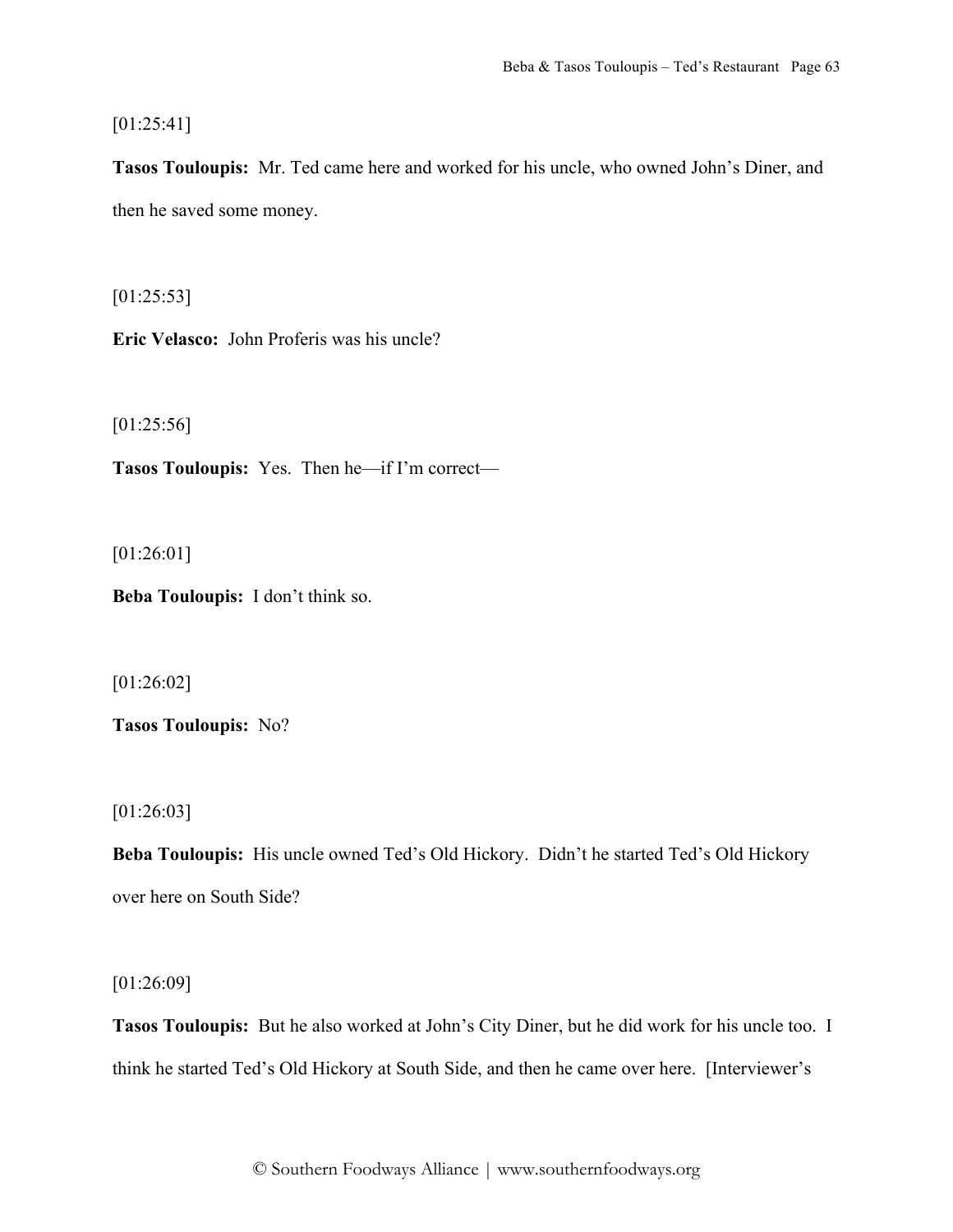[01:25:41]

**Tasos Touloupis:** Mr. Ted came here and worked for his uncle, who owned John's Diner, and then he saved some money.

[01:25:53]

**Eric Velasco:** John Proferis was his uncle?

[01:25:56]

**Tasos Touloupis:** Yes. Then he—if I'm correct—

[01:26:01]

**Beba Touloupis:** I don't think so.

[01:26:02]

**Tasos Touloupis:** No?

[01:26:03]

**Beba Touloupis:** His uncle owned Ted's Old Hickory. Didn't he started Ted's Old Hickory over here on South Side?

[01:26:09]

**Tasos Touloupis:** But he also worked at John's City Diner, but he did work for his uncle too. I think he started Ted's Old Hickory at South Side, and then he came over here. [Interviewer's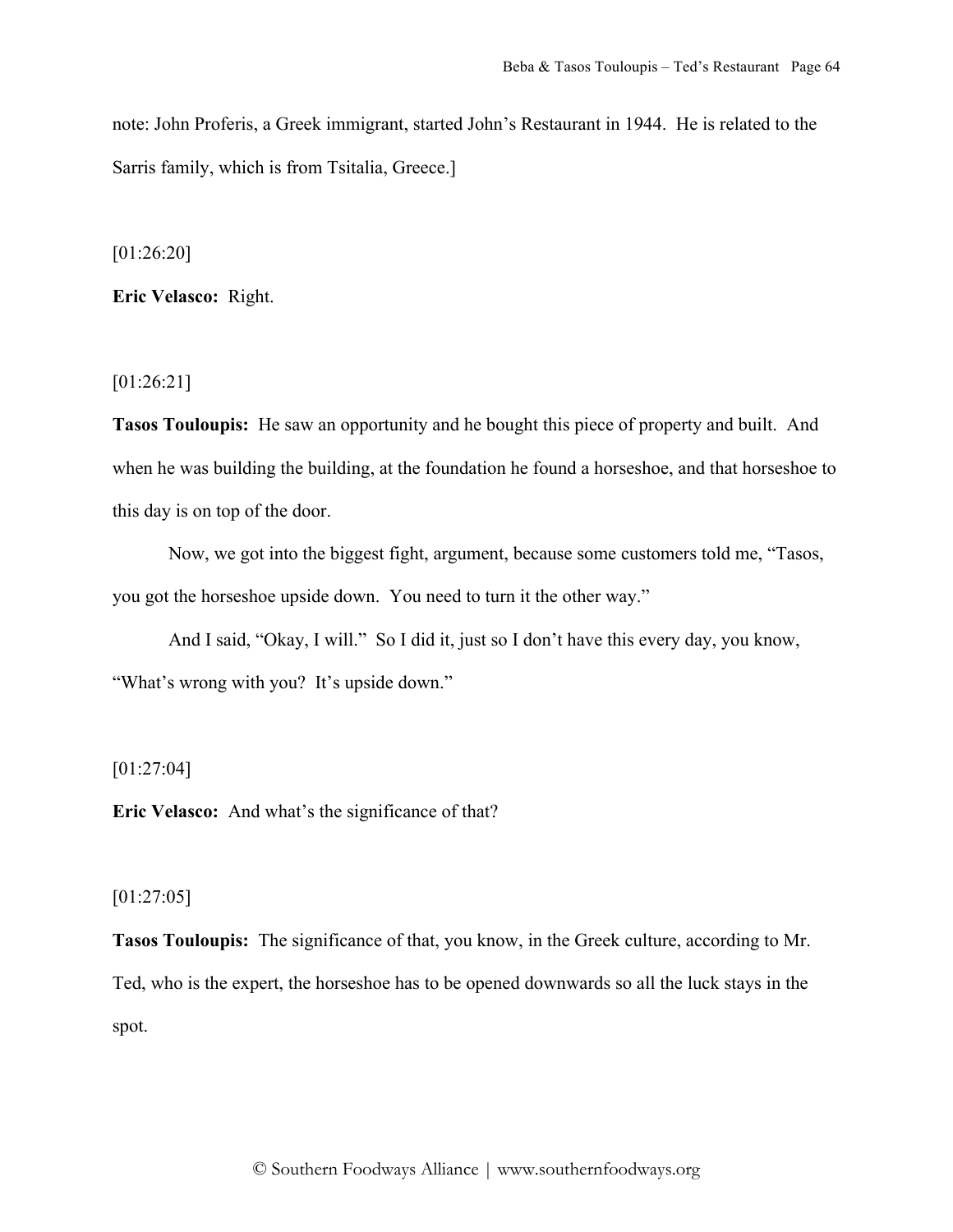note: John Proferis, a Greek immigrant, started John's Restaurant in 1944. He is related to the Sarris family, which is from Tsitalia, Greece.]

[01:26:20]

**Eric Velasco:** Right.

[01:26:21]

**Tasos Touloupis:** He saw an opportunity and he bought this piece of property and built. And when he was building the building, at the foundation he found a horseshoe, and that horseshoe to this day is on top of the door.

Now, we got into the biggest fight, argument, because some customers told me, "Tasos, you got the horseshoe upside down. You need to turn it the other way."

And I said, "Okay, I will." So I did it, just so I don't have this every day, you know, "What's wrong with you? It's upside down."

[01:27:04]

**Eric Velasco:** And what's the significance of that?

[01:27:05]

**Tasos Touloupis:** The significance of that, you know, in the Greek culture, according to Mr. Ted, who is the expert, the horseshoe has to be opened downwards so all the luck stays in the spot.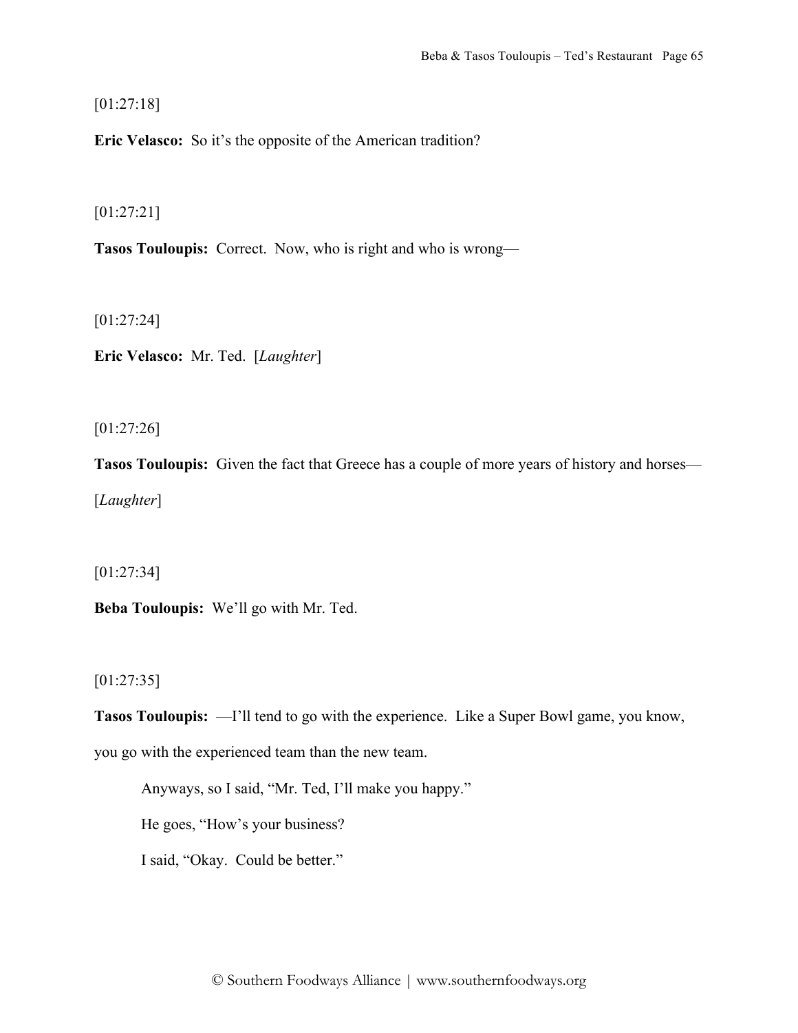[01:27:18]

**Eric Velasco:** So it's the opposite of the American tradition?

[01:27:21]

**Tasos Touloupis:** Correct. Now, who is right and who is wrong—

[01:27:24]

**Eric Velasco:** Mr. Ted. [*Laughter*]

[01:27:26]

**Tasos Touloupis:** Given the fact that Greece has a couple of more years of history and horses—[*Laughter*]

[01:27:34]

**Beba Touloupis:** We'll go with Mr. Ted.

[01:27:35]

**Tasos Touloupis:** —I'll tend to go with the experience. Like a Super Bowl game, you know, you go with the experienced team than the new team.

Anyways, so I said, "Mr. Ted, I'll make you happy."

He goes, "How's your business?

I said, "Okay. Could be better."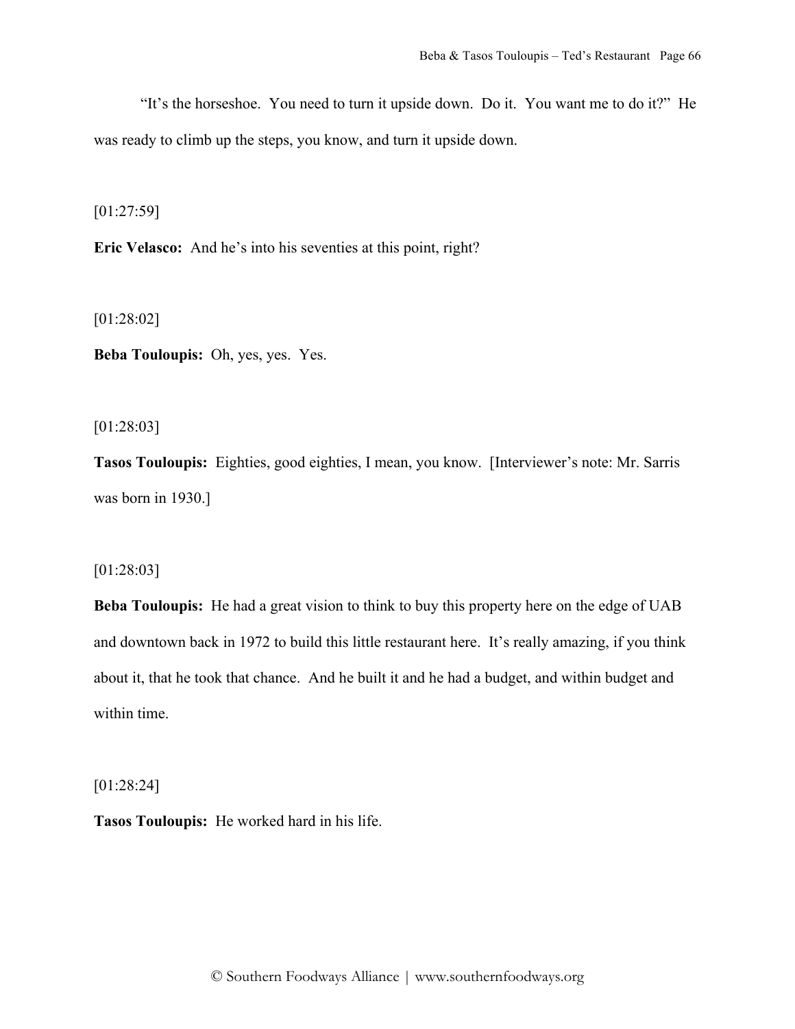"It's the horseshoe. You need to turn it upside down. Do it. You want me to do it?" He was ready to climb up the steps, you know, and turn it upside down.

[01:27:59]

**Eric Velasco:** And he's into his seventies at this point, right?

[01:28:02]

**Beba Touloupis:** Oh, yes, yes. Yes.

[01:28:03]

**Tasos Touloupis:** Eighties, good eighties, I mean, you know. [Interviewer's note: Mr. Sarris was born in 1930.]

[01:28:03]

**Beba Touloupis:** He had a great vision to think to buy this property here on the edge of UAB and downtown back in 1972 to build this little restaurant here. It's really amazing, if you think about it, that he took that chance. And he built it and he had a budget, and within budget and within time.

[01:28:24]

**Tasos Touloupis:** He worked hard in his life.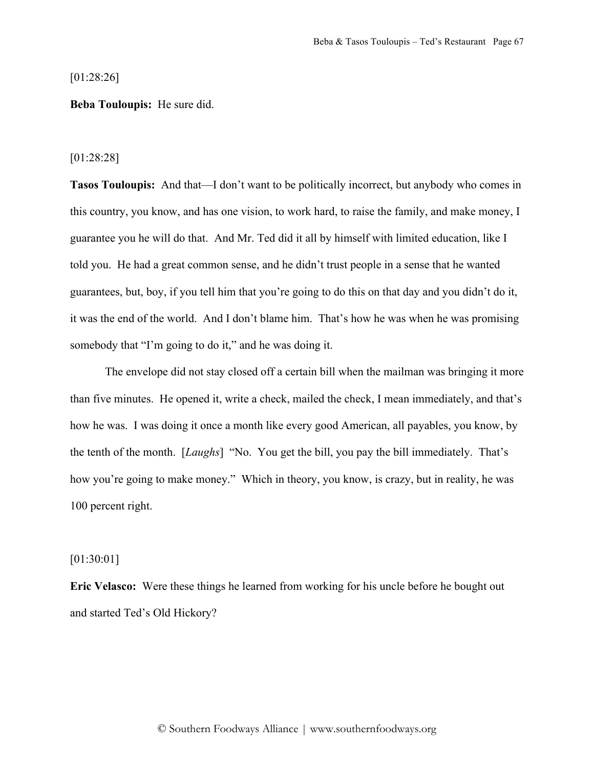[01:28:26]

**Beba Touloupis:** He sure did.

[01:28:28]

**Tasos Touloupis:** And that—I don't want to be politically incorrect, but anybody who comes in this country, you know, and has one vision, to work hard, to raise the family, and make money, I guarantee you he will do that. And Mr. Ted did it all by himself with limited education, like I told you. He had a great common sense, and he didn't trust people in a sense that he wanted guarantees, but, boy, if you tell him that you're going to do this on that day and you didn't do it, it was the end of the world. And I don't blame him. That's how he was when he was promising somebody that "I'm going to do it," and he was doing it.

The envelope did not stay closed off a certain bill when the mailman was bringing it more than five minutes. He opened it, write a check, mailed the check, I mean immediately, and that's how he was. I was doing it once a month like every good American, all payables, you know, by the tenth of the month. [*Laughs*] "No. You get the bill, you pay the bill immediately. That's how you're going to make money." Which in theory, you know, is crazy, but in reality, he was 100 percent right.

[01:30:01]

**Eric Velasco:** Were these things he learned from working for his uncle before he bought out and started Ted's Old Hickory?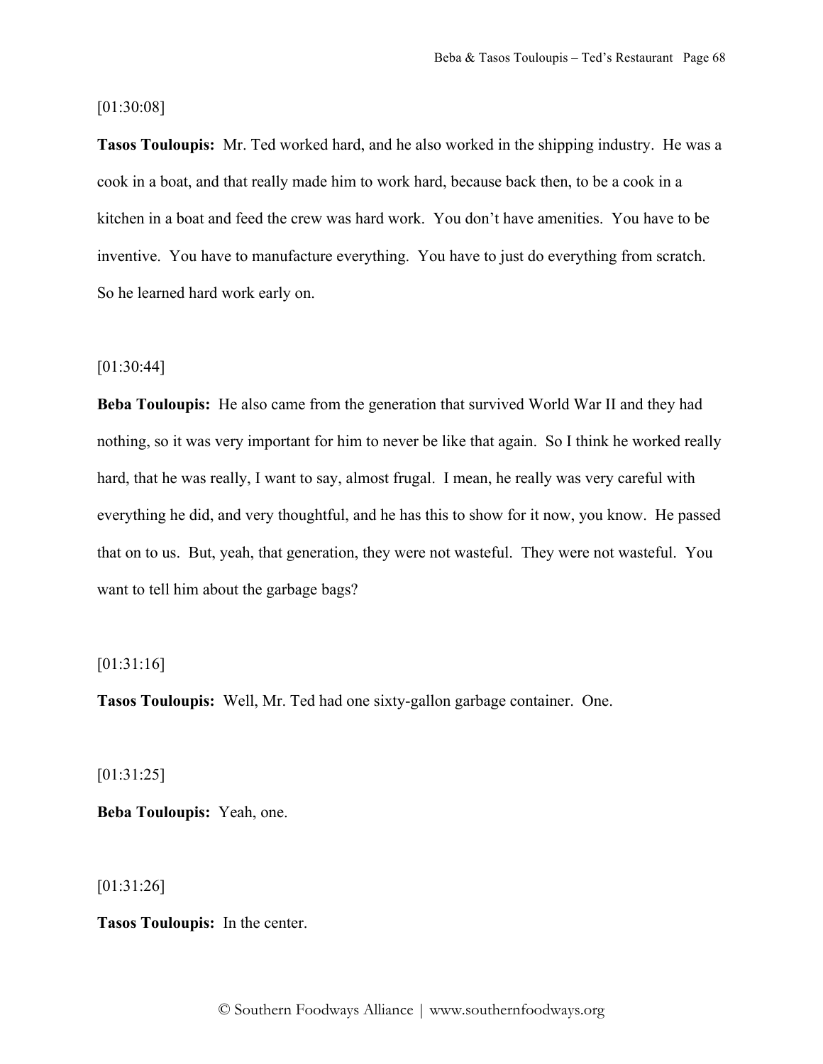[01:30:08]

**Tasos Touloupis:** Mr. Ted worked hard, and he also worked in the shipping industry. He was a cook in a boat, and that really made him to work hard, because back then, to be a cook in a kitchen in a boat and feed the crew was hard work. You don't have amenities. You have to be inventive. You have to manufacture everything. You have to just do everything from scratch. So he learned hard work early on.

[01:30:44]

**Beba Touloupis:** He also came from the generation that survived World War II and they had nothing, so it was very important for him to never be like that again. So I think he worked really hard, that he was really, I want to say, almost frugal. I mean, he really was very careful with everything he did, and very thoughtful, and he has this to show for it now, you know. He passed that on to us. But, yeah, that generation, they were not wasteful. They were not wasteful. You want to tell him about the garbage bags?

[01:31:16]

**Tasos Touloupis:** Well, Mr. Ted had one sixty-gallon garbage container. One.

[01:31:25]

**Beba Touloupis:** Yeah, one.

[01:31:26]

**Tasos Touloupis:** In the center.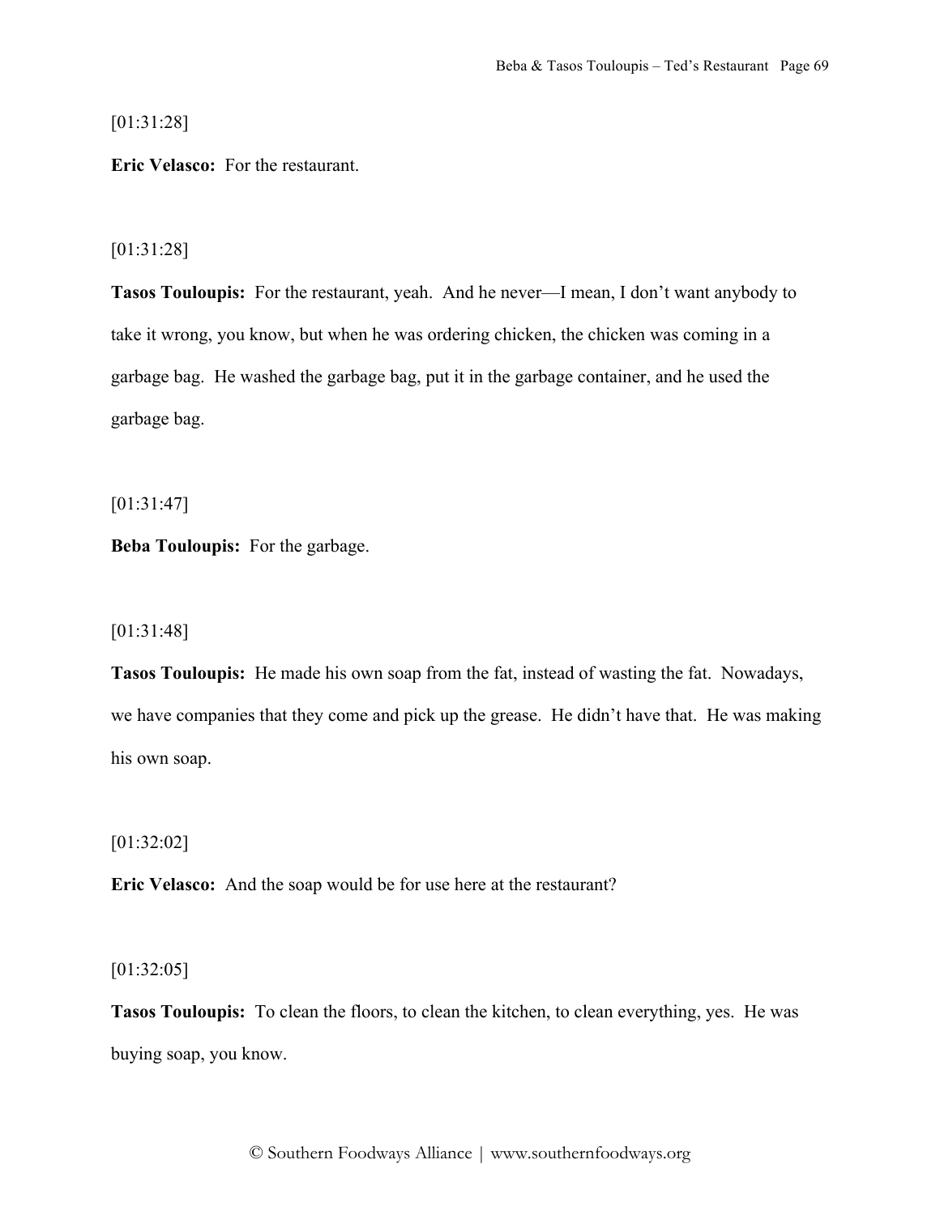[01:31:28]

**Eric Velasco:** For the restaurant.

[01:31:28]

**Tasos Touloupis:** For the restaurant, yeah. And he never—I mean, I don't want anybody to take it wrong, you know, but when he was ordering chicken, the chicken was coming in a garbage bag. He washed the garbage bag, put it in the garbage container, and he used the garbage bag.

[01:31:47]

**Beba Touloupis:** For the garbage.

[01:31:48]

**Tasos Touloupis:** He made his own soap from the fat, instead of wasting the fat. Nowadays, we have companies that they come and pick up the grease. He didn't have that. He was making his own soap.

[01:32:02]

**Eric Velasco:** And the soap would be for use here at the restaurant?

[01:32:05]

**Tasos Touloupis:** To clean the floors, to clean the kitchen, to clean everything, yes. He was buying soap, you know.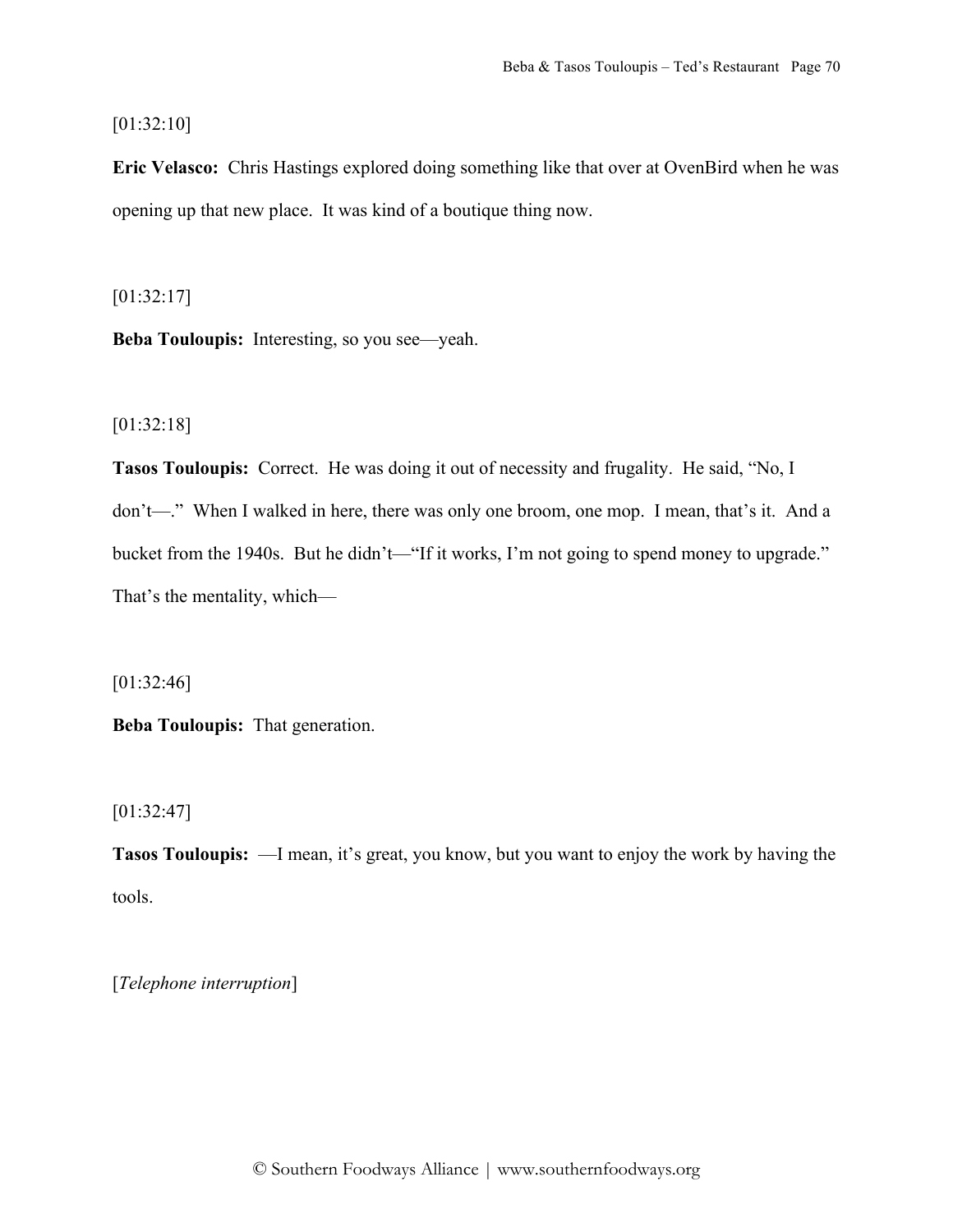[01:32:10]

**Eric Velasco:** Chris Hastings explored doing something like that over at OvenBird when he was opening up that new place. It was kind of a boutique thing now.

[01:32:17]

**Beba Touloupis:** Interesting, so you see—yeah.

[01:32:18]

**Tasos Touloupis:** Correct. He was doing it out of necessity and frugality. He said, "No, I don't—." When I walked in here, there was only one broom, one mop. I mean, that's it. And a bucket from the 1940s. But he didn't—"If it works, I'm not going to spend money to upgrade." That's the mentality, which—

[01:32:46]

**Beba Touloupis:** That generation.

[01:32:47]

**Tasos Touloupis:** —I mean, it's great, you know, but you want to enjoy the work by having the tools.

[*Telephone interruption*]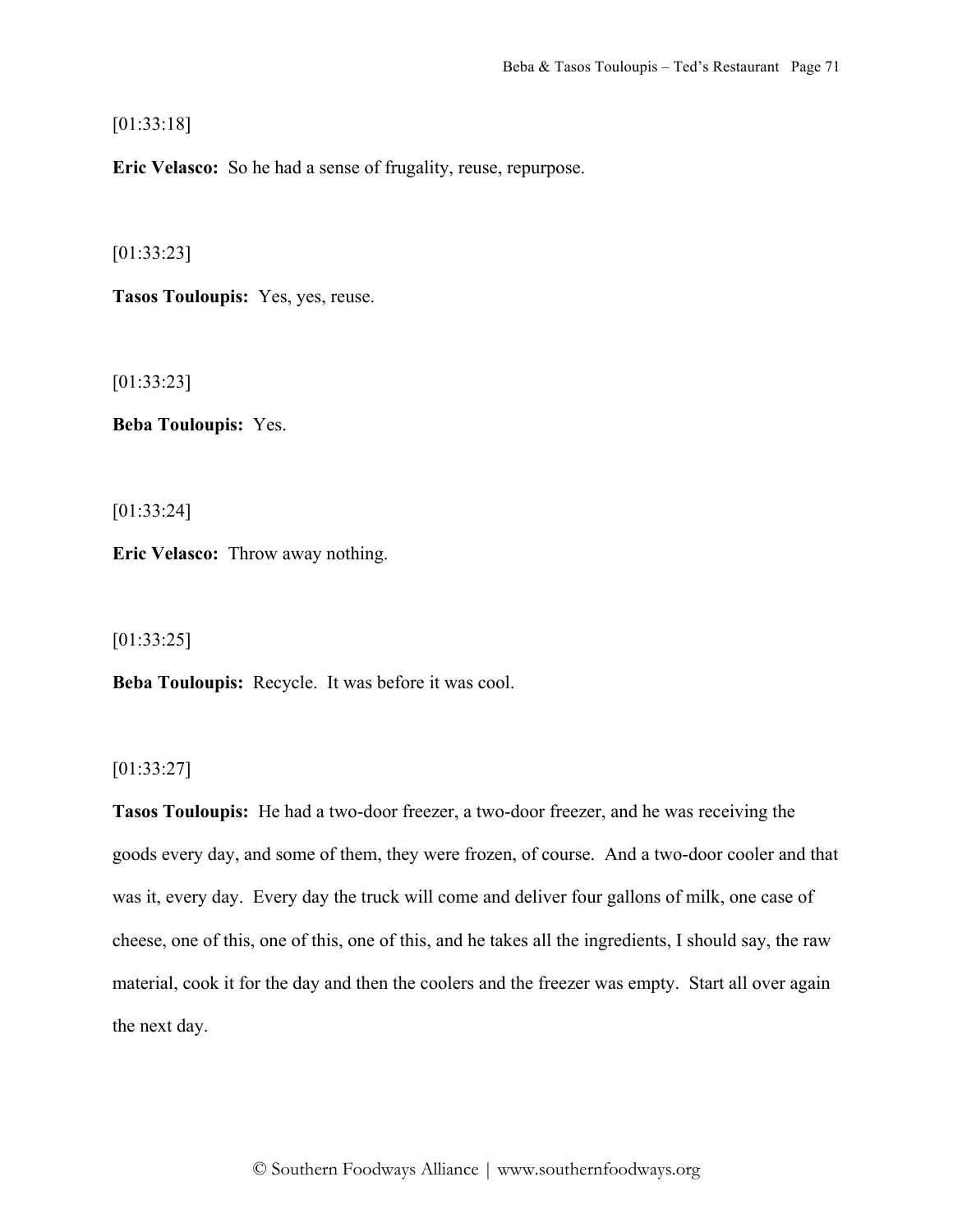[01:33:18]

**Eric Velasco:** So he had a sense of frugality, reuse, repurpose.

[01:33:23]

**Tasos Touloupis:** Yes, yes, reuse.

[01:33:23]

**Beba Touloupis:** Yes.

[01:33:24]

**Eric Velasco:** Throw away nothing.

[01:33:25]

**Beba Touloupis:** Recycle. It was before it was cool.

[01:33:27]

**Tasos Touloupis:** He had a two-door freezer, a two-door freezer, and he was receiving the goods every day, and some of them, they were frozen, of course. And a two-door cooler and that was it, every day. Every day the truck will come and deliver four gallons of milk, one case of cheese, one of this, one of this, one of this, and he takes all the ingredients, I should say, the raw material, cook it for the day and then the coolers and the freezer was empty. Start all over again the next day.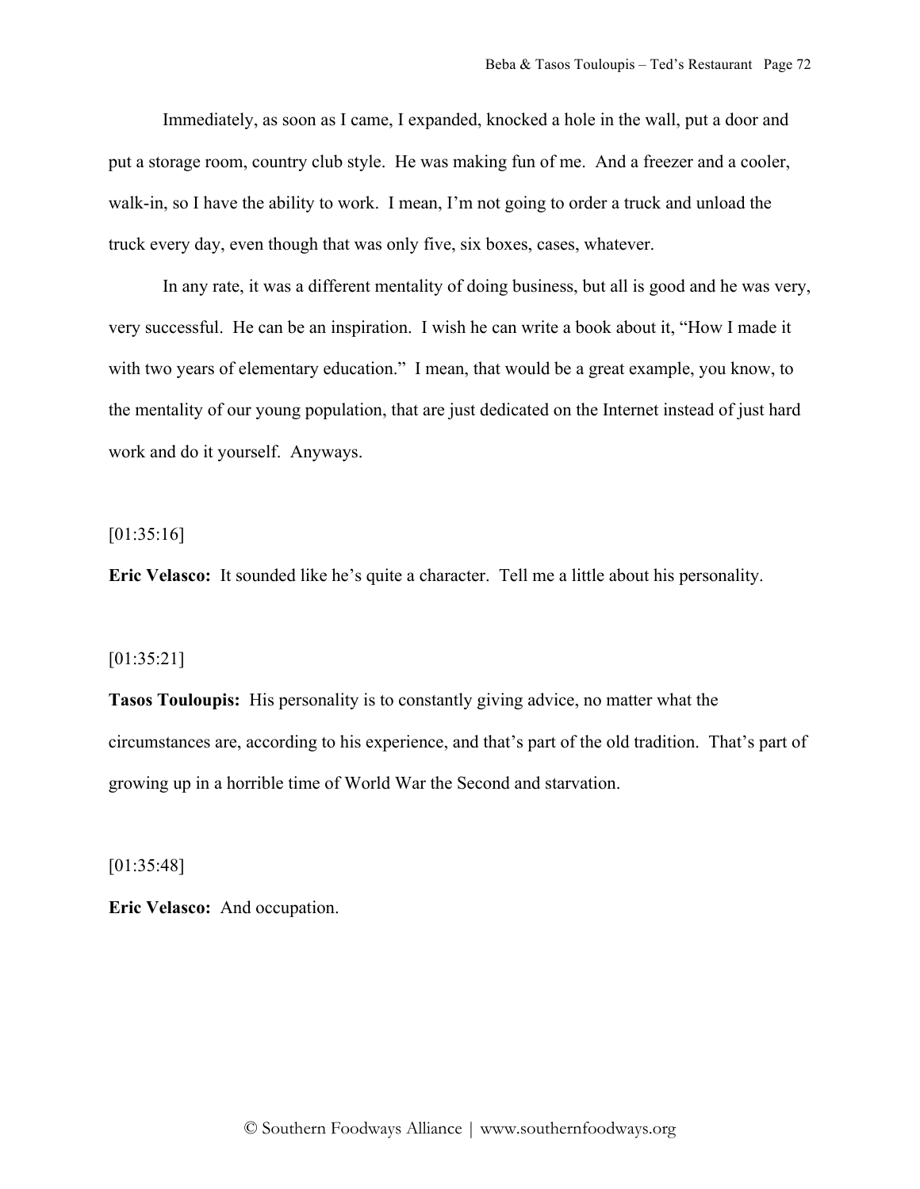Immediately, as soon as I came, I expanded, knocked a hole in the wall, put a door and put a storage room, country club style. He was making fun of me. And a freezer and a cooler, walk-in, so I have the ability to work. I mean, I'm not going to order a truck and unload the truck every day, even though that was only five, six boxes, cases, whatever.

In any rate, it was a different mentality of doing business, but all is good and he was very, very successful. He can be an inspiration. I wish he can write a book about it, "How I made it with two years of elementary education." I mean, that would be a great example, you know, to the mentality of our young population, that are just dedicated on the Internet instead of just hard work and do it yourself. Anyways.

[01:35:16]

**Eric Velasco:** It sounded like he's quite a character. Tell me a little about his personality.

[01:35:21]

**Tasos Touloupis:** His personality is to constantly giving advice, no matter what the circumstances are, according to his experience, and that's part of the old tradition. That's part of growing up in a horrible time of World War the Second and starvation.

[01:35:48]

**Eric Velasco:** And occupation.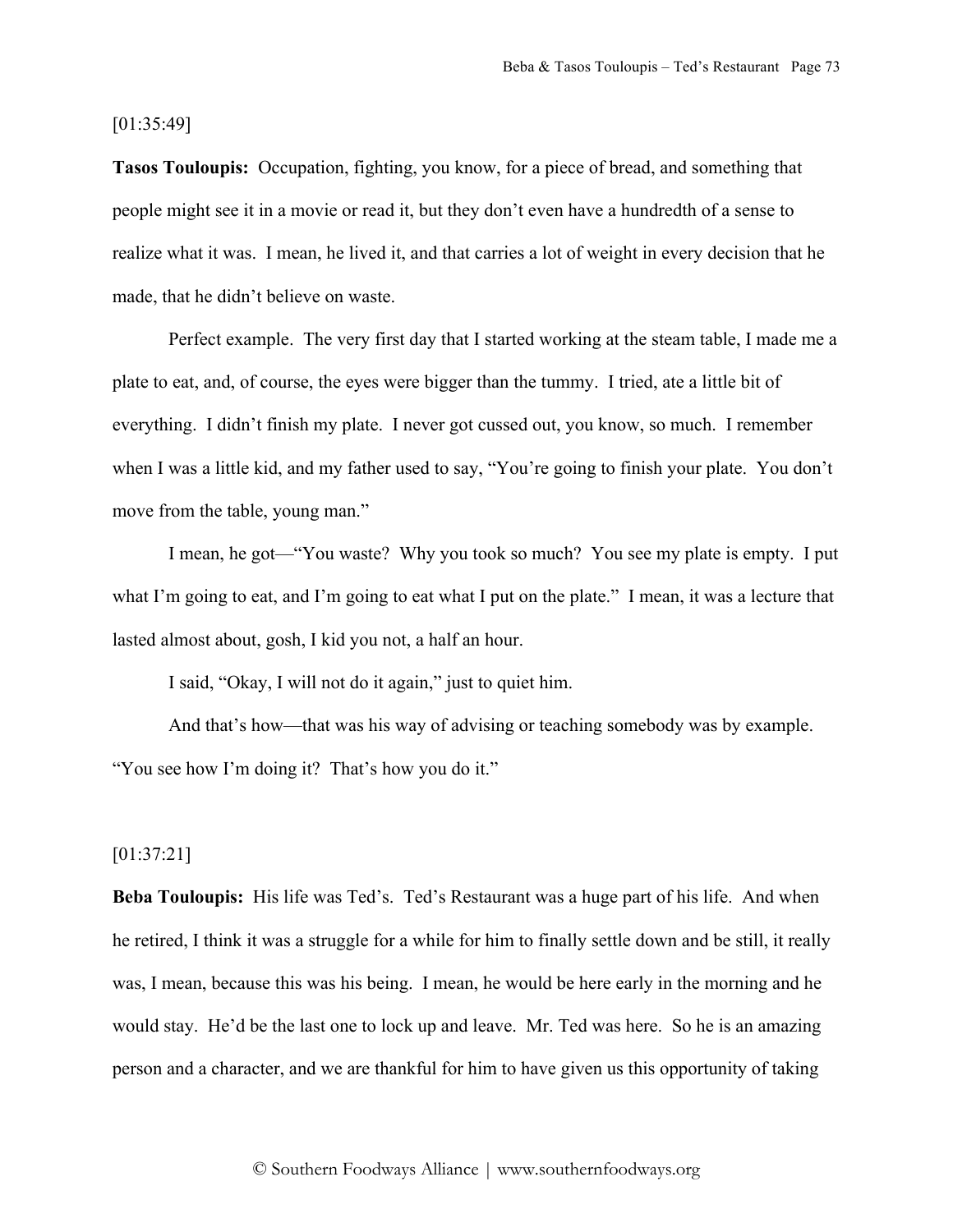[01:35:49]

**Tasos Touloupis:** Occupation, fighting, you know, for a piece of bread, and something that people might see it in a movie or read it, but they don't even have a hundredth of a sense to realize what it was. I mean, he lived it, and that carries a lot of weight in every decision that he made, that he didn't believe on waste.

Perfect example. The very first day that I started working at the steam table, I made me a plate to eat, and, of course, the eyes were bigger than the tummy. I tried, ate a little bit of everything. I didn't finish my plate. I never got cussed out, you know, so much. I remember when I was a little kid, and my father used to say, "You're going to finish your plate. You don't move from the table, young man."

I mean, he got—"You waste? Why you took so much? You see my plate is empty. I put what I'm going to eat, and I'm going to eat what I put on the plate." I mean, it was a lecture that lasted almost about, gosh, I kid you not, a half an hour.

I said, "Okay, I will not do it again," just to quiet him.

And that's how—that was his way of advising or teaching somebody was by example. "You see how I'm doing it? That's how you do it."

[01:37:21]

**Beba Touloupis:** His life was Ted's. Ted's Restaurant was a huge part of his life. And when he retired, I think it was a struggle for a while for him to finally settle down and be still, it really was, I mean, because this was his being. I mean, he would be here early in the morning and he would stay. He'd be the last one to lock up and leave. Mr. Ted was here. So he is an amazing person and a character, and we are thankful for him to have given us this opportunity of taking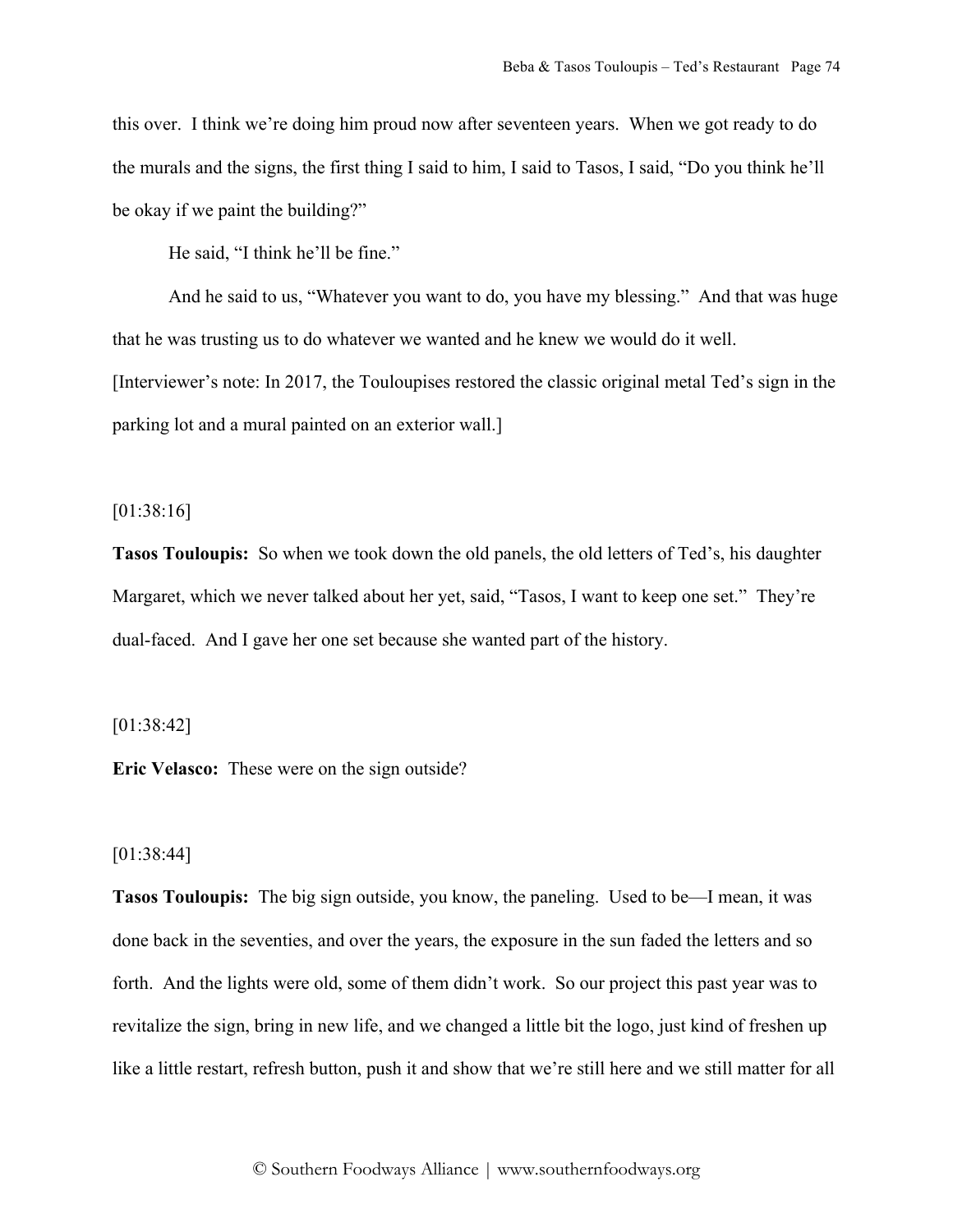this over. I think we're doing him proud now after seventeen years. When we got ready to do the murals and the signs, the first thing I said to him, I said to Tasos, I said, "Do you think he'll be okay if we paint the building?"

He said, "I think he'll be fine."

And he said to us, "Whatever you want to do, you have my blessing." And that was huge that he was trusting us to do whatever we wanted and he knew we would do it well. [Interviewer's note: In 2017, the Touloupises restored the classic original metal Ted's sign in the parking lot and a mural painted on an exterior wall.]

[01:38:16]

**Tasos Touloupis:** So when we took down the old panels, the old letters of Ted's, his daughter Margaret, which we never talked about her yet, said, "Tasos, I want to keep one set." They're dual-faced. And I gave her one set because she wanted part of the history.

[01:38:42]

**Eric Velasco:** These were on the sign outside?

[01:38:44]

**Tasos Touloupis:** The big sign outside, you know, the paneling. Used to be—I mean, it was done back in the seventies, and over the years, the exposure in the sun faded the letters and so forth. And the lights were old, some of them didn't work. So our project this past year was to revitalize the sign, bring in new life, and we changed a little bit the logo, just kind of freshen up like a little restart, refresh button, push it and show that we're still here and we still matter for all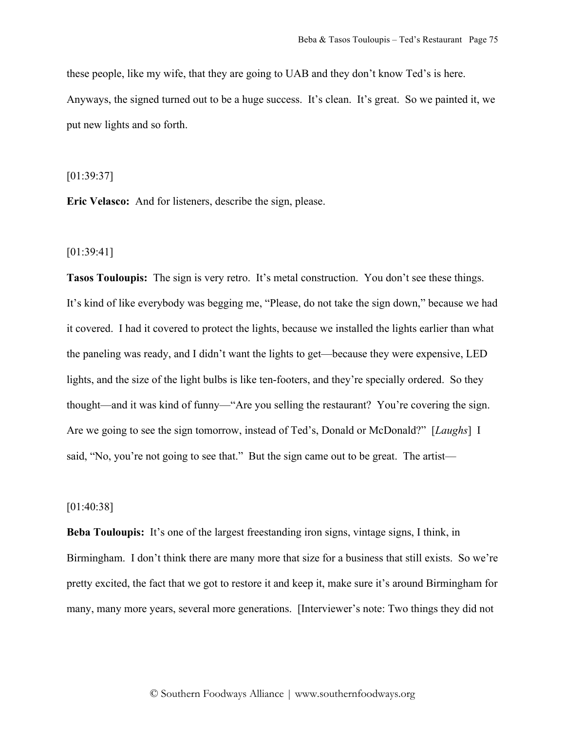these people, like my wife, that they are going to UAB and they don't know Ted's is here. Anyways, the signed turned out to be a huge success. It's clean. It's great. So we painted it, we put new lights and so forth.

[01:39:37]

**Eric Velasco:** And for listeners, describe the sign, please.

[01:39:41]

**Tasos Touloupis:** The sign is very retro. It's metal construction. You don't see these things. It's kind of like everybody was begging me, "Please, do not take the sign down," because we had it covered. I had it covered to protect the lights, because we installed the lights earlier than what the paneling was ready, and I didn't want the lights to get—because they were expensive, LED lights, and the size of the light bulbs is like ten-footers, and they're specially ordered. So they thought—and it was kind of funny—"Are you selling the restaurant? You're covering the sign. Are we going to see the sign tomorrow, instead of Ted's, Donald or McDonald?" [*Laughs*] I said, "No, you're not going to see that." But the sign came out to be great. The artist—

[01:40:38]

**Beba Touloupis:** It's one of the largest freestanding iron signs, vintage signs, I think, in Birmingham. I don't think there are many more that size for a business that still exists. So we're pretty excited, the fact that we got to restore it and keep it, make sure it's around Birmingham for many, many more years, several more generations. [Interviewer's note: Two things they did not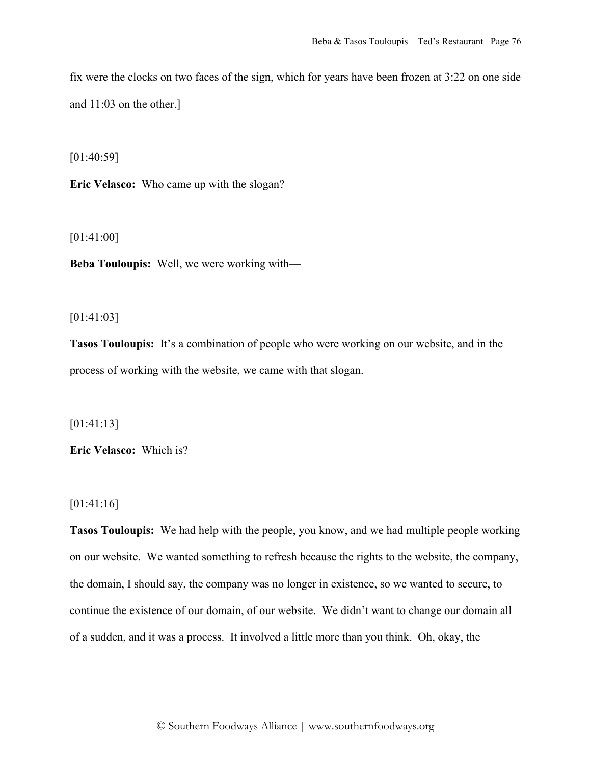fix were the clocks on two faces of the sign, which for years have been frozen at 3:22 on one side and 11:03 on the other.]

[01:40:59]

**Eric Velasco:** Who came up with the slogan?

[01:41:00]

**Beba Touloupis:** Well, we were working with—

[01:41:03]

**Tasos Touloupis:** It's a combination of people who were working on our website, and in the process of working with the website, we came with that slogan.

[01:41:13]

**Eric Velasco:** Which is?

[01:41:16]

**Tasos Touloupis:** We had help with the people, you know, and we had multiple people working on our website. We wanted something to refresh because the rights to the website, the company, the domain, I should say, the company was no longer in existence, so we wanted to secure, to continue the existence of our domain, of our website. We didn't want to change our domain all of a sudden, and it was a process. It involved a little more than you think. Oh, okay, the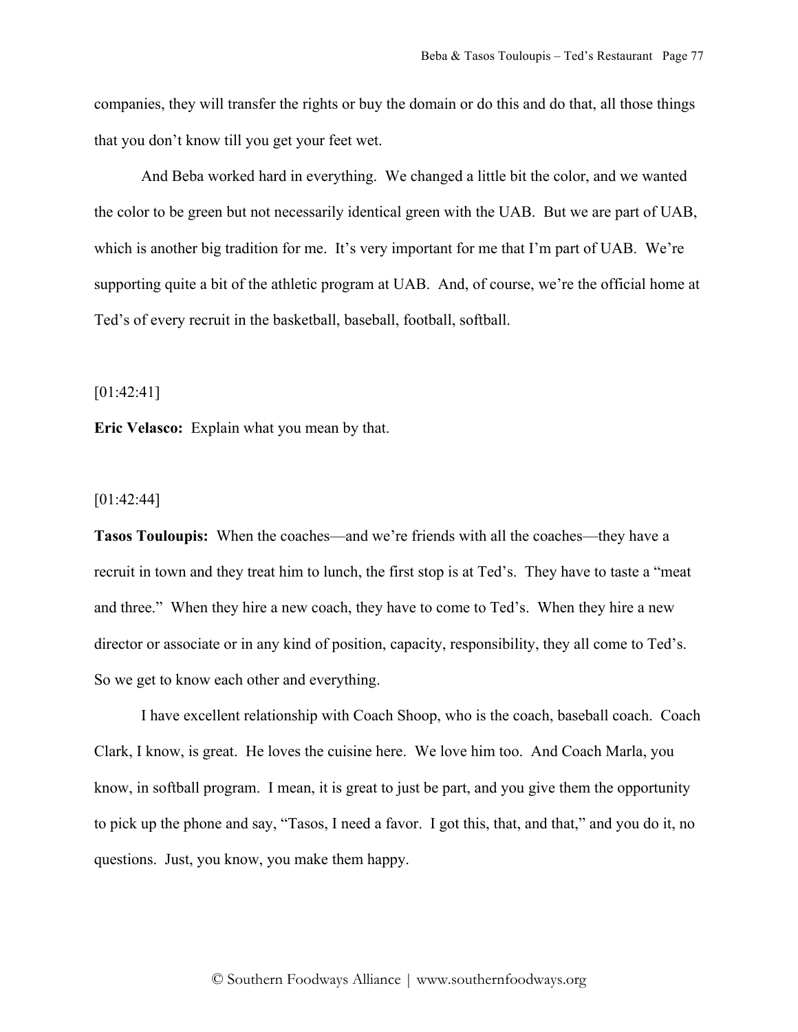companies, they will transfer the rights or buy the domain or do this and do that, all those things that you don't know till you get your feet wet.

And Beba worked hard in everything. We changed a little bit the color, and we wanted the color to be green but not necessarily identical green with the UAB. But we are part of UAB, which is another big tradition for me. It's very important for me that I'm part of UAB. We're supporting quite a bit of the athletic program at UAB. And, of course, we're the official home at Ted's of every recruit in the basketball, baseball, football, softball.

[01:42:41]

**Eric Velasco:** Explain what you mean by that.

[01:42:44]

**Tasos Touloupis:** When the coaches—and we're friends with all the coaches—they have a recruit in town and they treat him to lunch, the first stop is at Ted's. They have to taste a "meat and three." When they hire a new coach, they have to come to Ted's. When they hire a new director or associate or in any kind of position, capacity, responsibility, they all come to Ted's. So we get to know each other and everything.

I have excellent relationship with Coach Shoop, who is the coach, baseball coach. Coach Clark, I know, is great. He loves the cuisine here. We love him too. And Coach Marla, you know, in softball program. I mean, it is great to just be part, and you give them the opportunity to pick up the phone and say, "Tasos, I need a favor. I got this, that, and that," and you do it, no questions. Just, you know, you make them happy.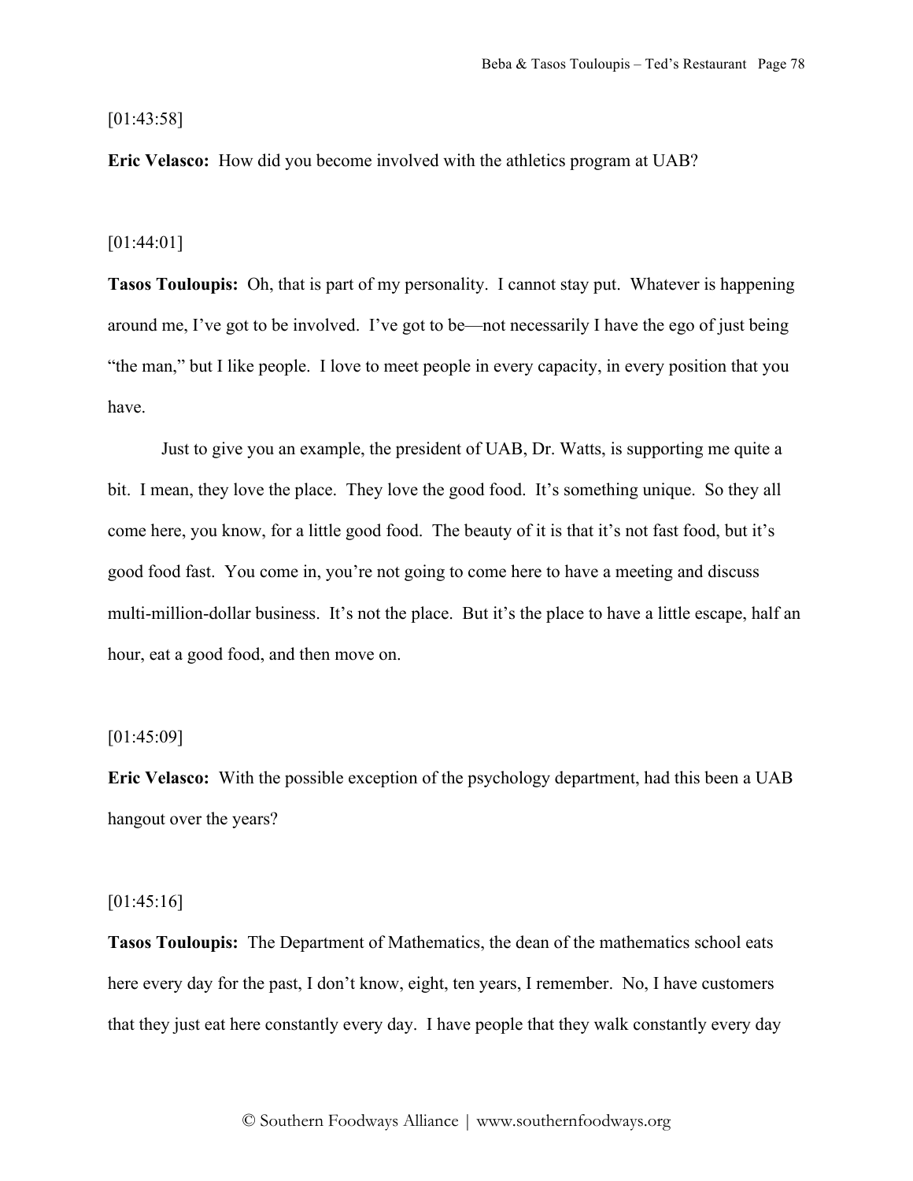[01:43:58]

**Eric Velasco:** How did you become involved with the athletics program at UAB?

[01:44:01]

**Tasos Touloupis:** Oh, that is part of my personality. I cannot stay put. Whatever is happening around me, I've got to be involved. I've got to be—not necessarily I have the ego of just being "the man," but I like people. I love to meet people in every capacity, in every position that you have.

Just to give you an example, the president of UAB, Dr. Watts, is supporting me quite a bit. I mean, they love the place. They love the good food. It's something unique. So they all come here, you know, for a little good food. The beauty of it is that it's not fast food, but it's good food fast. You come in, you're not going to come here to have a meeting and discuss multi-million-dollar business. It's not the place. But it's the place to have a little escape, half an hour, eat a good food, and then move on.

[01:45:09]

**Eric Velasco:** With the possible exception of the psychology department, had this been a UAB hangout over the years?

[01:45:16]

**Tasos Touloupis:** The Department of Mathematics, the dean of the mathematics school eats here every day for the past, I don't know, eight, ten years, I remember. No, I have customers that they just eat here constantly every day. I have people that they walk constantly every day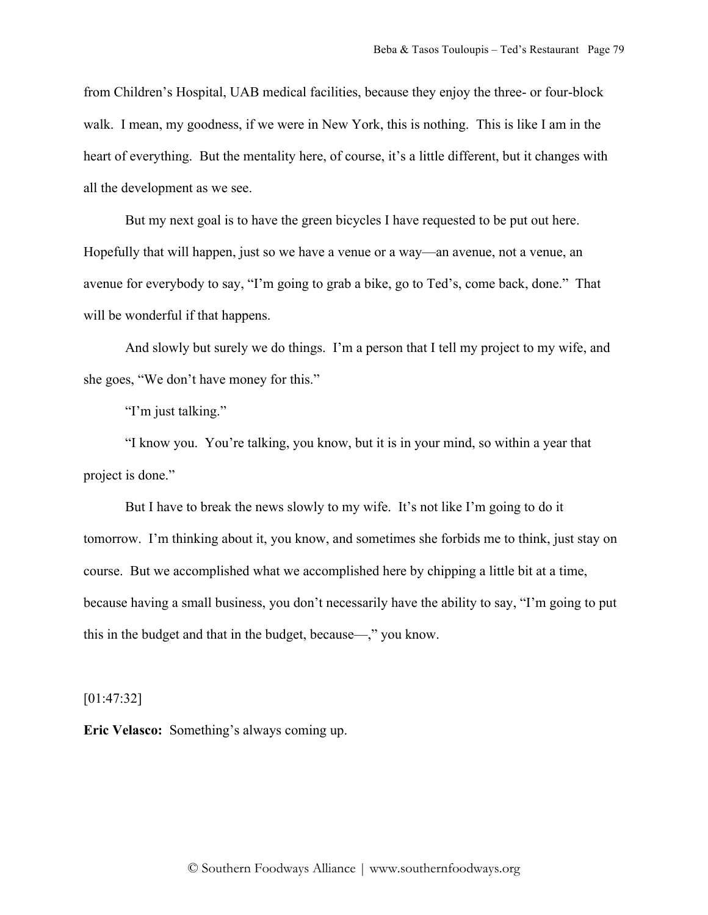from Children's Hospital, UAB medical facilities, because they enjoy the three- or four-block walk. I mean, my goodness, if we were in New York, this is nothing. This is like I am in the heart of everything. But the mentality here, of course, it's a little different, but it changes with all the development as we see.

But my next goal is to have the green bicycles I have requested to be put out here. Hopefully that will happen, just so we have a venue or a way—an avenue, not a venue, an avenue for everybody to say, "I'm going to grab a bike, go to Ted's, come back, done." That will be wonderful if that happens.

And slowly but surely we do things. I'm a person that I tell my project to my wife, and she goes, "We don't have money for this."

"I'm just talking."

"I know you. You're talking, you know, but it is in your mind, so within a year that project is done."

But I have to break the news slowly to my wife. It's not like I'm going to do it tomorrow. I'm thinking about it, you know, and sometimes she forbids me to think, just stay on course. But we accomplished what we accomplished here by chipping a little bit at a time, because having a small business, you don't necessarily have the ability to say, "I'm going to put this in the budget and that in the budget, because—," you know.

[01:47:32]

**Eric Velasco:** Something's always coming up.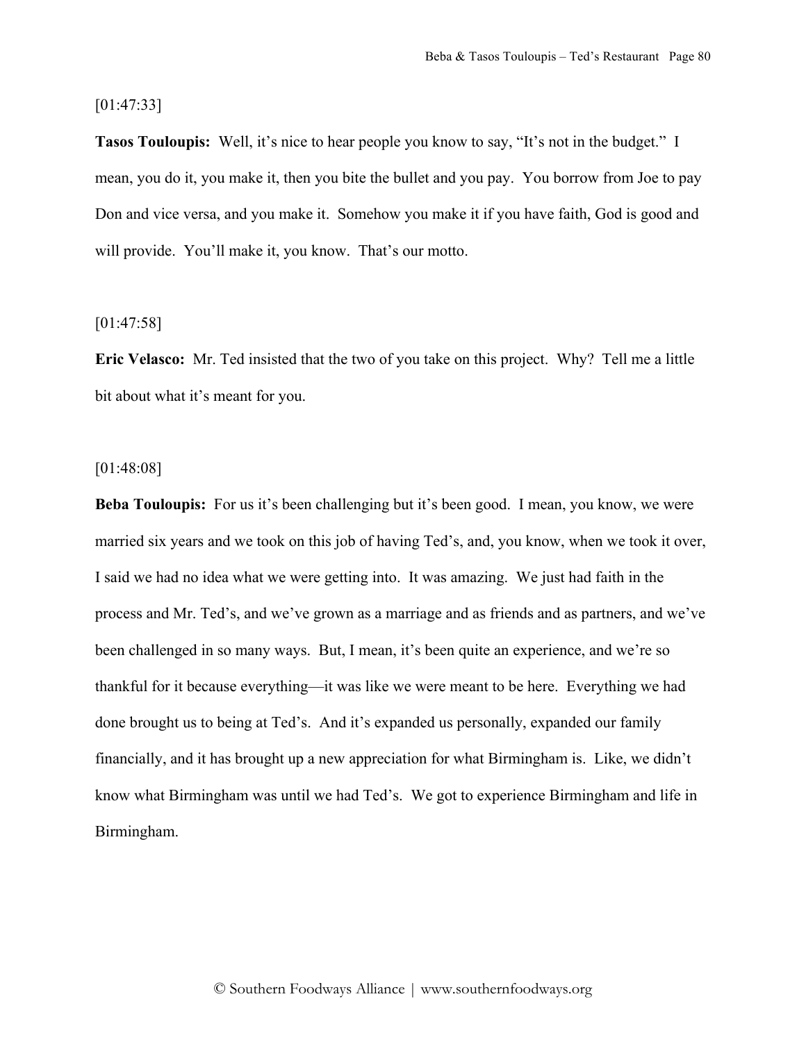[01:47:33]

**Tasos Touloupis:** Well, it's nice to hear people you know to say, "It's not in the budget." I mean, you do it, you make it, then you bite the bullet and you pay. You borrow from Joe to pay Don and vice versa, and you make it. Somehow you make it if you have faith, God is good and will provide. You'll make it, you know. That's our motto.

[01:47:58]

**Eric Velasco:** Mr. Ted insisted that the two of you take on this project. Why? Tell me a little bit about what it's meant for you.

[01:48:08]

**Beba Touloupis:** For us it's been challenging but it's been good. I mean, you know, we were married six years and we took on this job of having Ted's, and, you know, when we took it over, I said we had no idea what we were getting into. It was amazing. We just had faith in the process and Mr. Ted's, and we've grown as a marriage and as friends and as partners, and we've been challenged in so many ways. But, I mean, it's been quite an experience, and we're so thankful for it because everything—it was like we were meant to be here. Everything we had done brought us to being at Ted's. And it's expanded us personally, expanded our family financially, and it has brought up a new appreciation for what Birmingham is. Like, we didn't know what Birmingham was until we had Ted's. We got to experience Birmingham and life in Birmingham.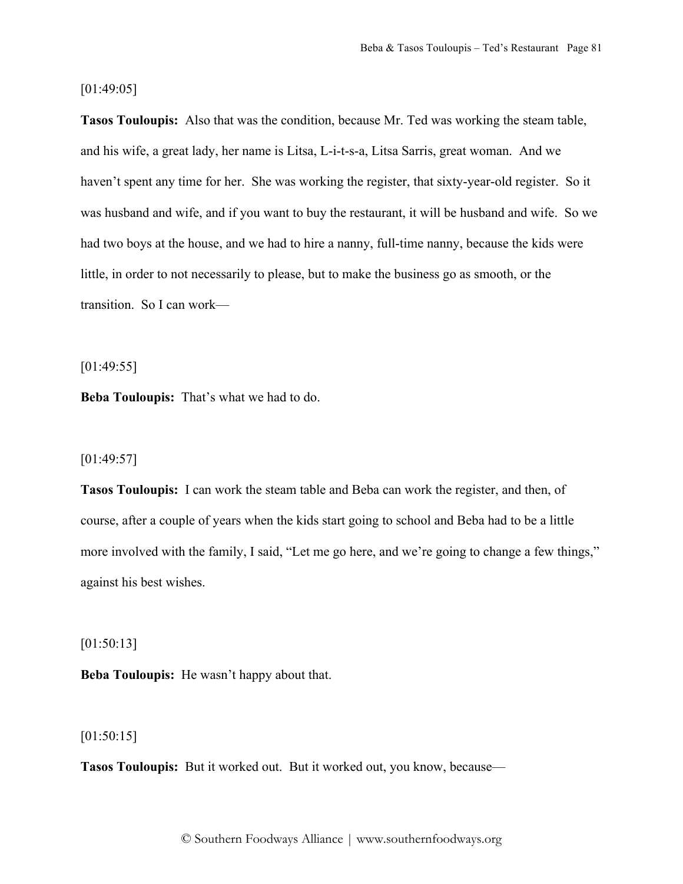[01:49:05]

**Tasos Touloupis:** Also that was the condition, because Mr. Ted was working the steam table, and his wife, a great lady, her name is Litsa, L-i-t-s-a, Litsa Sarris, great woman. And we haven't spent any time for her. She was working the register, that sixty-year-old register. So it was husband and wife, and if you want to buy the restaurant, it will be husband and wife. So we had two boys at the house, and we had to hire a nanny, full-time nanny, because the kids were little, in order to not necessarily to please, but to make the business go as smooth, or the transition. So I can work—

[01:49:55]

**Beba Touloupis:** That's what we had to do.

[01:49:57]

**Tasos Touloupis:** I can work the steam table and Beba can work the register, and then, of course, after a couple of years when the kids start going to school and Beba had to be a little more involved with the family, I said, "Let me go here, and we're going to change a few things," against his best wishes.

[01:50:13]

**Beba Touloupis:** He wasn't happy about that.

[01:50:15]

**Tasos Touloupis:** But it worked out. But it worked out, you know, because—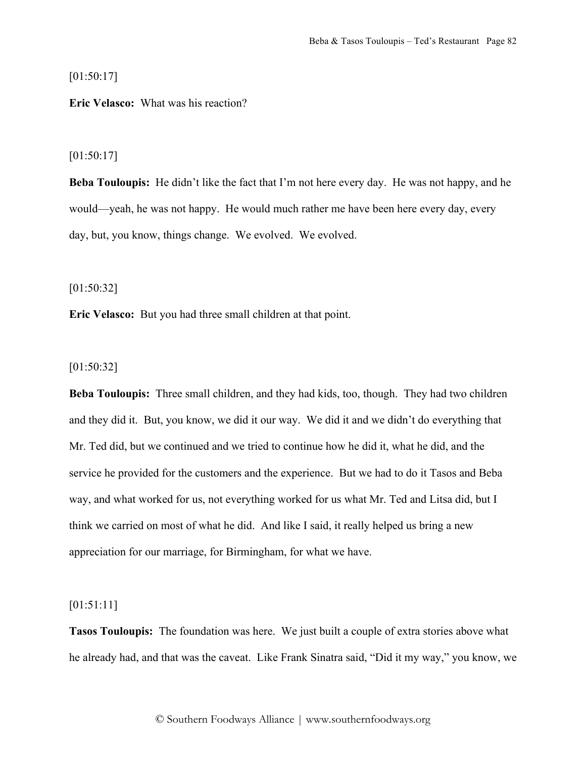[01:50:17]

**Eric Velasco:** What was his reaction?

[01:50:17]

**Beba Touloupis:** He didn't like the fact that I'm not here every day. He was not happy, and he would—yeah, he was not happy. He would much rather me have been here every day, every day, but, you know, things change. We evolved. We evolved.

[01:50:32]

**Eric Velasco:** But you had three small children at that point.

[01:50:32]

**Beba Touloupis:** Three small children, and they had kids, too, though. They had two children and they did it. But, you know, we did it our way. We did it and we didn't do everything that Mr. Ted did, but we continued and we tried to continue how he did it, what he did, and the service he provided for the customers and the experience. But we had to do it Tasos and Beba way, and what worked for us, not everything worked for us what Mr. Ted and Litsa did, but I think we carried on most of what he did. And like I said, it really helped us bring a new appreciation for our marriage, for Birmingham, for what we have.

[01:51:11]

**Tasos Touloupis:** The foundation was here. We just built a couple of extra stories above what he already had, and that was the caveat. Like Frank Sinatra said, "Did it my way," you know, we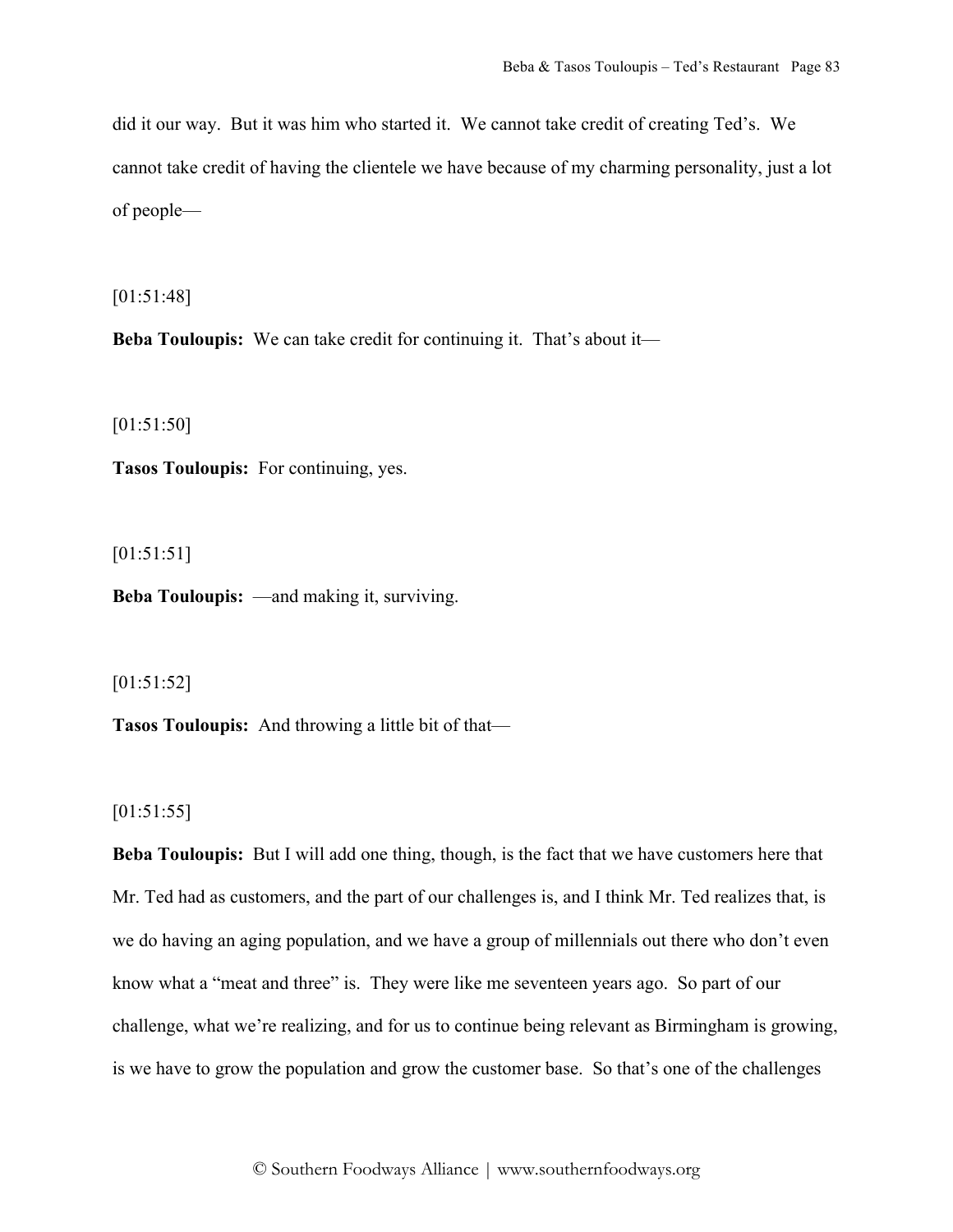did it our way. But it was him who started it. We cannot take credit of creating Ted's. We cannot take credit of having the clientele we have because of my charming personality, just a lot of people—

[01:51:48]

**Beba Touloupis:** We can take credit for continuing it. That's about it—

[01:51:50]

**Tasos Touloupis:** For continuing, yes.

[01:51:51]

**Beba Touloupis:** —and making it, surviving.

[01:51:52]

**Tasos Touloupis:** And throwing a little bit of that—

[01:51:55]

**Beba Touloupis:** But I will add one thing, though, is the fact that we have customers here that Mr. Ted had as customers, and the part of our challenges is, and I think Mr. Ted realizes that, is we do having an aging population, and we have a group of millennials out there who don't even know what a "meat and three" is. They were like me seventeen years ago. So part of our challenge, what we're realizing, and for us to continue being relevant as Birmingham is growing, is we have to grow the population and grow the customer base. So that's one of the challenges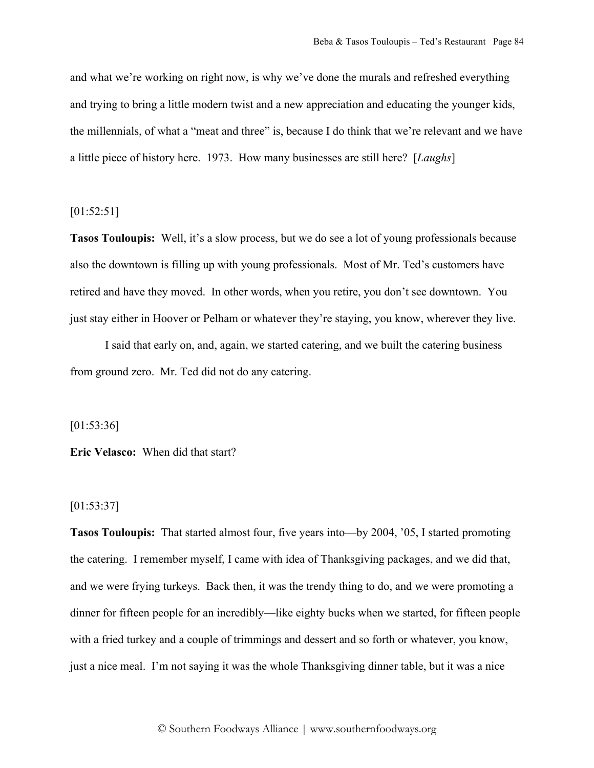and what we're working on right now, is why we've done the murals and refreshed everything and trying to bring a little modern twist and a new appreciation and educating the younger kids, the millennials, of what a "meat and three" is, because I do think that we're relevant and we have a little piece of history here. 1973. How many businesses are still here? [*Laughs*]

[01:52:51]

**Tasos Touloupis:** Well, it's a slow process, but we do see a lot of young professionals because also the downtown is filling up with young professionals. Most of Mr. Ted's customers have retired and have they moved. In other words, when you retire, you don't see downtown. You just stay either in Hoover or Pelham or whatever they're staying, you know, wherever they live.

I said that early on, and, again, we started catering, and we built the catering business from ground zero. Mr. Ted did not do any catering.

[01:53:36]

**Eric Velasco:** When did that start?

[01:53:37]

**Tasos Touloupis:** That started almost four, five years into—by 2004, '05, I started promoting the catering. I remember myself, I came with idea of Thanksgiving packages, and we did that, and we were frying turkeys. Back then, it was the trendy thing to do, and we were promoting a dinner for fifteen people for an incredibly—like eighty bucks when we started, for fifteen people with a fried turkey and a couple of trimmings and dessert and so forth or whatever, you know, just a nice meal. I'm not saying it was the whole Thanksgiving dinner table, but it was a nice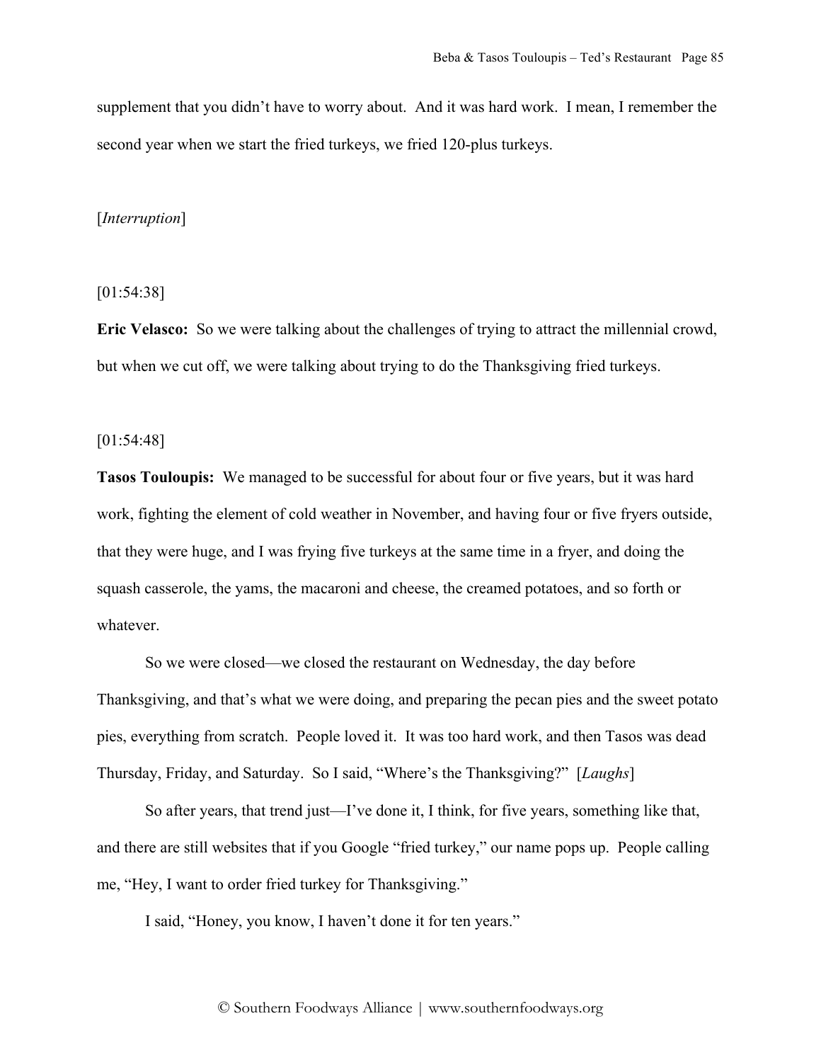supplement that you didn't have to worry about. And it was hard work. I mean, I remember the second year when we start the fried turkeys, we fried 120-plus turkeys.

[*Interruption*]

[01:54:38]

**Eric Velasco:** So we were talking about the challenges of trying to attract the millennial crowd, but when we cut off, we were talking about trying to do the Thanksgiving fried turkeys.

[01:54:48]

**Tasos Touloupis:** We managed to be successful for about four or five years, but it was hard work, fighting the element of cold weather in November, and having four or five fryers outside, that they were huge, and I was frying five turkeys at the same time in a fryer, and doing the squash casserole, the yams, the macaroni and cheese, the creamed potatoes, and so forth or whatever.

So we were closed—we closed the restaurant on Wednesday, the day before Thanksgiving, and that's what we were doing, and preparing the pecan pies and the sweet potato pies, everything from scratch. People loved it. It was too hard work, and then Tasos was dead Thursday, Friday, and Saturday. So I said, "Where's the Thanksgiving?" [*Laughs*]

So after years, that trend just—I've done it, I think, for five years, something like that, and there are still websites that if you Google "fried turkey," our name pops up. People calling me, "Hey, I want to order fried turkey for Thanksgiving."

I said, "Honey, you know, I haven't done it for ten years."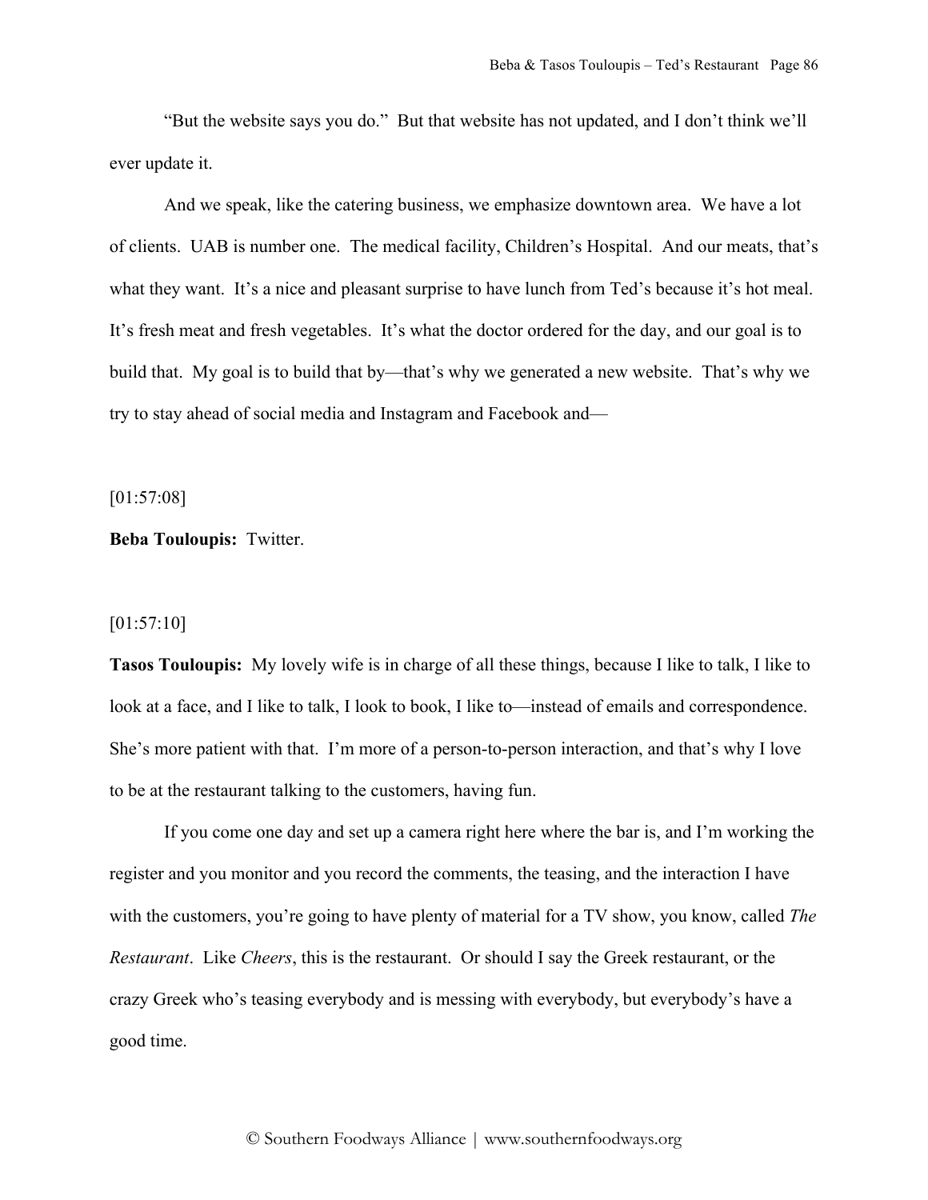"But the website says you do." But that website has not updated, and I don't think we'll ever update it.

And we speak, like the catering business, we emphasize downtown area. We have a lot of clients. UAB is number one. The medical facility, Children's Hospital. And our meats, that's what they want. It's a nice and pleasant surprise to have lunch from Ted's because it's hot meal. It's fresh meat and fresh vegetables. It's what the doctor ordered for the day, and our goal is to build that. My goal is to build that by—that's why we generated a new website. That's why we try to stay ahead of social media and Instagram and Facebook and—

[01:57:08]

**Beba Touloupis:** Twitter.

[01:57:10]

**Tasos Touloupis:** My lovely wife is in charge of all these things, because I like to talk, I like to look at a face, and I like to talk, I look to book, I like to—instead of emails and correspondence. She's more patient with that. I'm more of a person-to-person interaction, and that's why I love to be at the restaurant talking to the customers, having fun.

If you come one day and set up a camera right here where the bar is, and I'm working the register and you monitor and you record the comments, the teasing, and the interaction I have with the customers, you're going to have plenty of material for a TV show, you know, called *The Restaurant*. Like *Cheers*, this is the restaurant. Or should I say the Greek restaurant, or the crazy Greek who's teasing everybody and is messing with everybody, but everybody's have a good time.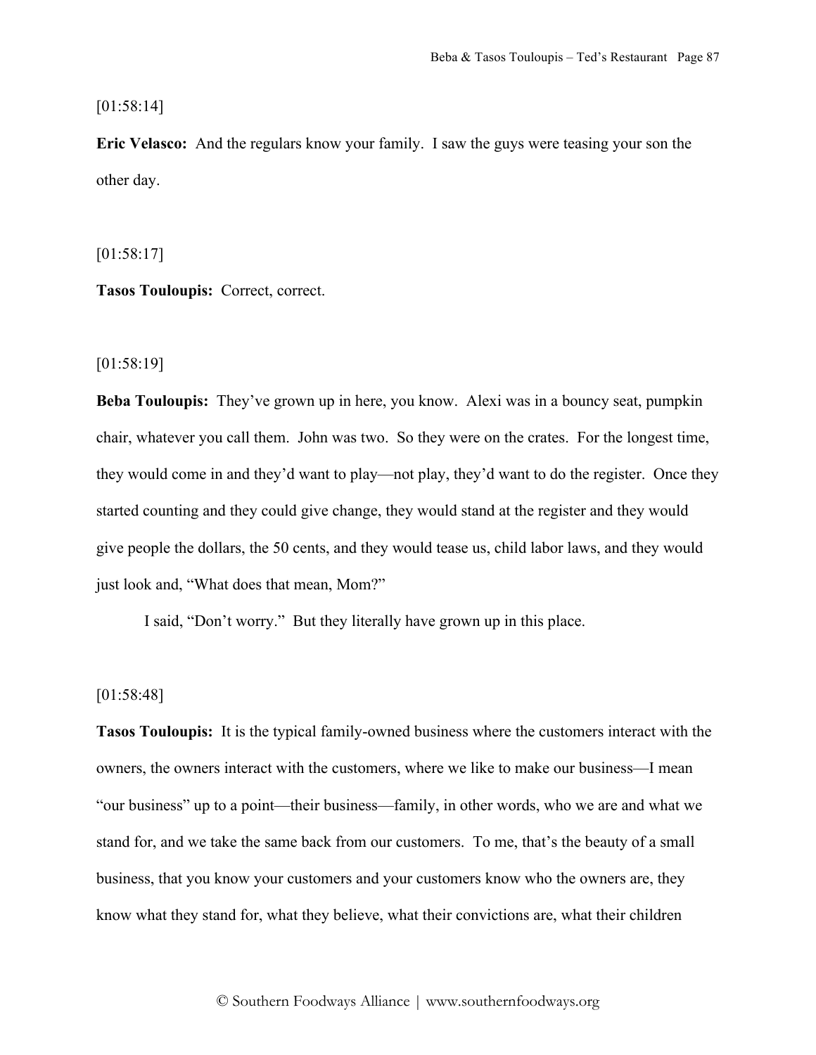[01:58:14]

**Eric Velasco:** And the regulars know your family. I saw the guys were teasing your son the other day.

[01:58:17]

**Tasos Touloupis:** Correct, correct.

[01:58:19]

**Beba Touloupis:** They've grown up in here, you know. Alexi was in a bouncy seat, pumpkin chair, whatever you call them. John was two. So they were on the crates. For the longest time, they would come in and they'd want to play—not play, they'd want to do the register. Once they started counting and they could give change, they would stand at the register and they would give people the dollars, the 50 cents, and they would tease us, child labor laws, and they would just look and, "What does that mean, Mom?"

I said, "Don't worry." But they literally have grown up in this place.

[01:58:48]

**Tasos Touloupis:** It is the typical family-owned business where the customers interact with the owners, the owners interact with the customers, where we like to make our business—I mean "our business" up to a point—their business—family, in other words, who we are and what we stand for, and we take the same back from our customers. To me, that's the beauty of a small business, that you know your customers and your customers know who the owners are, they know what they stand for, what they believe, what their convictions are, what their children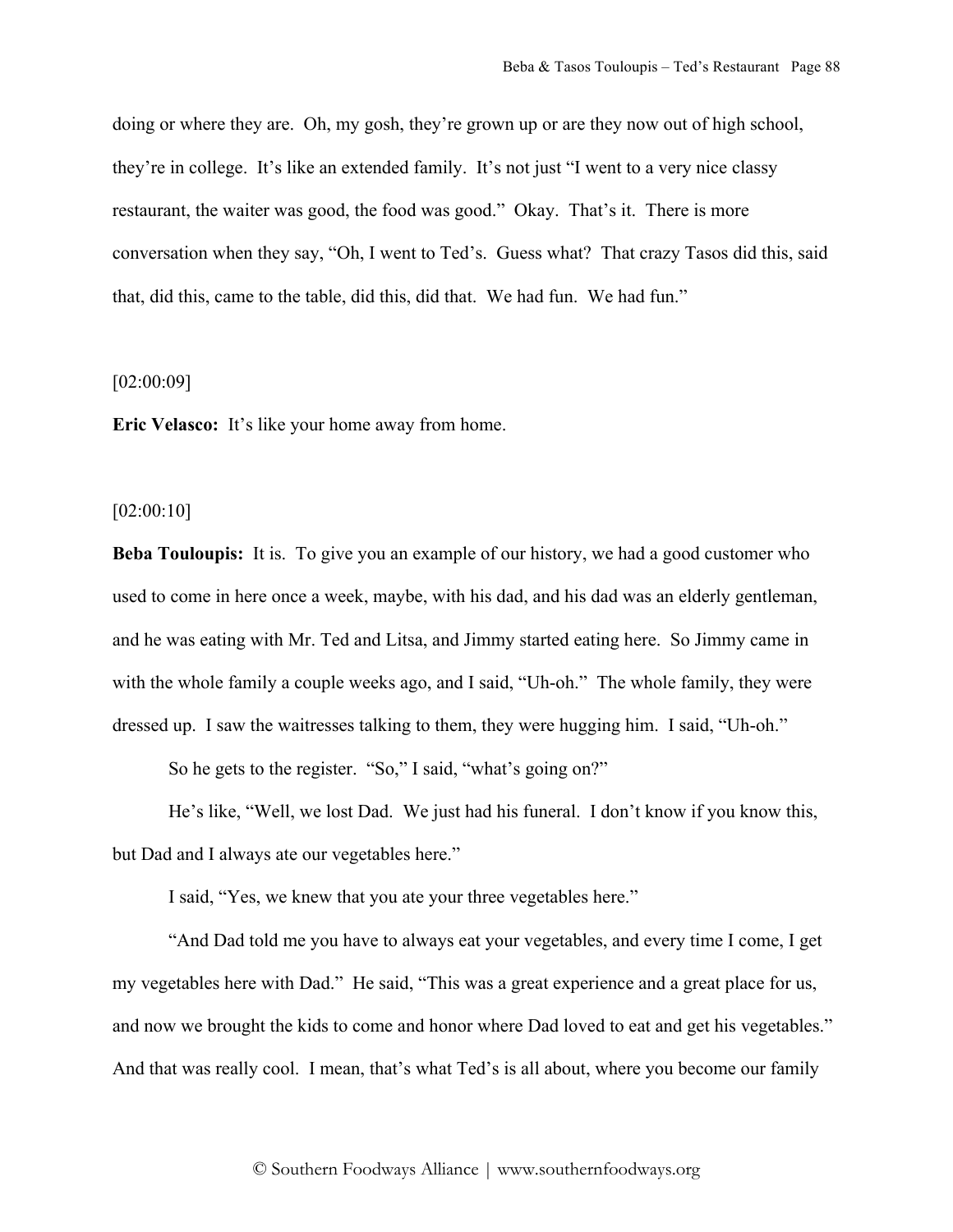doing or where they are. Oh, my gosh, they're grown up or are they now out of high school, they're in college. It's like an extended family. It's not just "I went to a very nice classy restaurant, the waiter was good, the food was good." Okay. That's it. There is more conversation when they say, "Oh, I went to Ted's. Guess what? That crazy Tasos did this, said that, did this, came to the table, did this, did that. We had fun. We had fun."

[02:00:09]

**Eric Velasco:** It's like your home away from home.

[02:00:10]

**Beba Touloupis:** It is. To give you an example of our history, we had a good customer who used to come in here once a week, maybe, with his dad, and his dad was an elderly gentleman, and he was eating with Mr. Ted and Litsa, and Jimmy started eating here. So Jimmy came in with the whole family a couple weeks ago, and I said, "Uh-oh." The whole family, they were dressed up. I saw the waitresses talking to them, they were hugging him. I said, "Uh-oh."

So he gets to the register. "So," I said, "what's going on?"

He's like, "Well, we lost Dad. We just had his funeral. I don't know if you know this, but Dad and I always ate our vegetables here."

I said, "Yes, we knew that you ate your three vegetables here."

"And Dad told me you have to always eat your vegetables, and every time I come, I get my vegetables here with Dad." He said, "This was a great experience and a great place for us, and now we brought the kids to come and honor where Dad loved to eat and get his vegetables." And that was really cool. I mean, that's what Ted's is all about, where you become our family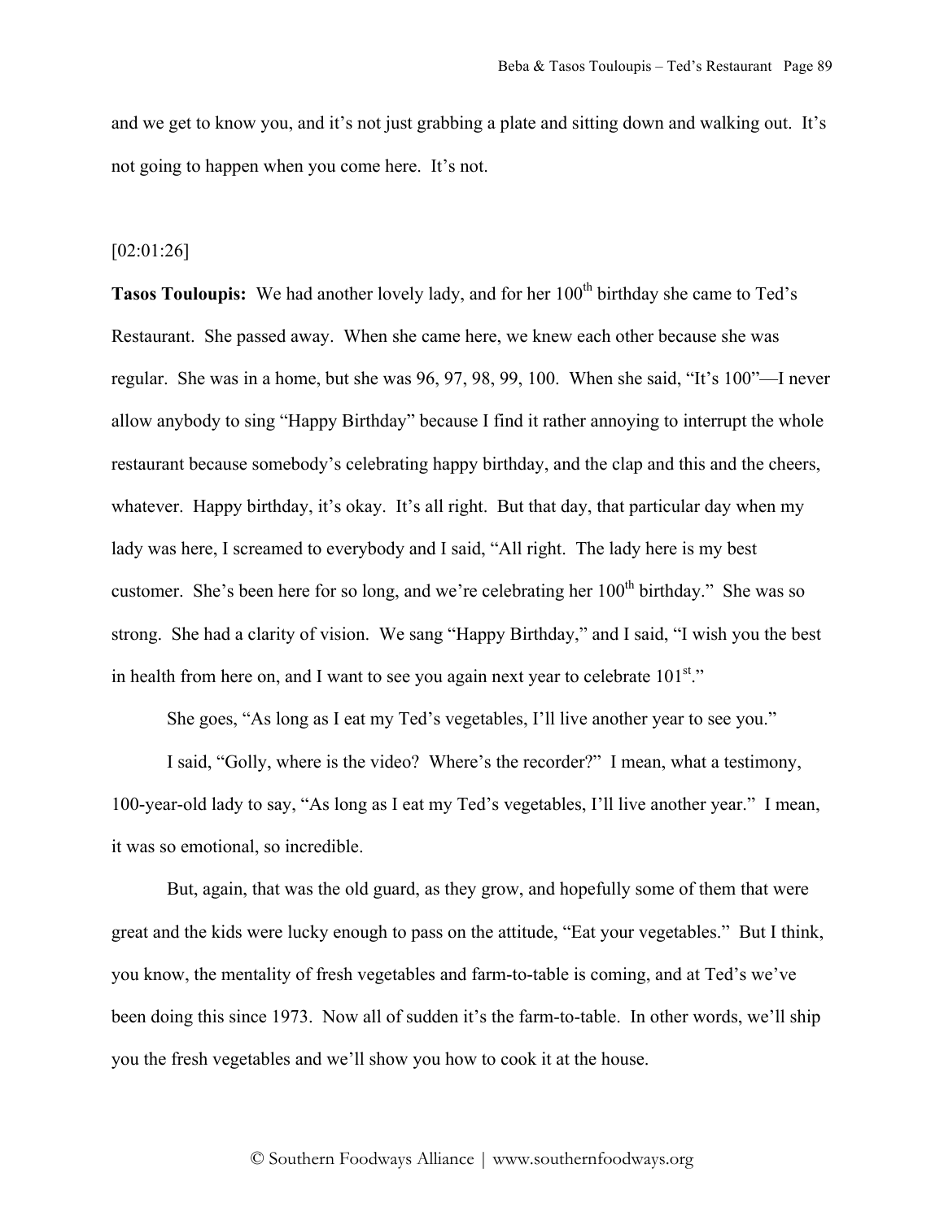and we get to know you, and it's not just grabbing a plate and sitting down and walking out. It's not going to happen when you come here. It's not.

[02:01:26]

**Tasos Touloupis:** We had another lovely lady, and for her 100th birthday she came to Ted's Restaurant. She passed away. When she came here, we knew each other because she was regular. She was in a home, but she was 96, 97, 98, 99, 100. When she said, "It's 100"—I never allow anybody to sing "Happy Birthday" because I find it rather annoying to interrupt the whole restaurant because somebody's celebrating happy birthday, and the clap and this and the cheers, whatever. Happy birthday, it's okay. It's all right. But that day, that particular day when my lady was here, I screamed to everybody and I said, "All right. The lady here is my best customer. She's been here for so long, and we're celebrating her 100th birthday." She was so strong. She had a clarity of vision. We sang "Happy Birthday," and I said, "I wish you the best in health from here on, and I want to see you again next year to celebrate 101st."

She goes, "As long as I eat my Ted's vegetables, I'll live another year to see you."

I said, "Golly, where is the video? Where's the recorder?" I mean, what a testimony, 100-year-old lady to say, "As long as I eat my Ted's vegetables, I'll live another year." I mean, it was so emotional, so incredible.

But, again, that was the old guard, as they grow, and hopefully some of them that were great and the kids were lucky enough to pass on the attitude, "Eat your vegetables." But I think, you know, the mentality of fresh vegetables and farm-to-table is coming, and at Ted's we've been doing this since 1973. Now all of sudden it's the farm-to-table. In other words, we'll ship you the fresh vegetables and we'll show you how to cook it at the house.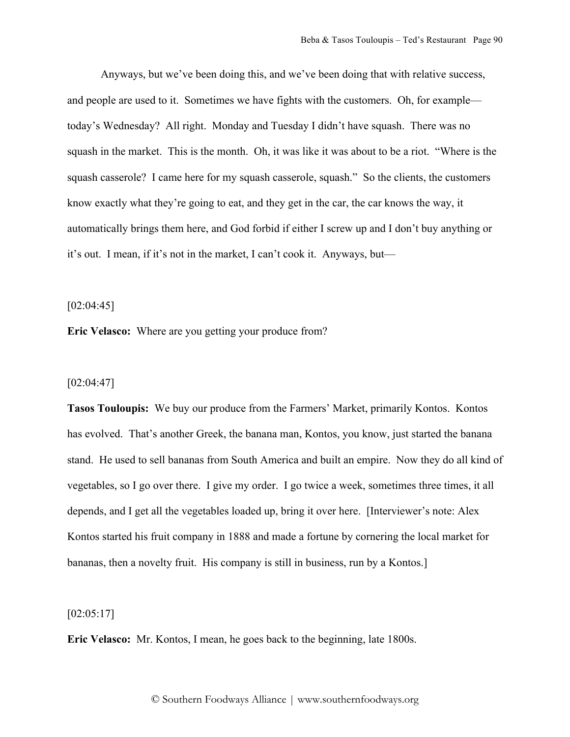Anyways, but we've been doing this, and we've been doing that with relative success, and people are used to it. Sometimes we have fights with the customers. Oh, for example—today's Wednesday? All right. Monday and Tuesday I didn't have squash. There was no squash in the market. This is the month. Oh, it was like it was about to be a riot. "Where is the squash casserole? I came here for my squash casserole, squash." So the clients, the customers know exactly what they're going to eat, and they get in the car, the car knows the way, it automatically brings them here, and God forbid if either I screw up and I don't buy anything or it's out. I mean, if it's not in the market, I can't cook it. Anyways, but—

[02:04:45]

**Eric Velasco:** Where are you getting your produce from?

[02:04:47]

**Tasos Touloupis:** We buy our produce from the Farmers' Market, primarily Kontos. Kontos has evolved. That's another Greek, the banana man, Kontos, you know, just started the banana stand. He used to sell bananas from South America and built an empire. Now they do all kind of vegetables, so I go over there. I give my order. I go twice a week, sometimes three times, it all depends, and I get all the vegetables loaded up, bring it over here. [Interviewer's note: Alex Kontos started his fruit company in 1888 and made a fortune by cornering the local market for bananas, then a novelty fruit. His company is still in business, run by a Kontos.]

[02:05:17]

**Eric Velasco:** Mr. Kontos, I mean, he goes back to the beginning, late 1800s.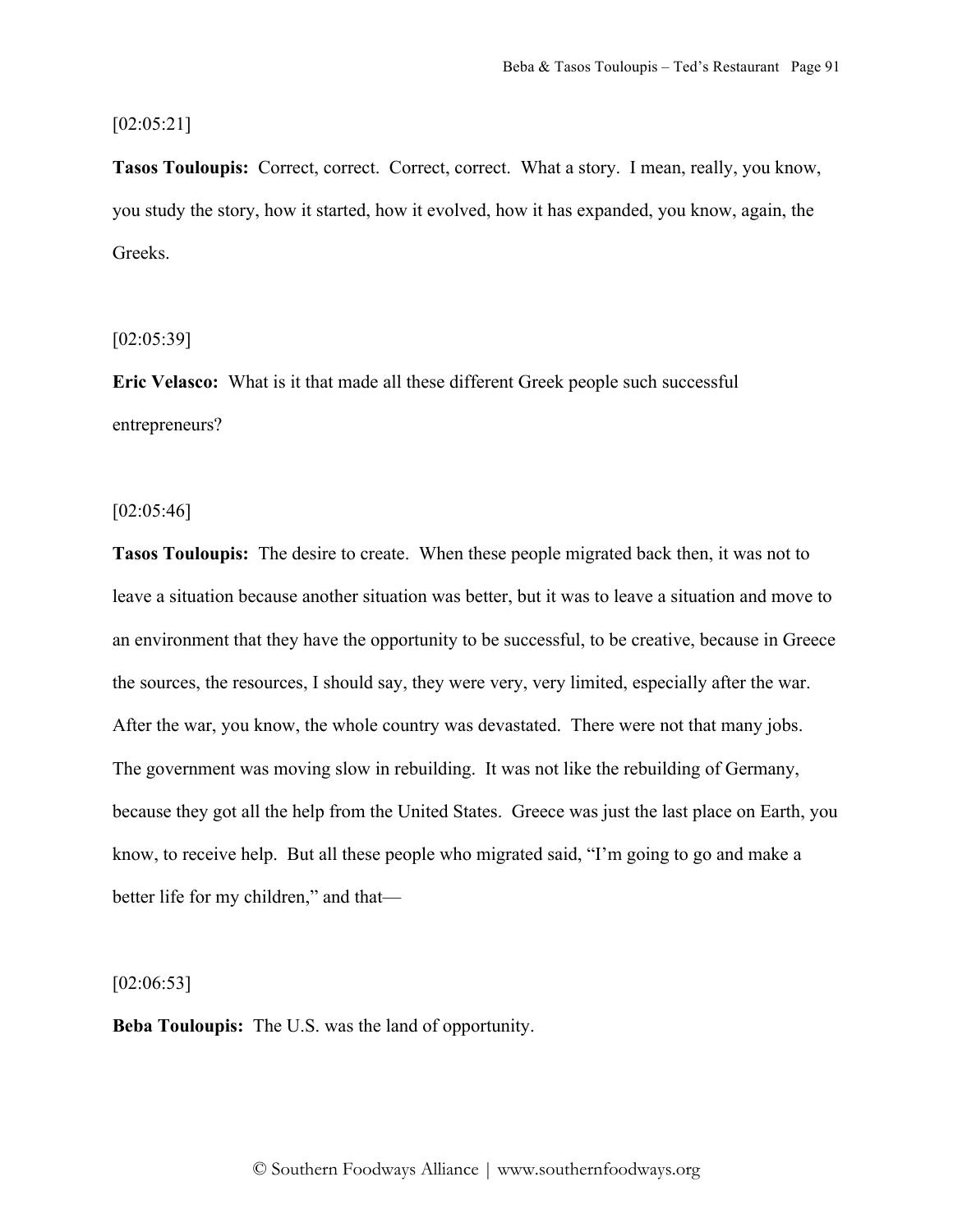[02:05:21]

**Tasos Touloupis:** Correct, correct. Correct, correct. What a story. I mean, really, you know, you study the story, how it started, how it evolved, how it has expanded, you know, again, the Greeks.

[02:05:39]

**Eric Velasco:** What is it that made all these different Greek people such successful entrepreneurs?

[02:05:46]

**Tasos Touloupis:** The desire to create. When these people migrated back then, it was not to leave a situation because another situation was better, but it was to leave a situation and move to an environment that they have the opportunity to be successful, to be creative, because in Greece the sources, the resources, I should say, they were very, very limited, especially after the war. After the war, you know, the whole country was devastated. There were not that many jobs. The government was moving slow in rebuilding. It was not like the rebuilding of Germany, because they got all the help from the United States. Greece was just the last place on Earth, you know, to receive help. But all these people who migrated said, "I'm going to go and make a better life for my children," and that—

[02:06:53]

**Beba Touloupis:** The U.S. was the land of opportunity.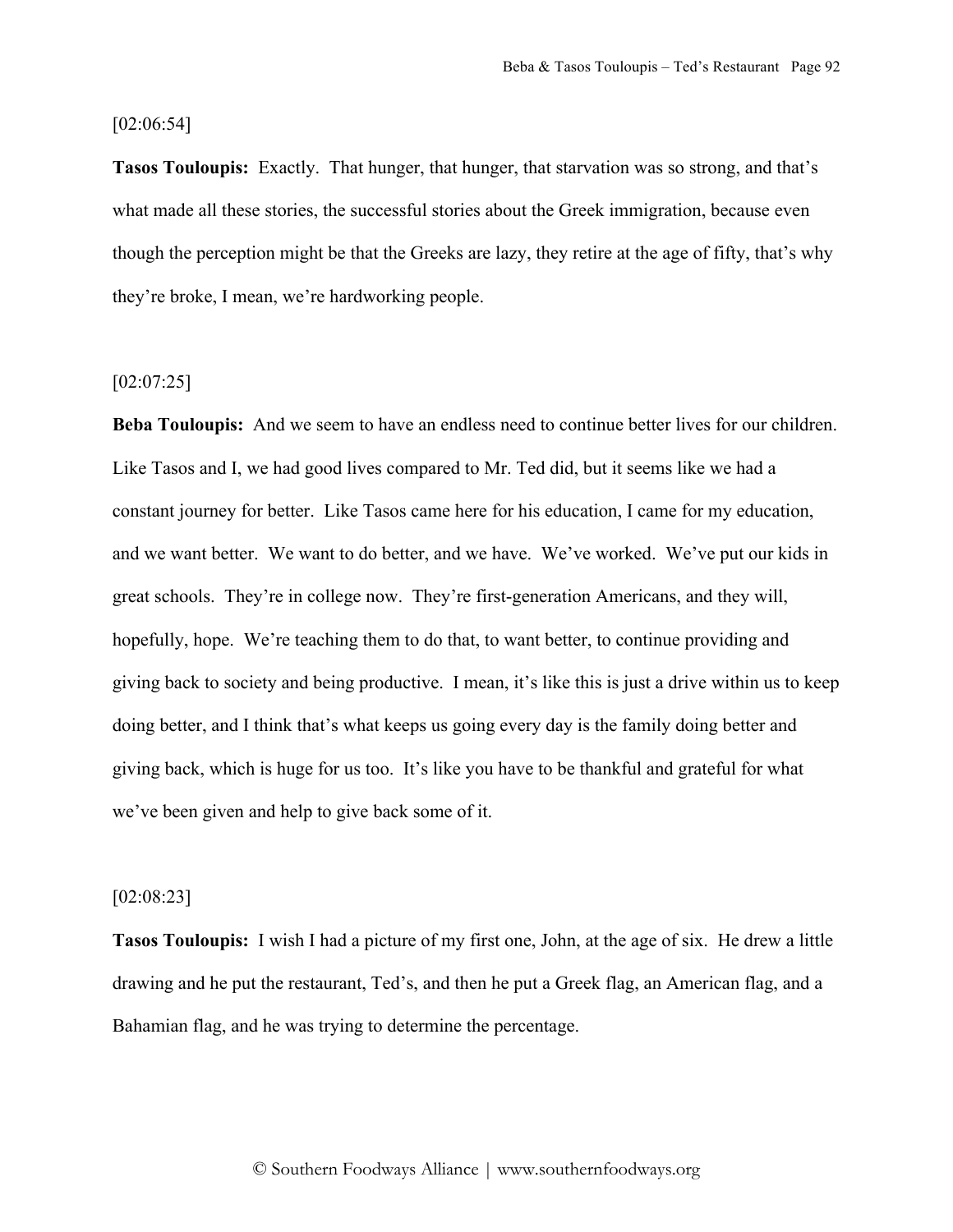[02:06:54]

**Tasos Touloupis:** Exactly. That hunger, that hunger, that starvation was so strong, and that's what made all these stories, the successful stories about the Greek immigration, because even though the perception might be that the Greeks are lazy, they retire at the age of fifty, that's why they're broke, I mean, we're hardworking people.

[02:07:25]

**Beba Touloupis:** And we seem to have an endless need to continue better lives for our children. Like Tasos and I, we had good lives compared to Mr. Ted did, but it seems like we had a constant journey for better. Like Tasos came here for his education, I came for my education, and we want better. We want to do better, and we have. We've worked. We've put our kids in great schools. They're in college now. They're first-generation Americans, and they will, hopefully, hope. We're teaching them to do that, to want better, to continue providing and giving back to society and being productive. I mean, it's like this is just a drive within us to keep doing better, and I think that's what keeps us going every day is the family doing better and giving back, which is huge for us too. It's like you have to be thankful and grateful for what we've been given and help to give back some of it.

[02:08:23]

**Tasos Touloupis:** I wish I had a picture of my first one, John, at the age of six. He drew a little drawing and he put the restaurant, Ted's, and then he put a Greek flag, an American flag, and a Bahamian flag, and he was trying to determine the percentage.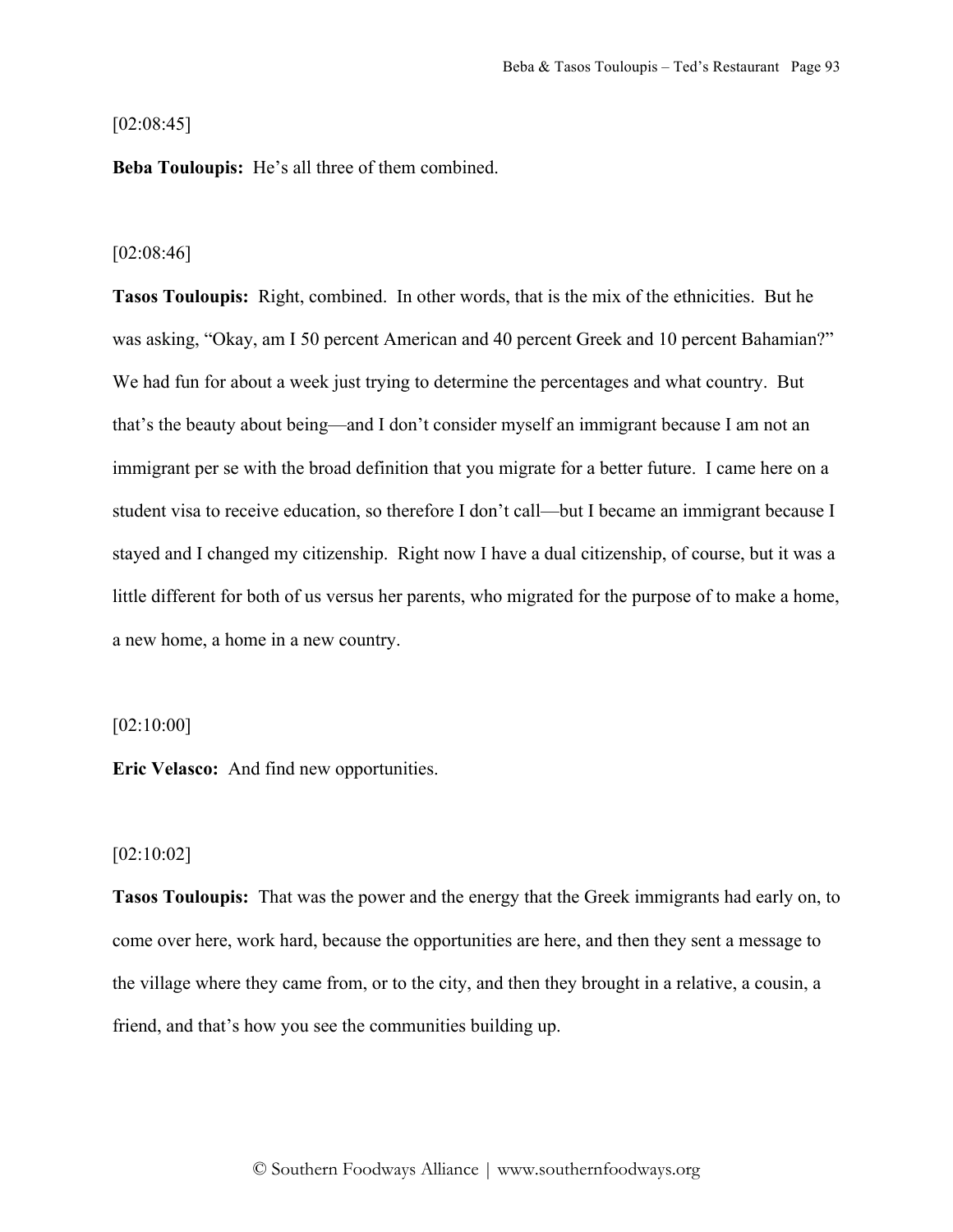[02:08:45]

**Beba Touloupis:** He's all three of them combined.

[02:08:46]

**Tasos Touloupis:** Right, combined. In other words, that is the mix of the ethnicities. But he was asking, "Okay, am I 50 percent American and 40 percent Greek and 10 percent Bahamian?" We had fun for about a week just trying to determine the percentages and what country. But that's the beauty about being—and I don't consider myself an immigrant because I am not an immigrant per se with the broad definition that you migrate for a better future. I came here on a student visa to receive education, so therefore I don't call—but I became an immigrant because I stayed and I changed my citizenship. Right now I have a dual citizenship, of course, but it was a little different for both of us versus her parents, who migrated for the purpose of to make a home, a new home, a home in a new country.

[02:10:00]

**Eric Velasco:** And find new opportunities.

[02:10:02]

**Tasos Touloupis:** That was the power and the energy that the Greek immigrants had early on, to come over here, work hard, because the opportunities are here, and then they sent a message to the village where they came from, or to the city, and then they brought in a relative, a cousin, a friend, and that's how you see the communities building up.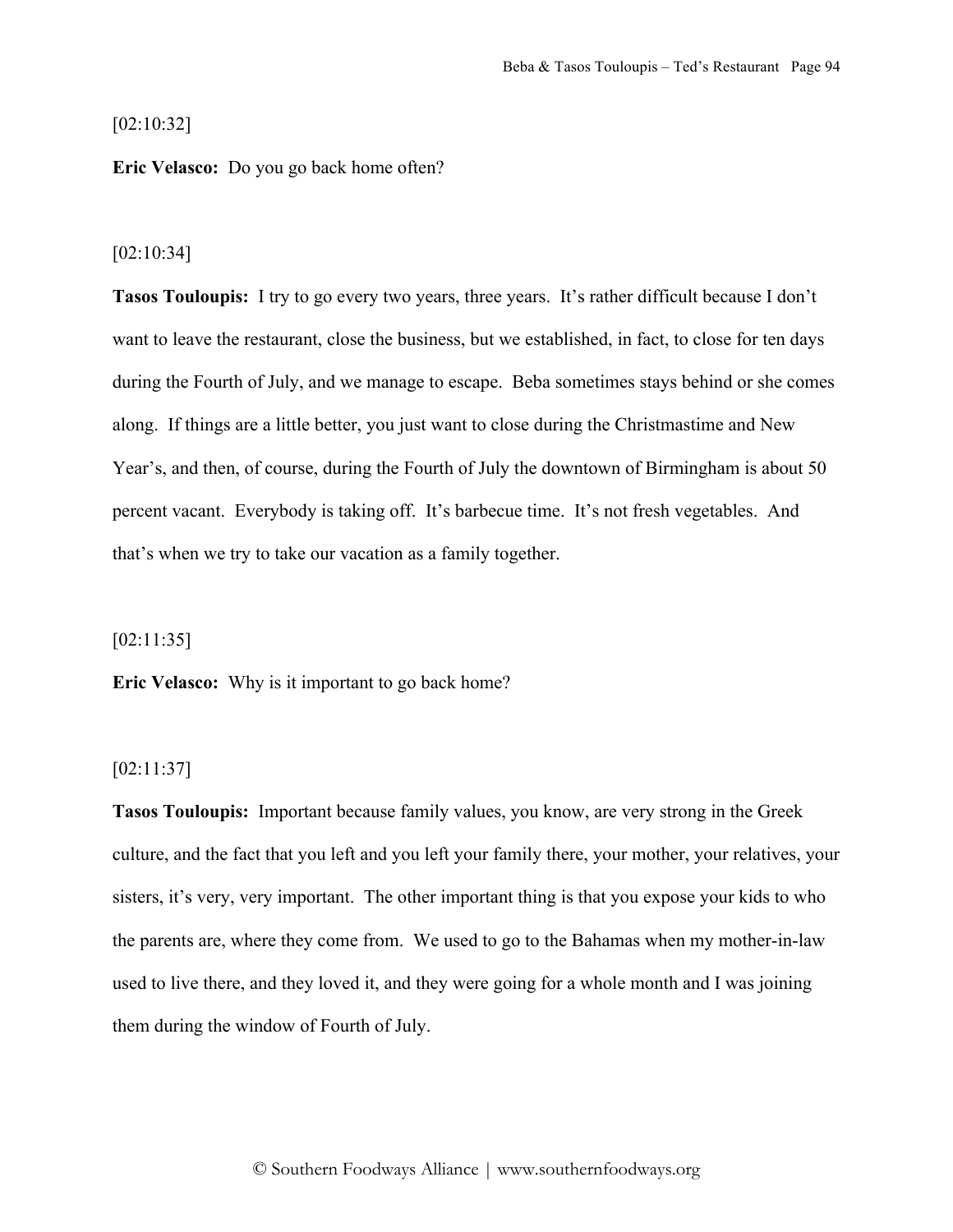[02:10:32]

**Eric Velasco:** Do you go back home often?

[02:10:34]

**Tasos Touloupis:** I try to go every two years, three years. It's rather difficult because I don't want to leave the restaurant, close the business, but we established, in fact, to close for ten days during the Fourth of July, and we manage to escape. Beba sometimes stays behind or she comes along. If things are a little better, you just want to close during the Christmastime and New Year's, and then, of course, during the Fourth of July the downtown of Birmingham is about 50 percent vacant. Everybody is taking off. It's barbecue time. It's not fresh vegetables. And that's when we try to take our vacation as a family together.

[02:11:35]

**Eric Velasco:** Why is it important to go back home?

[02:11:37]

**Tasos Touloupis:** Important because family values, you know, are very strong in the Greek culture, and the fact that you left and you left your family there, your mother, your relatives, your sisters, it's very, very important. The other important thing is that you expose your kids to who the parents are, where they come from. We used to go to the Bahamas when my mother-in-law used to live there, and they loved it, and they were going for a whole month and I was joining them during the window of Fourth of July.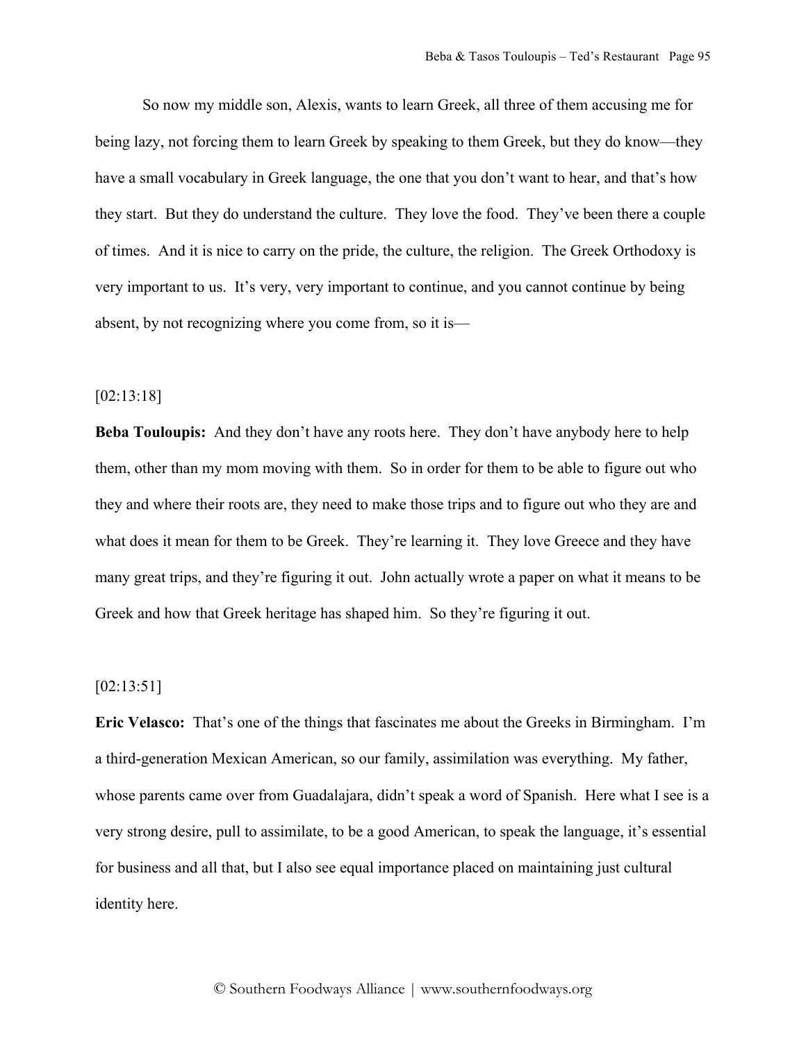So now my middle son, Alexis, wants to learn Greek, all three of them accusing me for being lazy, not forcing them to learn Greek by speaking to them Greek, but they do know—they have a small vocabulary in Greek language, the one that you don't want to hear, and that's how they start. But they do understand the culture. They love the food. They've been there a couple of times. And it is nice to carry on the pride, the culture, the religion. The Greek Orthodoxy is very important to us. It's very, very important to continue, and you cannot continue by being absent, by not recognizing where you come from, so it is—

[02:13:18]

**Beba Touloupis:** And they don't have any roots here. They don't have anybody here to help them, other than my mom moving with them. So in order for them to be able to figure out who they and where their roots are, they need to make those trips and to figure out who they are and what does it mean for them to be Greek. They're learning it. They love Greece and they have many great trips, and they're figuring it out. John actually wrote a paper on what it means to be Greek and how that Greek heritage has shaped him. So they're figuring it out.

[02:13:51]

**Eric Velasco:** That's one of the things that fascinates me about the Greeks in Birmingham. I'm a third-generation Mexican American, so our family, assimilation was everything. My father, whose parents came over from Guadalajara, didn't speak a word of Spanish. Here what I see is a very strong desire, pull to assimilate, to be a good American, to speak the language, it's essential for business and all that, but I also see equal importance placed on maintaining just cultural identity here.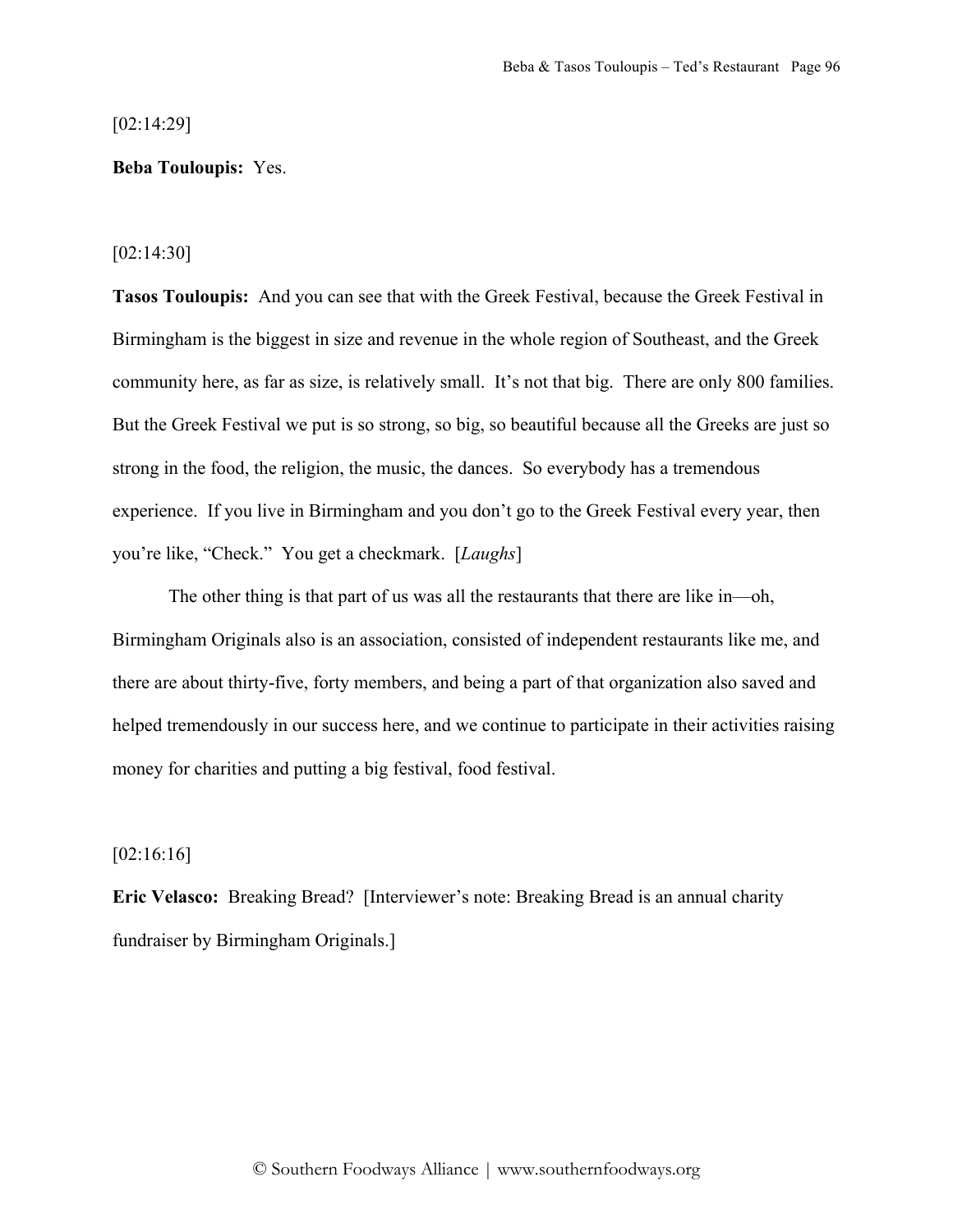[02:14:29]

**Beba Touloupis:** Yes.

[02:14:30]

**Tasos Touloupis:** And you can see that with the Greek Festival, because the Greek Festival in Birmingham is the biggest in size and revenue in the whole region of Southeast, and the Greek community here, as far as size, is relatively small. It's not that big. There are only 800 families. But the Greek Festival we put is so strong, so big, so beautiful because all the Greeks are just so strong in the food, the religion, the music, the dances. So everybody has a tremendous experience. If you live in Birmingham and you don't go to the Greek Festival every year, then you're like, "Check." You get a checkmark. [*Laughs*]

The other thing is that part of us was all the restaurants that there are like in—oh, Birmingham Originals also is an association, consisted of independent restaurants like me, and there are about thirty-five, forty members, and being a part of that organization also saved and helped tremendously in our success here, and we continue to participate in their activities raising money for charities and putting a big festival, food festival.

[02:16:16]

**Eric Velasco:** Breaking Bread? [Interviewer's note: Breaking Bread is an annual charity fundraiser by Birmingham Originals.]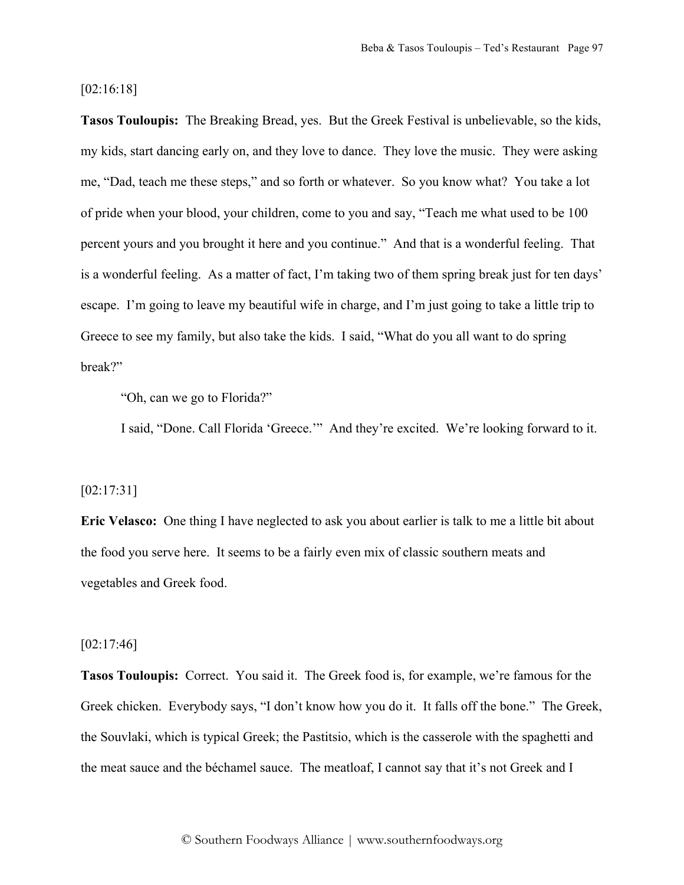[02:16:18]

**Tasos Touloupis:** The Breaking Bread, yes. But the Greek Festival is unbelievable, so the kids, my kids, start dancing early on, and they love to dance. They love the music. They were asking me, "Dad, teach me these steps," and so forth or whatever. So you know what? You take a lot of pride when your blood, your children, come to you and say, "Teach me what used to be 100 percent yours and you brought it here and you continue." And that is a wonderful feeling. That is a wonderful feeling. As a matter of fact, I'm taking two of them spring break just for ten days' escape. I'm going to leave my beautiful wife in charge, and I'm just going to take a little trip to Greece to see my family, but also take the kids. I said, "What do you all want to do spring break?"

"Oh, can we go to Florida?"

I said, "Done. Call Florida 'Greece.'" And they're excited. We're looking forward to it.

[02:17:31]

**Eric Velasco:** One thing I have neglected to ask you about earlier is talk to me a little bit about the food you serve here. It seems to be a fairly even mix of classic southern meats and vegetables and Greek food.

[02:17:46]

**Tasos Touloupis:** Correct. You said it. The Greek food is, for example, we're famous for the Greek chicken. Everybody says, "I don't know how you do it. It falls off the bone." The Greek, the Souvlaki, which is typical Greek; the Pastitsio, which is the casserole with the spaghetti and the meat sauce and the béchamel sauce. The meatloaf, I cannot say that it's not Greek and I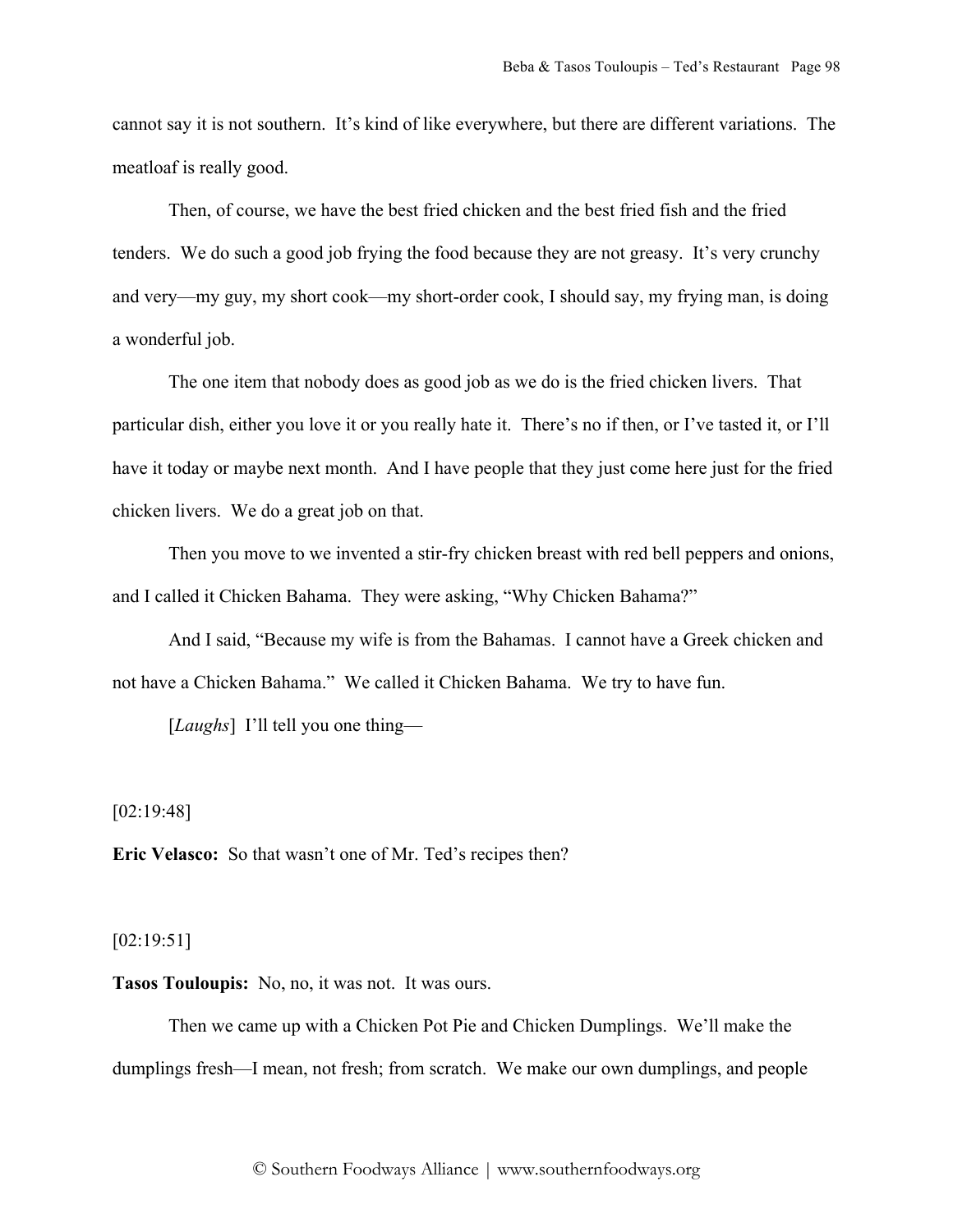cannot say it is not southern. It's kind of like everywhere, but there are different variations. The meatloaf is really good.

Then, of course, we have the best fried chicken and the best fried fish and the fried tenders. We do such a good job frying the food because they are not greasy. It's very crunchy and very—my guy, my short cook—my short-order cook, I should say, my frying man, is doing a wonderful job.

The one item that nobody does as good job as we do is the fried chicken livers. That particular dish, either you love it or you really hate it. There's no if then, or I've tasted it, or I'll have it today or maybe next month. And I have people that they just come here just for the fried chicken livers. We do a great job on that.

Then you move to we invented a stir-fry chicken breast with red bell peppers and onions, and I called it Chicken Bahama. They were asking, "Why Chicken Bahama?"

And I said, "Because my wife is from the Bahamas. I cannot have a Greek chicken and not have a Chicken Bahama." We called it Chicken Bahama. We try to have fun.

[*Laughs*] I'll tell you one thing—

[02:19:48]

**Eric Velasco:** So that wasn't one of Mr. Ted's recipes then?

[02:19:51]

**Tasos Touloupis:** No, no, it was not. It was ours.

Then we came up with a Chicken Pot Pie and Chicken Dumplings. We'll make the dumplings fresh—I mean, not fresh; from scratch. We make our own dumplings, and people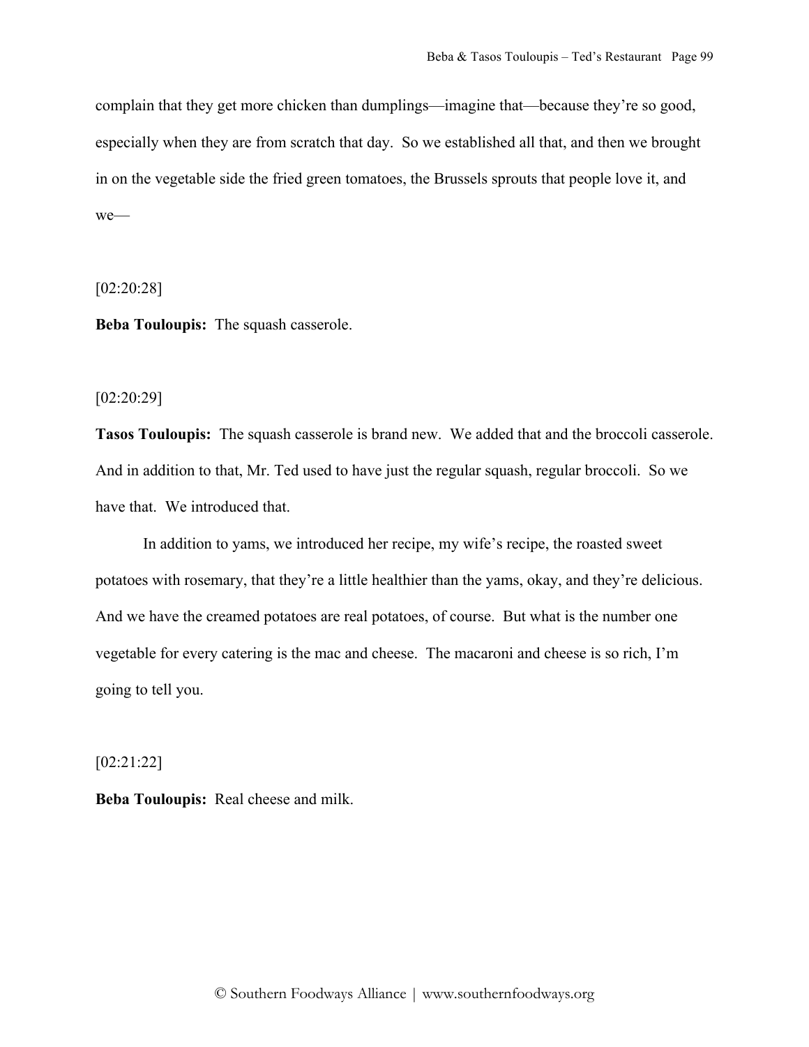complain that they get more chicken than dumplings—imagine that—because they're so good, especially when they are from scratch that day. So we established all that, and then we brought in on the vegetable side the fried green tomatoes, the Brussels sprouts that people love it, and we—

[02:20:28]

**Beba Touloupis:** The squash casserole.

[02:20:29]

**Tasos Touloupis:** The squash casserole is brand new. We added that and the broccoli casserole. And in addition to that, Mr. Ted used to have just the regular squash, regular broccoli. So we have that. We introduced that.

In addition to yams, we introduced her recipe, my wife's recipe, the roasted sweet potatoes with rosemary, that they're a little healthier than the yams, okay, and they're delicious. And we have the creamed potatoes are real potatoes, of course. But what is the number one vegetable for every catering is the mac and cheese. The macaroni and cheese is so rich, I'm going to tell you.

[02:21:22]

**Beba Touloupis:** Real cheese and milk.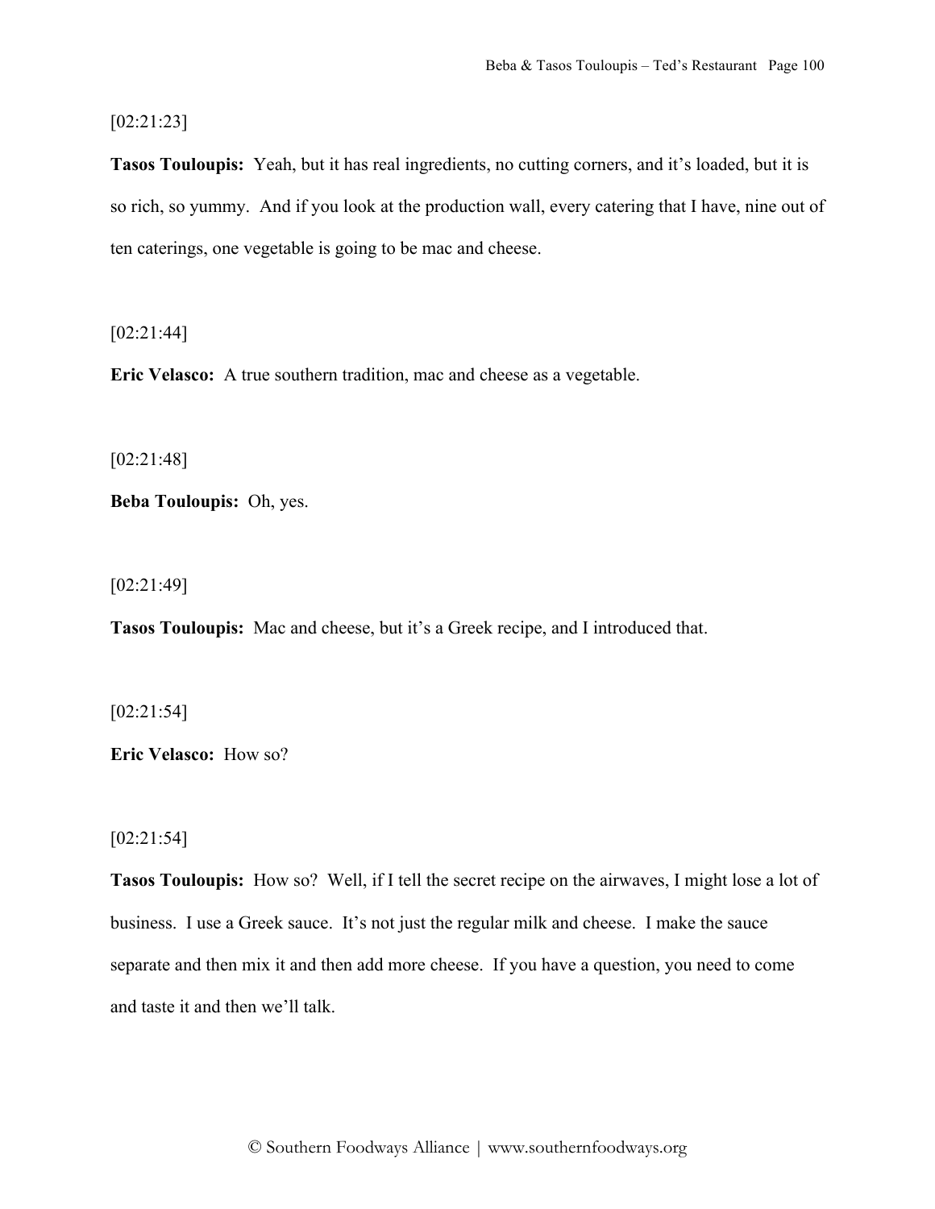[02:21:23]

**Tasos Touloupis:** Yeah, but it has real ingredients, no cutting corners, and it's loaded, but it is so rich, so yummy. And if you look at the production wall, every catering that I have, nine out of ten caterings, one vegetable is going to be mac and cheese.

[02:21:44]

**Eric Velasco:** A true southern tradition, mac and cheese as a vegetable.

[02:21:48]

**Beba Touloupis:** Oh, yes.

[02:21:49]

**Tasos Touloupis:** Mac and cheese, but it's a Greek recipe, and I introduced that.

[02:21:54]

**Eric Velasco:** How so?

[02:21:54]

**Tasos Touloupis:** How so? Well, if I tell the secret recipe on the airwaves, I might lose a lot of business. I use a Greek sauce. It's not just the regular milk and cheese. I make the sauce separate and then mix it and then add more cheese. If you have a question, you need to come and taste it and then we'll talk.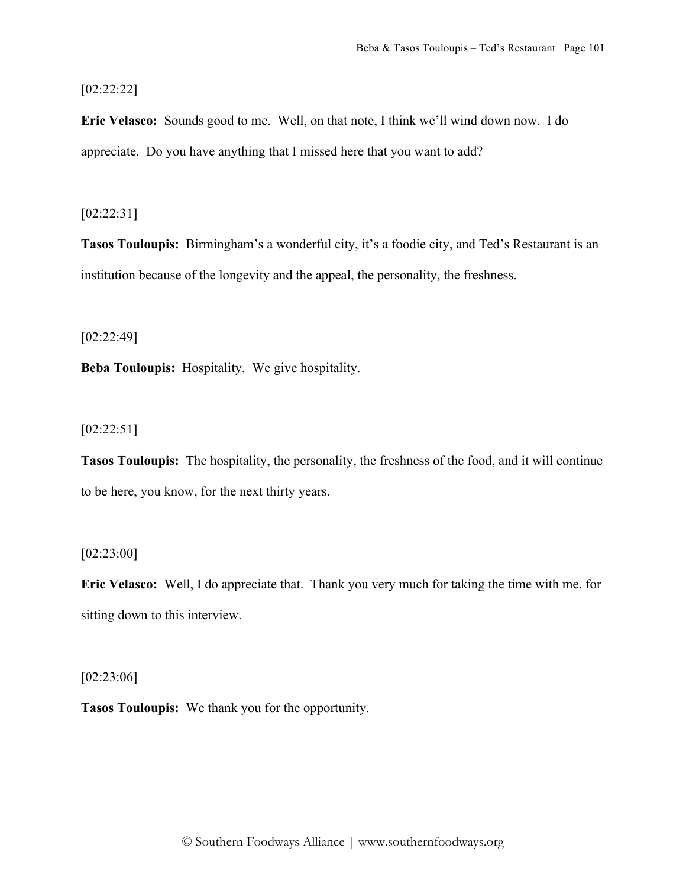[02:22:22]

**Eric Velasco:** Sounds good to me. Well, on that note, I think we'll wind down now. I do appreciate. Do you have anything that I missed here that you want to add?

[02:22:31]

**Tasos Touloupis:** Birmingham's a wonderful city, it's a foodie city, and Ted's Restaurant is an institution because of the longevity and the appeal, the personality, the freshness.

[02:22:49]

**Beba Touloupis:** Hospitality. We give hospitality.

[02:22:51]

**Tasos Touloupis:** The hospitality, the personality, the freshness of the food, and it will continue to be here, you know, for the next thirty years.

[02:23:00]

**Eric Velasco:** Well, I do appreciate that. Thank you very much for taking the time with me, for sitting down to this interview.

[02:23:06]

**Tasos Touloupis:** We thank you for the opportunity.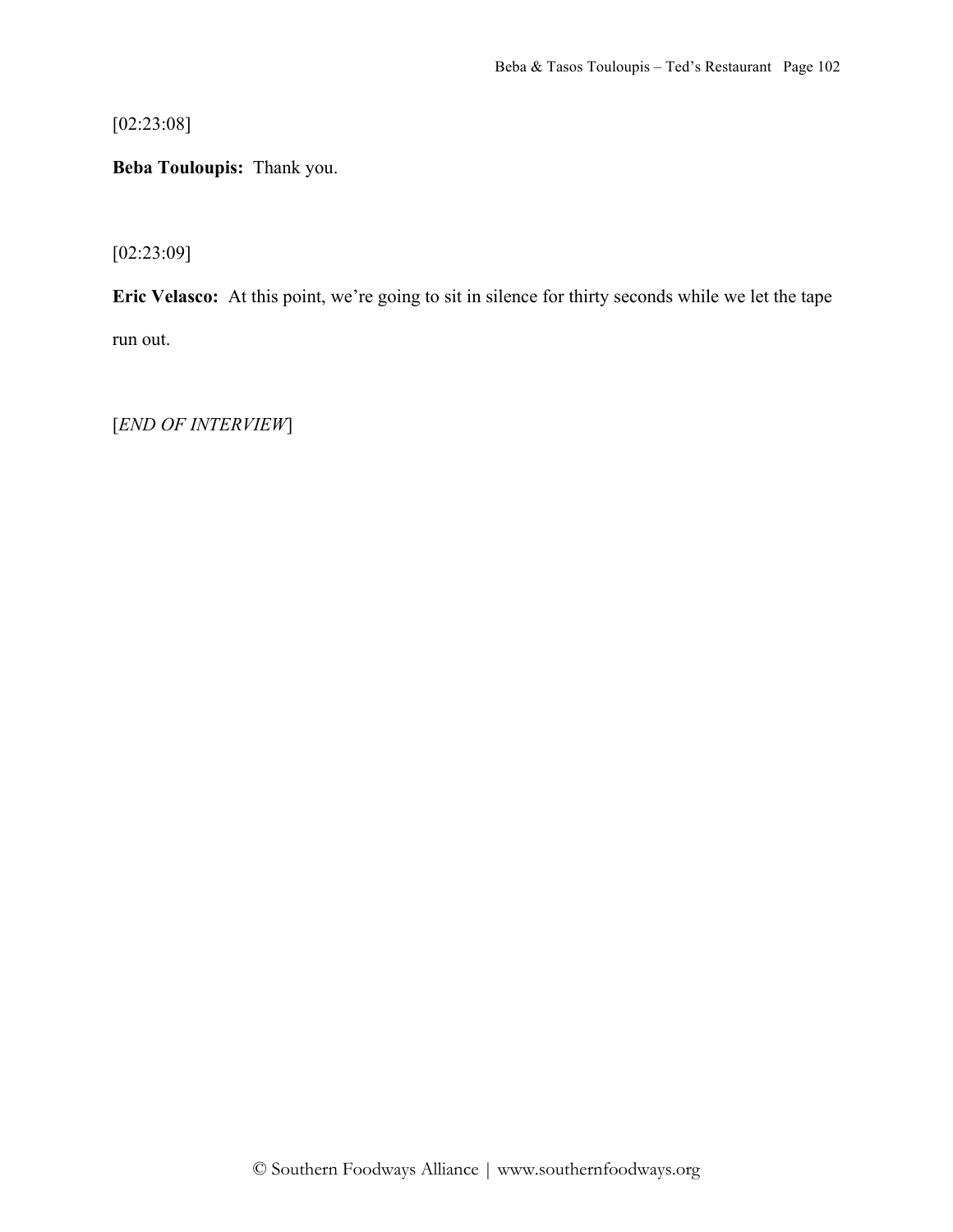[02:23:08]

**Beba Touloupis:** Thank you.

[02:23:09]

**Eric Velasco:** At this point, we're going to sit in silence for thirty seconds while we let the tape run out.

[*END OF INTERVIEW*]